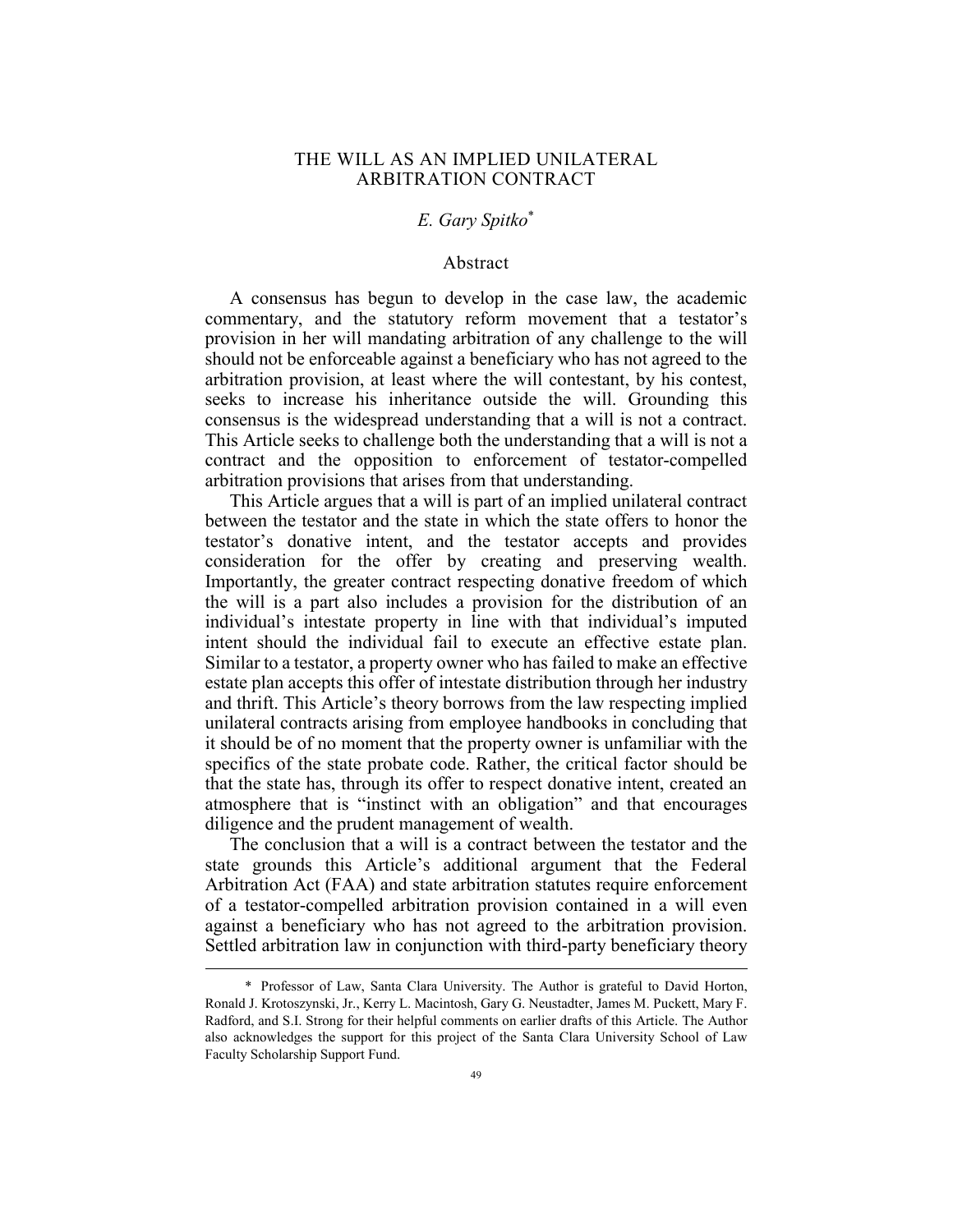# THE WILL AS AN IMPLIED UNILATERAL ARBITRATION CONTRACT

*E. Gary Spitko*[*]

## Abstract

A consensus has begun to develop in the case law, the academic commentary, and the statutory reform movement that a testator's provision in her will mandating arbitration of any challenge to the will should not be enforceable against a beneficiary who has not agreed to the arbitration provision, at least where the will contestant, by his contest, seeks to increase his inheritance outside the will. Grounding this consensus is the widespread understanding that a will is not a contract. This Article seeks to challenge both the understanding that a will is not a contract and the opposition to enforcement of testator-compelled arbitration provisions that arises from that understanding.

This Article argues that a will is part of an implied unilateral contract between the testator and the state in which the state offers to honor the testator's donative intent, and the testator accepts and provides consideration for the offer by creating and preserving wealth. Importantly, the greater contract respecting donative freedom of which the will is a part also includes a provision for the distribution of an individual's intestate property in line with that individual's imputed intent should the individual fail to execute an effective estate plan. Similar to a testator, a property owner who has failed to make an effective estate plan accepts this offer of intestate distribution through her industry and thrift. This Article's theory borrows from the law respecting implied unilateral contracts arising from employee handbooks in concluding that it should be of no moment that the property owner is unfamiliar with the specifics of the state probate code. Rather, the critical factor should be that the state has, through its offer to respect donative intent, created an atmosphere that is "instinct with an obligation" and that encourages diligence and the prudent management of wealth.

The conclusion that a will is a contract between the testator and the state grounds this Article's additional argument that the Federal Arbitration Act (FAA) and state arbitration statutes require enforcement of a testator-compelled arbitration provision contained in a will even against a beneficiary who has not agreed to the arbitration provision. Settled arbitration law in conjunction with third-party beneficiary theory

---

[*] Professor of Law, Santa Clara University. The Author is grateful to David Horton, Ronald J. Krotoszynski, Jr., Kerry L. Macintosh, Gary G. Neustadter, James M. Puckett, Mary F. Radford, and S.I. Strong for their helpful comments on earlier drafts of this Article. The Author also acknowledges the support for this project of the Santa Clara University School of Law Faculty Scholarship Support Fund.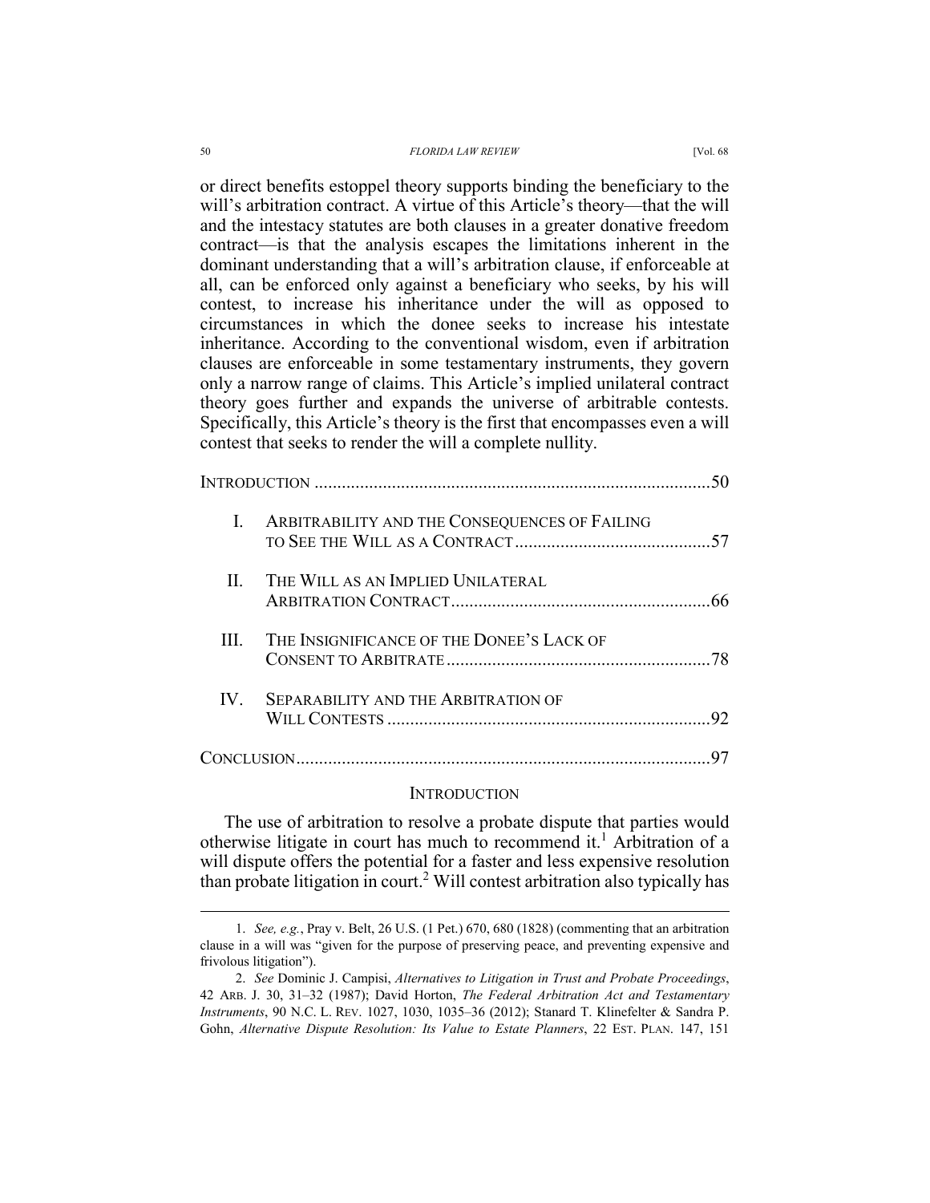or direct benefits estoppel theory supports binding the beneficiary to the will's arbitration contract. A virtue of this Article's theory—that the will and the intestacy statutes are both clauses in a greater donative freedom contract—is that the analysis escapes the limitations inherent in the dominant understanding that a will's arbitration clause, if enforceable at all, can be enforced only against a beneficiary who seeks, by his will contest, to increase his inheritance under the will as opposed to circumstances in which the donee seeks to increase his intestate inheritance. According to the conventional wisdom, even if arbitration clauses are enforceable in some testamentary instruments, they govern only a narrow range of claims. This Article's implied unilateral contract theory goes further and expands the universe of arbitrable contests. Specifically, this Article's theory is the first that encompasses even a will contest that seeks to render the will a complete nullity.

| | | |
|---|---|---|
| INTRODUCTION | | 50 |
| I. | ARBITRABILITY AND THE CONSEQUENCES OF FAILING TO SEE THE WILL AS A CONTRACT | 57 |
| II. | THE WILL AS AN IMPLIED UNILATERAL ARBITRATION CONTRACT | 66 |
| III. | THE INSIGNIFICANCE OF THE DONEE'S LACK OF CONSENT TO ARBITRATE | 78 |
| IV. | SEPARABILITY AND THE ARBITRATION OF WILL CONTESTS | 92 |
| CONCLUSION | | 97 |

## INTRODUCTION

The use of arbitration to resolve a probate dispute that parties would otherwise litigate in court has much to recommend it.[1] Arbitration of a will dispute offers the potential for a faster and less expensive resolution than probate litigation in court.[2] Will contest arbitration also typically has

---

1. *See, e.g.*, Pray v. Belt, 26 U.S. (1 Pet.) 670, 680 (1828) (commenting that an arbitration clause in a will was "given for the purpose of preserving peace, and preventing expensive and frivolous litigation").

2. *See* Dominic J. Campisi, *Alternatives to Litigation in Trust and Probate Proceedings*, 42 ARB. J. 30, 31–32 (1987); David Horton, *The Federal Arbitration Act and Testamentary Instruments*, 90 N.C. L. REV. 1027, 1030, 1035–36 (2012); Stanard T. Klinefelter & Sandra P. Gohn, *Alternative Dispute Resolution: Its Value to Estate Planners*, 22 EST. PLAN. 147, 151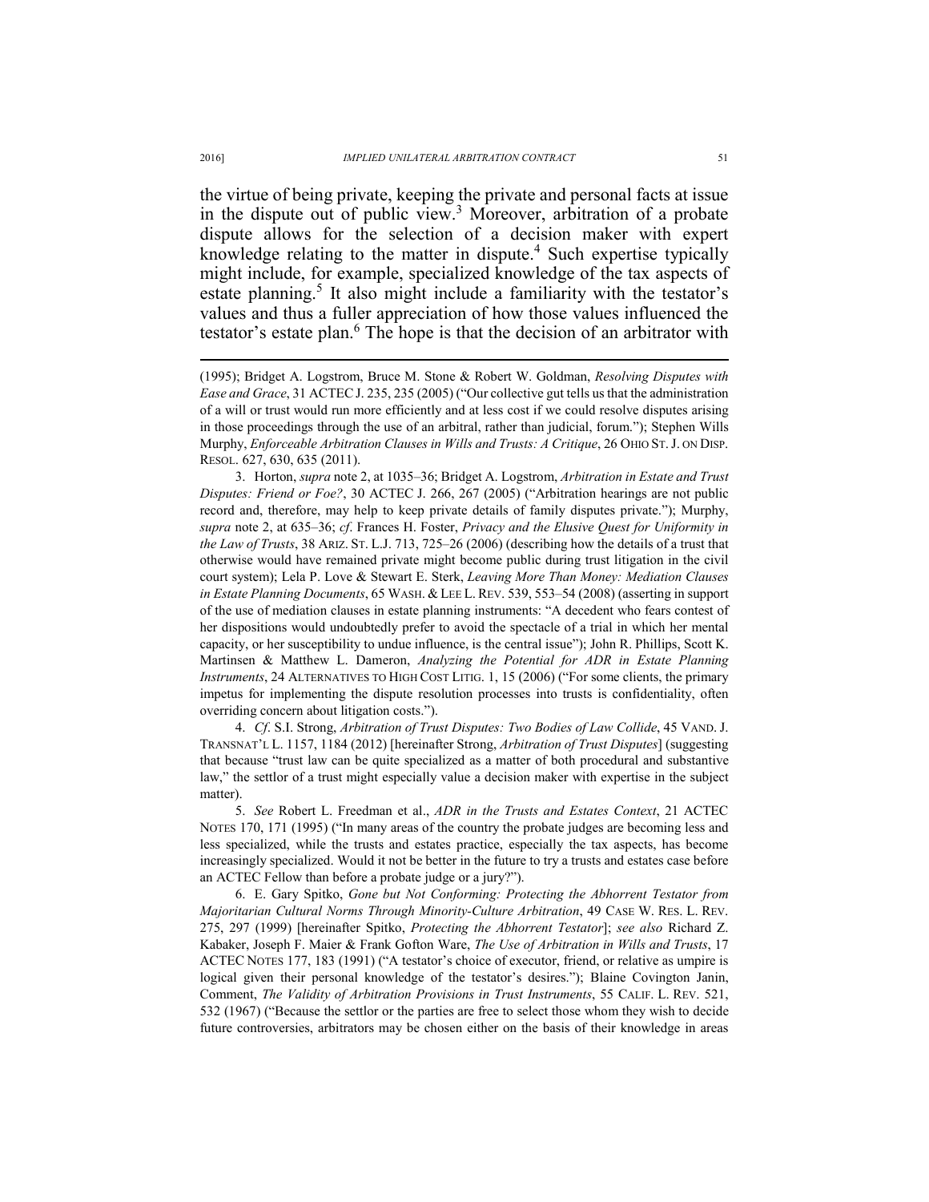the virtue of being private, keeping the private and personal facts at issue in the dispute out of public view.[3] Moreover, arbitration of a probate dispute allows for the selection of a decision maker with expert knowledge relating to the matter in dispute.[4] Such expertise typically might include, for example, specialized knowledge of the tax aspects of estate planning.[5] It also might include a familiarity with the testator's values and thus a fuller appreciation of how those values influenced the testator's estate plan.[6] The hope is that the decision of an arbitrator with

---

(1995); Bridget A. Logstrom, Bruce M. Stone & Robert W. Goldman, *Resolving Disputes with Ease and Grace*, 31 ACTEC J. 235, 235 (2005) ("Our collective gut tells us that the administration of a will or trust would run more efficiently and at less cost if we could resolve disputes arising in those proceedings through the use of an arbitral, rather than judicial, forum."); Stephen Wills Murphy, *Enforceable Arbitration Clauses in Wills and Trusts: A Critique*, 26 OHIO ST. J. ON DISP. RESOL. 627, 630, 635 (2011).

3. Horton, *supra* note 2, at 1035–36; Bridget A. Logstrom, *Arbitration in Estate and Trust Disputes: Friend or Foe?*, 30 ACTEC J. 266, 267 (2005) ("Arbitration hearings are not public record and, therefore, may help to keep private details of family disputes private."); Murphy, *supra* note 2, at 635–36; *cf*. Frances H. Foster, *Privacy and the Elusive Quest for Uniformity in the Law of Trusts*, 38 ARIZ. ST. L.J. 713, 725–26 (2006) (describing how the details of a trust that otherwise would have remained private might become public during trust litigation in the civil court system); Lela P. Love & Stewart E. Sterk, *Leaving More Than Money: Mediation Clauses in Estate Planning Documents*, 65 WASH. & LEE L. REV. 539, 553–54 (2008) (asserting in support of the use of mediation clauses in estate planning instruments: "A decedent who fears contest of her dispositions would undoubtedly prefer to avoid the spectacle of a trial in which her mental capacity, or her susceptibility to undue influence, is the central issue"); John R. Phillips, Scott K. Martinsen & Matthew L. Dameron, *Analyzing the Potential for ADR in Estate Planning Instruments*, 24 ALTERNATIVES TO HIGH COST LITIG. 1, 15 (2006) ("For some clients, the primary impetus for implementing the dispute resolution processes into trusts is confidentiality, often overriding concern about litigation costs.").

4. *Cf*. S.I. Strong, *Arbitration of Trust Disputes: Two Bodies of Law Collide*, 45 VAND. J. TRANSNAT'L L. 1157, 1184 (2012) [hereinafter Strong, *Arbitration of Trust Disputes*] (suggesting that because "trust law can be quite specialized as a matter of both procedural and substantive law," the settlor of a trust might especially value a decision maker with expertise in the subject matter).

5. *See* Robert L. Freedman et al., *ADR in the Trusts and Estates Context*, 21 ACTEC NOTES 170, 171 (1995) ("In many areas of the country the probate judges are becoming less and less specialized, while the trusts and estates practice, especially the tax aspects, has become increasingly specialized. Would it not be better in the future to try a trusts and estates case before an ACTEC Fellow than before a probate judge or a jury?").

6. E. Gary Spitko, *Gone but Not Conforming: Protecting the Abhorrent Testator from Majoritarian Cultural Norms Through Minority-Culture Arbitration*, 49 CASE W. RES. L. REV. 275, 297 (1999) [hereinafter Spitko, *Protecting the Abhorrent Testator*]; *see also* Richard Z. Kabaker, Joseph F. Maier & Frank Gofton Ware, *The Use of Arbitration in Wills and Trusts*, 17 ACTEC NOTES 177, 183 (1991) ("A testator's choice of executor, friend, or relative as umpire is logical given their personal knowledge of the testator's desires."); Blaine Covington Janin, Comment, *The Validity of Arbitration Provisions in Trust Instruments*, 55 CALIF. L. REV. 521, 532 (1967) ("Because the settlor or the parties are free to select those whom they wish to decide future controversies, arbitrators may be chosen either on the basis of their knowledge in areas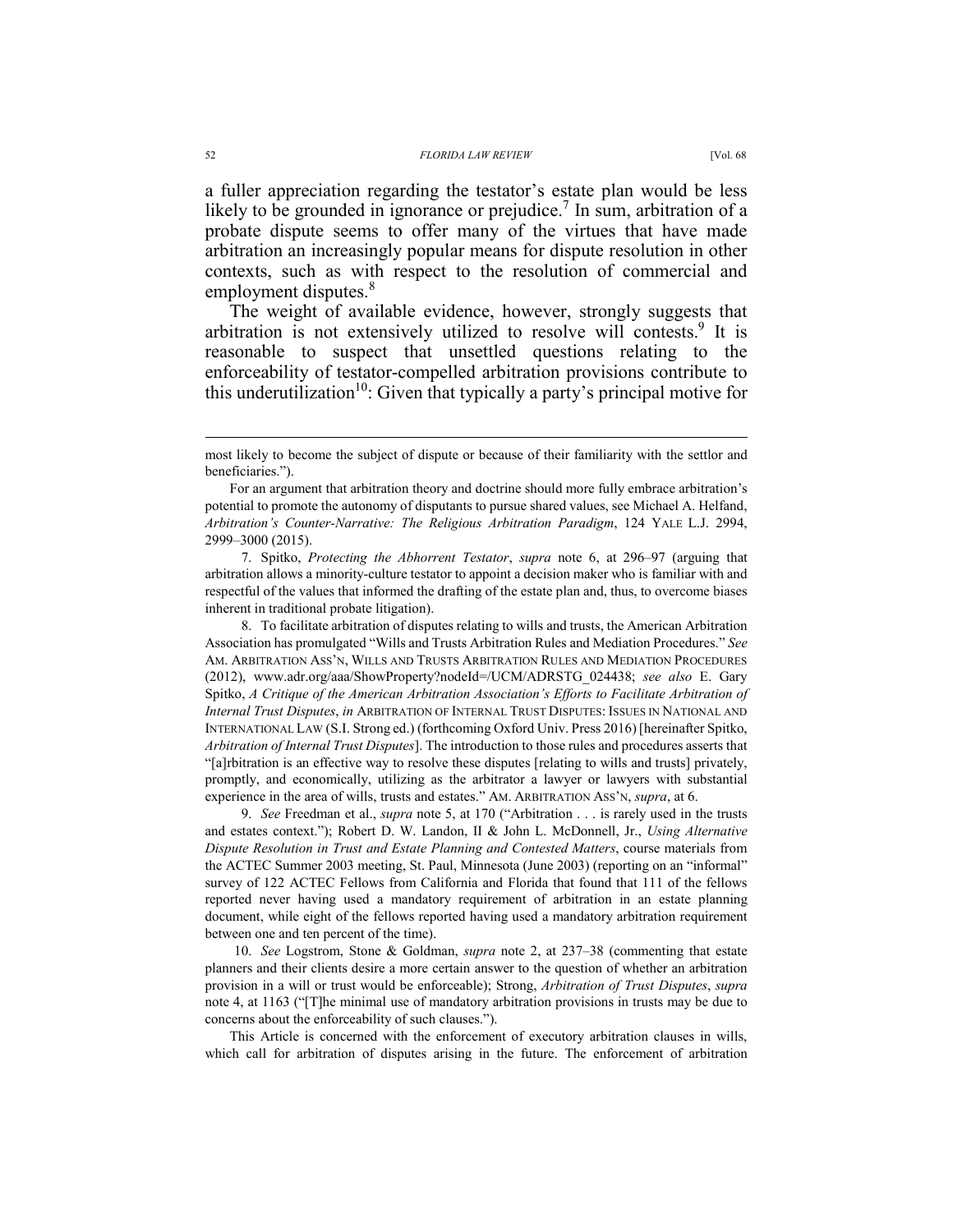a fuller appreciation regarding the testator's estate plan would be less likely to be grounded in ignorance or prejudice.[7] In sum, arbitration of a probate dispute seems to offer many of the virtues that have made arbitration an increasingly popular means for dispute resolution in other contexts, such as with respect to the resolution of commercial and employment disputes.[8]

The weight of available evidence, however, strongly suggests that arbitration is not extensively utilized to resolve will contests.[9] It is reasonable to suspect that unsettled questions relating to the enforceability of testator-compelled arbitration provisions contribute to this underutilization[10]: Given that typically a party's principal motive for

---

most likely to become the subject of dispute or because of their familiarity with the settlor and beneficiaries.").

For an argument that arbitration theory and doctrine should more fully embrace arbitration's potential to promote the autonomy of disputants to pursue shared values, see Michael A. Helfand, *Arbitration's Counter-Narrative: The Religious Arbitration Paradigm*, 124 YALE L.J. 2994, 2999–3000 (2015).

7. Spitko, *Protecting the Abhorrent Testator*, *supra* note 6, at 296–97 (arguing that arbitration allows a minority-culture testator to appoint a decision maker who is familiar with and respectful of the values that informed the drafting of the estate plan and, thus, to overcome biases inherent in traditional probate litigation).

8. To facilitate arbitration of disputes relating to wills and trusts, the American Arbitration Association has promulgated "Wills and Trusts Arbitration Rules and Mediation Procedures." *See* AM. ARBITRATION ASS'N, WILLS AND TRUSTS ARBITRATION RULES AND MEDIATION PROCEDURES (2012), www.adr.org/aaa/ShowProperty?nodeId=/UCM/ADRSTG_024438; *see also* E. Gary Spitko, *A Critique of the American Arbitration Association's Efforts to Facilitate Arbitration of Internal Trust Disputes*, *in* ARBITRATION OF INTERNAL TRUST DISPUTES: ISSUES IN NATIONAL AND INTERNATIONAL LAW (S.I. Strong ed.) (forthcoming Oxford Univ. Press 2016) [hereinafter Spitko, *Arbitration of Internal Trust Disputes*]. The introduction to those rules and procedures asserts that "[a]rbitration is an effective way to resolve these disputes [relating to wills and trusts] privately, promptly, and economically, utilizing as the arbitrator a lawyer or lawyers with substantial experience in the area of wills, trusts and estates." AM. ARBITRATION ASS'N, *supra*, at 6.

9. *See* Freedman et al., *supra* note 5, at 170 ("Arbitration . . . is rarely used in the trusts and estates context."); Robert D. W. Landon, II & John L. McDonnell, Jr., *Using Alternative Dispute Resolution in Trust and Estate Planning and Contested Matters*, course materials from the ACTEC Summer 2003 meeting, St. Paul, Minnesota (June 2003) (reporting on an "informal" survey of 122 ACTEC Fellows from California and Florida that found that 111 of the fellows reported never having used a mandatory requirement of arbitration in an estate planning document, while eight of the fellows reported having used a mandatory arbitration requirement between one and ten percent of the time).

10. *See* Logstrom, Stone & Goldman, *supra* note 2, at 237–38 (commenting that estate planners and their clients desire a more certain answer to the question of whether an arbitration provision in a will or trust would be enforceable); Strong, *Arbitration of Trust Disputes*, *supra* note 4, at 1163 ("[T]he minimal use of mandatory arbitration provisions in trusts may be due to concerns about the enforceability of such clauses.").

This Article is concerned with the enforcement of executory arbitration clauses in wills, which call for arbitration of disputes arising in the future. The enforcement of arbitration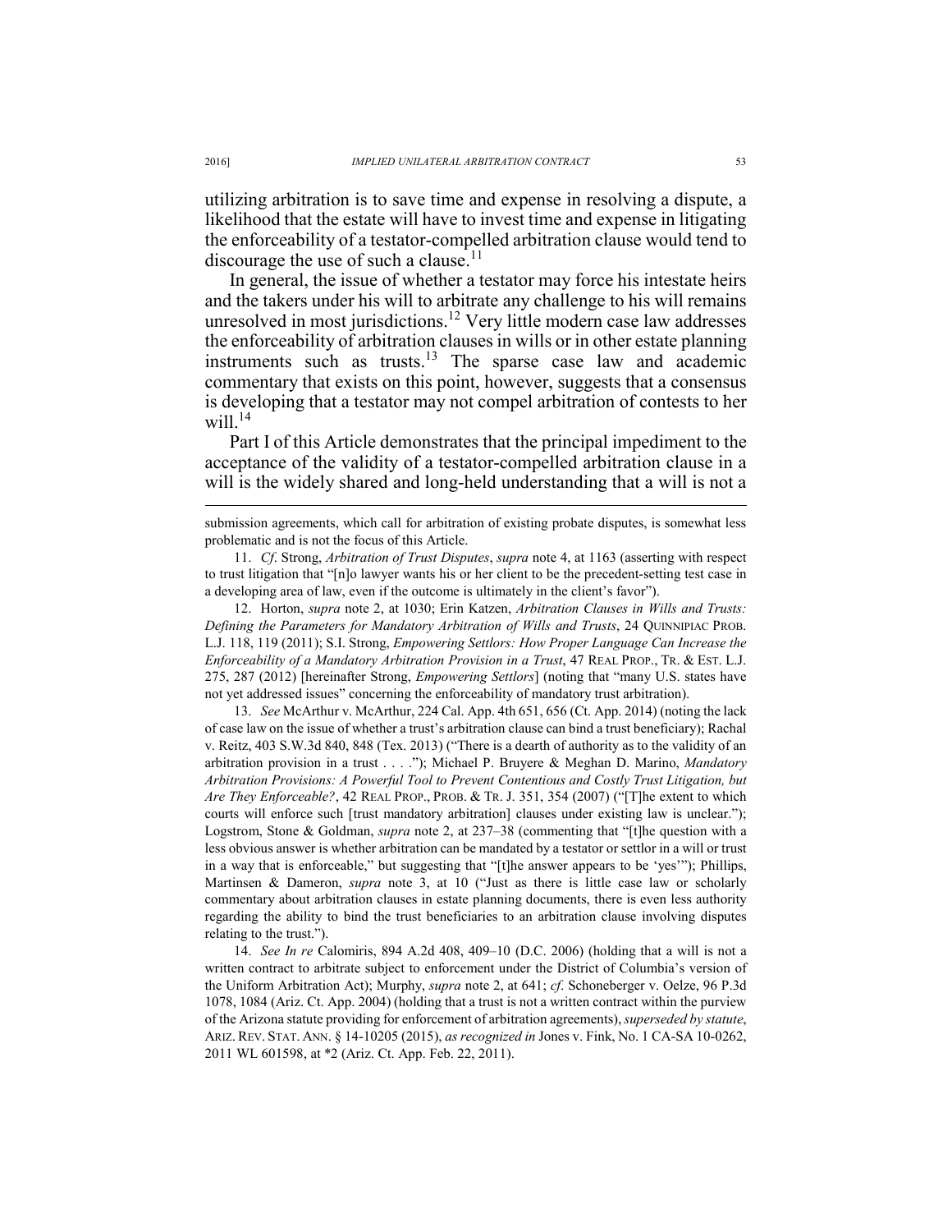utilizing arbitration is to save time and expense in resolving a dispute, a likelihood that the estate will have to invest time and expense in litigating the enforceability of a testator-compelled arbitration clause would tend to discourage the use of such a clause.[11]

In general, the issue of whether a testator may force his intestate heirs and the takers under his will to arbitrate any challenge to his will remains unresolved in most jurisdictions.[12] Very little modern case law addresses the enforceability of arbitration clauses in wills or in other estate planning instruments such as trusts.[13] The sparse case law and academic commentary that exists on this point, however, suggests that a consensus is developing that a testator may not compel arbitration of contests to her will.[14]

Part I of this Article demonstrates that the principal impediment to the acceptance of the validity of a testator-compelled arbitration clause in a will is the widely shared and long-held understanding that a will is not a

---

submission agreements, which call for arbitration of existing probate disputes, is somewhat less problematic and is not the focus of this Article.

11. *Cf*. Strong, *Arbitration of Trust Disputes*, *supra* note 4, at 1163 (asserting with respect to trust litigation that "[n]o lawyer wants his or her client to be the precedent-setting test case in a developing area of law, even if the outcome is ultimately in the client's favor").

12. Horton, *supra* note 2, at 1030; Erin Katzen, *Arbitration Clauses in Wills and Trusts: Defining the Parameters for Mandatory Arbitration of Wills and Trusts*, 24 QUINNIPIAC PROB. L.J. 118, 119 (2011); S.I. Strong, *Empowering Settlors: How Proper Language Can Increase the Enforceability of a Mandatory Arbitration Provision in a Trust*, 47 REAL PROP., TR. & EST. L.J. 275, 287 (2012) [hereinafter Strong, *Empowering Settlors*] (noting that "many U.S. states have not yet addressed issues" concerning the enforceability of mandatory trust arbitration).

13. *See* McArthur v. McArthur, 224 Cal. App. 4th 651, 656 (Ct. App. 2014) (noting the lack of case law on the issue of whether a trust's arbitration clause can bind a trust beneficiary); Rachal v. Reitz, 403 S.W.3d 840, 848 (Tex. 2013) ("There is a dearth of authority as to the validity of an arbitration provision in a trust . . . ."); Michael P. Bruyere & Meghan D. Marino, *Mandatory Arbitration Provisions: A Powerful Tool to Prevent Contentious and Costly Trust Litigation, but Are They Enforceable?*, 42 REAL PROP., PROB. & TR. J. 351, 354 (2007) ("[T]he extent to which courts will enforce such [trust mandatory arbitration] clauses under existing law is unclear."); Logstrom, Stone & Goldman, *supra* note 2, at 237–38 (commenting that "[t]he question with a less obvious answer is whether arbitration can be mandated by a testator or settlor in a will or trust in a way that is enforceable," but suggesting that "[t]he answer appears to be 'yes'"); Phillips, Martinsen & Dameron, *supra* note 3, at 10 ("Just as there is little case law or scholarly commentary about arbitration clauses in estate planning documents, there is even less authority regarding the ability to bind the trust beneficiaries to an arbitration clause involving disputes relating to the trust.").

14. *See In re* Calomiris, 894 A.2d 408, 409–10 (D.C. 2006) (holding that a will is not a written contract to arbitrate subject to enforcement under the District of Columbia's version of the Uniform Arbitration Act); Murphy, *supra* note 2, at 641; *cf*. Schoneberger v. Oelze, 96 P.3d 1078, 1084 (Ariz. Ct. App. 2004) (holding that a trust is not a written contract within the purview of the Arizona statute providing for enforcement of arbitration agreements), *superseded by statute*, ARIZ. REV. STAT. ANN. § 14-10205 (2015), *as recognized in* Jones v. Fink, No. 1 CA-SA 10-0262, 2011 WL 601598, at *2 (Ariz. Ct. App. Feb. 22, 2011).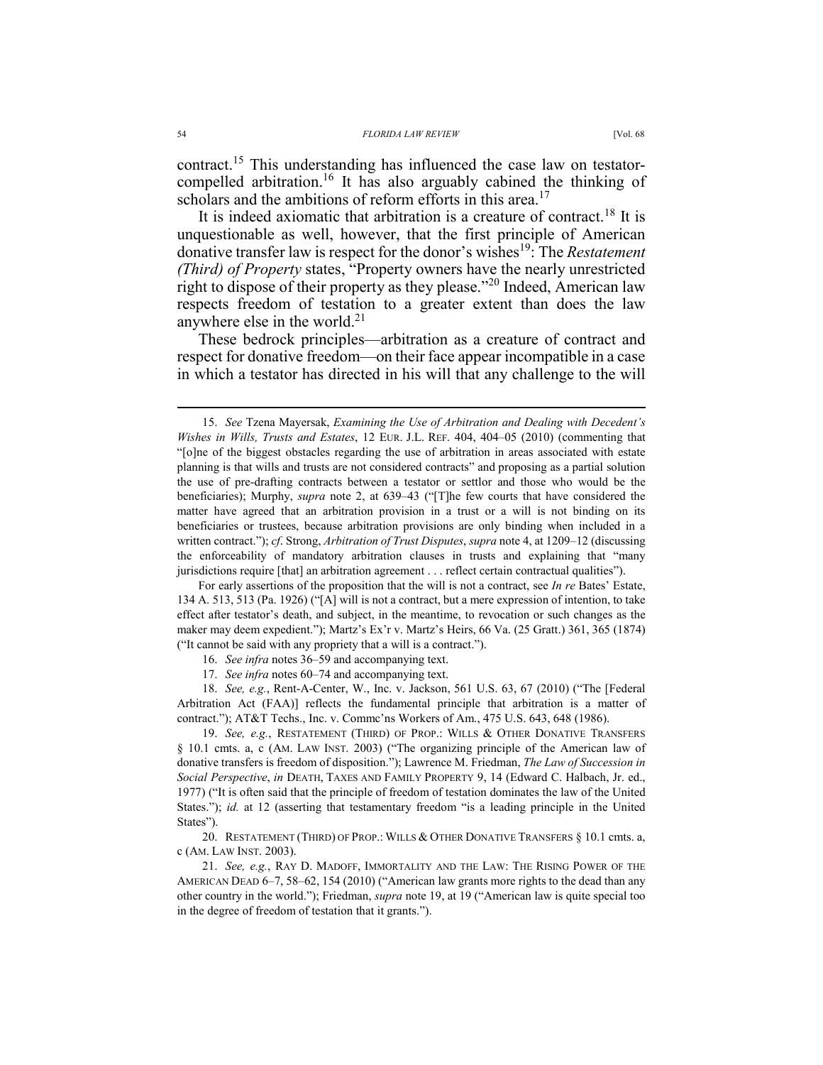contract.[15] This understanding has influenced the case law on testator-compelled arbitration.[16] It has also arguably cabined the thinking of scholars and the ambitions of reform efforts in this area.[17]

It is indeed axiomatic that arbitration is a creature of contract.[18] It is unquestionable as well, however, that the first principle of American donative transfer law is respect for the donor's wishes[19]: The *Restatement (Third) of Property* states, "Property owners have the nearly unrestricted right to dispose of their property as they please."[20] Indeed, American law respects freedom of testation to a greater extent than does the law anywhere else in the world.[21]

These bedrock principles—arbitration as a creature of contract and respect for donative freedom—on their face appear incompatible in a case in which a testator has directed in his will that any challenge to the will

---

15. *See* Tzena Mayersak, *Examining the Use of Arbitration and Dealing with Decedent's Wishes in Wills, Trusts and Estates*, 12 EUR. J.L. REF. 404, 404–05 (2010) (commenting that "[o]ne of the biggest obstacles regarding the use of arbitration in areas associated with estate planning is that wills and trusts are not considered contracts" and proposing as a partial solution the use of pre-drafting contracts between a testator or settlor and those who would be the beneficiaries); Murphy, *supra* note 2, at 639–43 ("[T]he few courts that have considered the matter have agreed that an arbitration provision in a trust or a will is not binding on its beneficiaries or trustees, because arbitration provisions are only binding when included in a written contract."); *cf*. Strong, *Arbitration of Trust Disputes*, *supra* note 4, at 1209–12 (discussing the enforceability of mandatory arbitration clauses in trusts and explaining that "many jurisdictions require [that] an arbitration agreement . . . reflect certain contractual qualities").

For early assertions of the proposition that the will is not a contract, see *In re* Bates' Estate, 134 A. 513, 513 (Pa. 1926) ("[A] will is not a contract, but a mere expression of intention, to take effect after testator's death, and subject, in the meantime, to revocation or such changes as the maker may deem expedient."); Martz's Ex'r v. Martz's Heirs, 66 Va. (25 Gratt.) 361, 365 (1874) ("It cannot be said with any propriety that a will is a contract.").

16. *See infra* notes 36–59 and accompanying text.

17. *See infra* notes 60–74 and accompanying text.

18. *See, e.g.*, Rent-A-Center, W., Inc. v. Jackson, 561 U.S. 63, 67 (2010) ("The [Federal Arbitration Act (FAA)] reflects the fundamental principle that arbitration is a matter of contract."); AT&T Techs., Inc. v. Commc'ns Workers of Am., 475 U.S. 643, 648 (1986).

19. *See, e.g.*, RESTATEMENT (THIRD) OF PROP.: WILLS & OTHER DONATIVE TRANSFERS § 10.1 cmts. a, c (AM. LAW INST. 2003) ("The organizing principle of the American law of donative transfers is freedom of disposition."); Lawrence M. Friedman, *The Law of Succession in Social Perspective*, *in* DEATH, TAXES AND FAMILY PROPERTY 9, 14 (Edward C. Halbach, Jr. ed., 1977) ("It is often said that the principle of freedom of testation dominates the law of the United States."); *id.* at 12 (asserting that testamentary freedom "is a leading principle in the United States").

20. RESTATEMENT (THIRD) OF PROP.: WILLS & OTHER DONATIVE TRANSFERS § 10.1 cmts. a, c (AM. LAW INST. 2003).

21. *See, e.g.*, RAY D. MADOFF, IMMORTALITY AND THE LAW: THE RISING POWER OF THE AMERICAN DEAD 6–7, 58–62, 154 (2010) ("American law grants more rights to the dead than any other country in the world."); Friedman, *supra* note 19, at 19 ("American law is quite special too in the degree of freedom of testation that it grants.").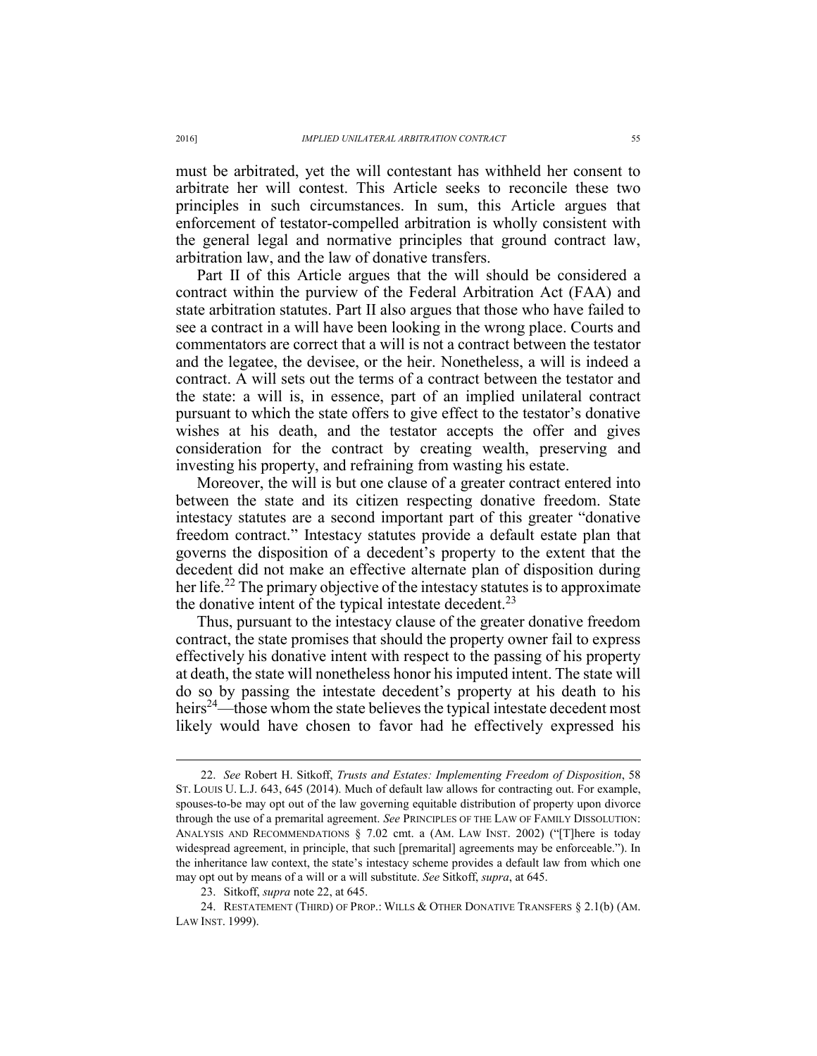must be arbitrated, yet the will contestant has withheld her consent to arbitrate her will contest. This Article seeks to reconcile these two principles in such circumstances. In sum, this Article argues that enforcement of testator-compelled arbitration is wholly consistent with the general legal and normative principles that ground contract law, arbitration law, and the law of donative transfers.

Part II of this Article argues that the will should be considered a contract within the purview of the Federal Arbitration Act (FAA) and state arbitration statutes. Part II also argues that those who have failed to see a contract in a will have been looking in the wrong place. Courts and commentators are correct that a will is not a contract between the testator and the legatee, the devisee, or the heir. Nonetheless, a will is indeed a contract. A will sets out the terms of a contract between the testator and the state: a will is, in essence, part of an implied unilateral contract pursuant to which the state offers to give effect to the testator's donative wishes at his death, and the testator accepts the offer and gives consideration for the contract by creating wealth, preserving and investing his property, and refraining from wasting his estate.

Moreover, the will is but one clause of a greater contract entered into between the state and its citizen respecting donative freedom. State intestacy statutes are a second important part of this greater "donative freedom contract." Intestacy statutes provide a default estate plan that governs the disposition of a decedent's property to the extent that the decedent did not make an effective alternate plan of disposition during her life.[22] The primary objective of the intestacy statutes is to approximate the donative intent of the typical intestate decedent.[23]

Thus, pursuant to the intestacy clause of the greater donative freedom contract, the state promises that should the property owner fail to express effectively his donative intent with respect to the passing of his property at death, the state will nonetheless honor his imputed intent. The state will do so by passing the intestate decedent's property at his death to his heirs[24]—those whom the state believes the typical intestate decedent most likely would have chosen to favor had he effectively expressed his

---

22. *See* Robert H. Sitkoff, *Trusts and Estates: Implementing Freedom of Disposition*, 58 ST. LOUIS U. L.J. 643, 645 (2014). Much of default law allows for contracting out. For example, spouses-to-be may opt out of the law governing equitable distribution of property upon divorce through the use of a premarital agreement. *See* PRINCIPLES OF THE LAW OF FAMILY DISSOLUTION: ANALYSIS AND RECOMMENDATIONS § 7.02 cmt. a (AM. LAW INST. 2002) ("[T]here is today widespread agreement, in principle, that such [premarital] agreements may be enforceable."). In the inheritance law context, the state's intestacy scheme provides a default law from which one may opt out by means of a will or a will substitute. *See* Sitkoff, *supra*, at 645.

23. Sitkoff, *supra* note 22, at 645.

24. RESTATEMENT (THIRD) OF PROP.: WILLS & OTHER DONATIVE TRANSFERS § 2.1(b) (AM. LAW INST. 1999).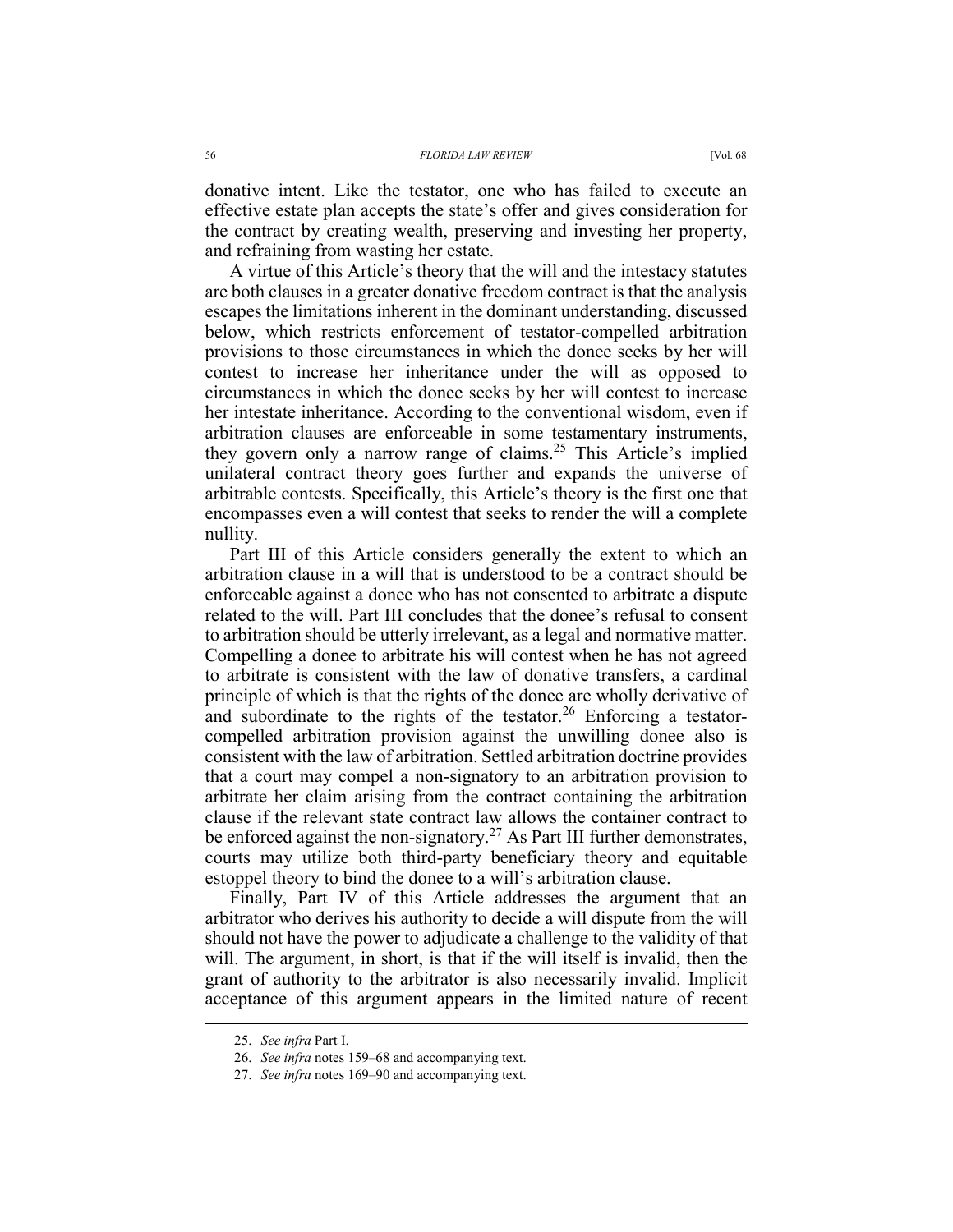donative intent. Like the testator, one who has failed to execute an effective estate plan accepts the state's offer and gives consideration for the contract by creating wealth, preserving and investing her property, and refraining from wasting her estate.

A virtue of this Article's theory that the will and the intestacy statutes are both clauses in a greater donative freedom contract is that the analysis escapes the limitations inherent in the dominant understanding, discussed below, which restricts enforcement of testator-compelled arbitration provisions to those circumstances in which the donee seeks by her will contest to increase her inheritance under the will as opposed to circumstances in which the donee seeks by her will contest to increase her intestate inheritance. According to the conventional wisdom, even if arbitration clauses are enforceable in some testamentary instruments, they govern only a narrow range of claims.[25] This Article's implied unilateral contract theory goes further and expands the universe of arbitrable contests. Specifically, this Article's theory is the first one that encompasses even a will contest that seeks to render the will a complete nullity.

Part III of this Article considers generally the extent to which an arbitration clause in a will that is understood to be a contract should be enforceable against a donee who has not consented to arbitrate a dispute related to the will. Part III concludes that the donee's refusal to consent to arbitration should be utterly irrelevant, as a legal and normative matter. Compelling a donee to arbitrate his will contest when he has not agreed to arbitrate is consistent with the law of donative transfers, a cardinal principle of which is that the rights of the donee are wholly derivative of and subordinate to the rights of the testator.[26] Enforcing a testator-compelled arbitration provision against the unwilling donee also is consistent with the law of arbitration. Settled arbitration doctrine provides that a court may compel a non-signatory to an arbitration provision to arbitrate her claim arising from the contract containing the arbitration clause if the relevant state contract law allows the container contract to be enforced against the non-signatory.[27] As Part III further demonstrates, courts may utilize both third-party beneficiary theory and equitable estoppel theory to bind the donee to a will's arbitration clause.

Finally, Part IV of this Article addresses the argument that an arbitrator who derives his authority to decide a will dispute from the will should not have the power to adjudicate a challenge to the validity of that will. The argument, in short, is that if the will itself is invalid, then the grant of authority to the arbitrator is also necessarily invalid. Implicit acceptance of this argument appears in the limited nature of recent

---

25. *See infra* Part I.

26. *See infra* notes 159–68 and accompanying text.

27. *See infra* notes 169–90 and accompanying text.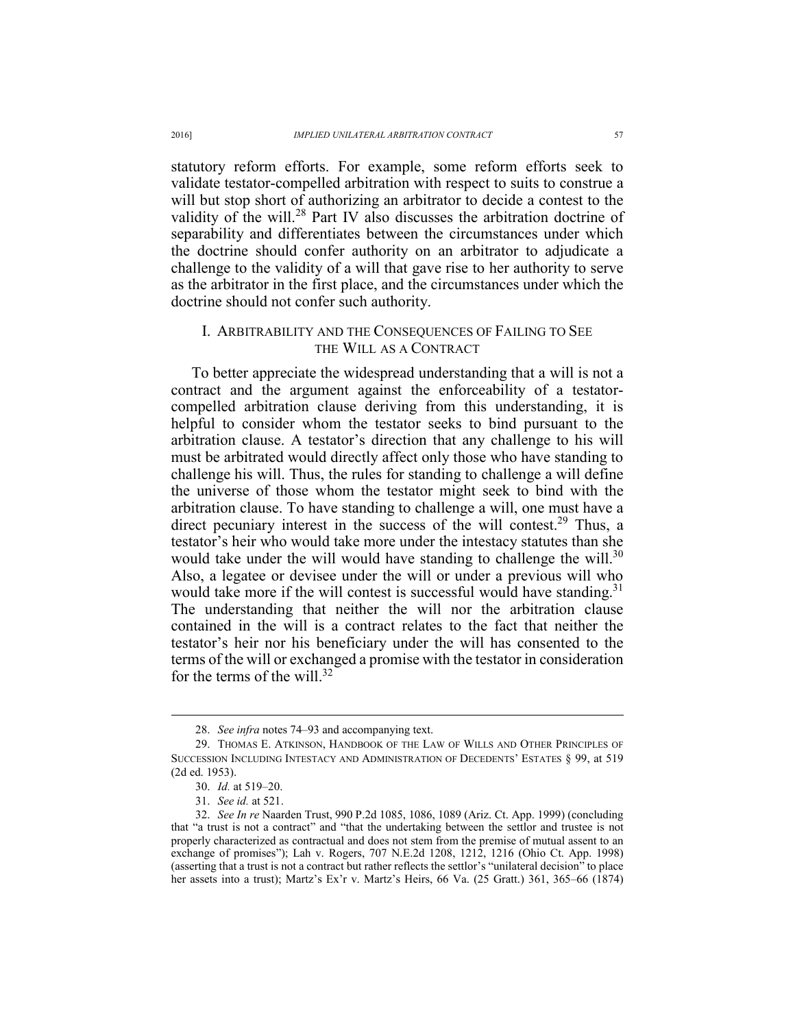statutory reform efforts. For example, some reform efforts seek to validate testator-compelled arbitration with respect to suits to construe a will but stop short of authorizing an arbitrator to decide a contest to the validity of the will.[28] Part IV also discusses the arbitration doctrine of separability and differentiates between the circumstances under which the doctrine should confer authority on an arbitrator to adjudicate a challenge to the validity of a will that gave rise to her authority to serve as the arbitrator in the first place, and the circumstances under which the doctrine should not confer such authority.

## I. ARBITRABILITY AND THE CONSEQUENCES OF FAILING TO SEE THE WILL AS A CONTRACT

To better appreciate the widespread understanding that a will is not a contract and the argument against the enforceability of a testator-compelled arbitration clause deriving from this understanding, it is helpful to consider whom the testator seeks to bind pursuant to the arbitration clause. A testator's direction that any challenge to his will must be arbitrated would directly affect only those who have standing to challenge his will. Thus, the rules for standing to challenge a will define the universe of those whom the testator might seek to bind with the arbitration clause. To have standing to challenge a will, one must have a direct pecuniary interest in the success of the will contest.[29] Thus, a testator's heir who would take more under the intestacy statutes than she would take under the will would have standing to challenge the will.[30] Also, a legatee or devisee under the will or under a previous will who would take more if the will contest is successful would have standing.[31] The understanding that neither the will nor the arbitration clause contained in the will is a contract relates to the fact that neither the testator's heir nor his beneficiary under the will has consented to the terms of the will or exchanged a promise with the testator in consideration for the terms of the will.[32]

---

28. *See infra* notes 74–93 and accompanying text.

29. THOMAS E. ATKINSON, HANDBOOK OF THE LAW OF WILLS AND OTHER PRINCIPLES OF SUCCESSION INCLUDING INTESTACY AND ADMINISTRATION OF DECEDENTS' ESTATES § 99, at 519 (2d ed. 1953).

30. *Id.* at 519–20.

31. *See id.* at 521.

32. *See In re* Naarden Trust, 990 P.2d 1085, 1086, 1089 (Ariz. Ct. App. 1999) (concluding that "a trust is not a contract" and "that the undertaking between the settlor and trustee is not properly characterized as contractual and does not stem from the premise of mutual assent to an exchange of promises"); Lah v. Rogers, 707 N.E.2d 1208, 1212, 1216 (Ohio Ct. App. 1998) (asserting that a trust is not a contract but rather reflects the settlor's "unilateral decision" to place her assets into a trust); Martz's Ex'r v. Martz's Heirs, 66 Va. (25 Gratt.) 361, 365–66 (1874)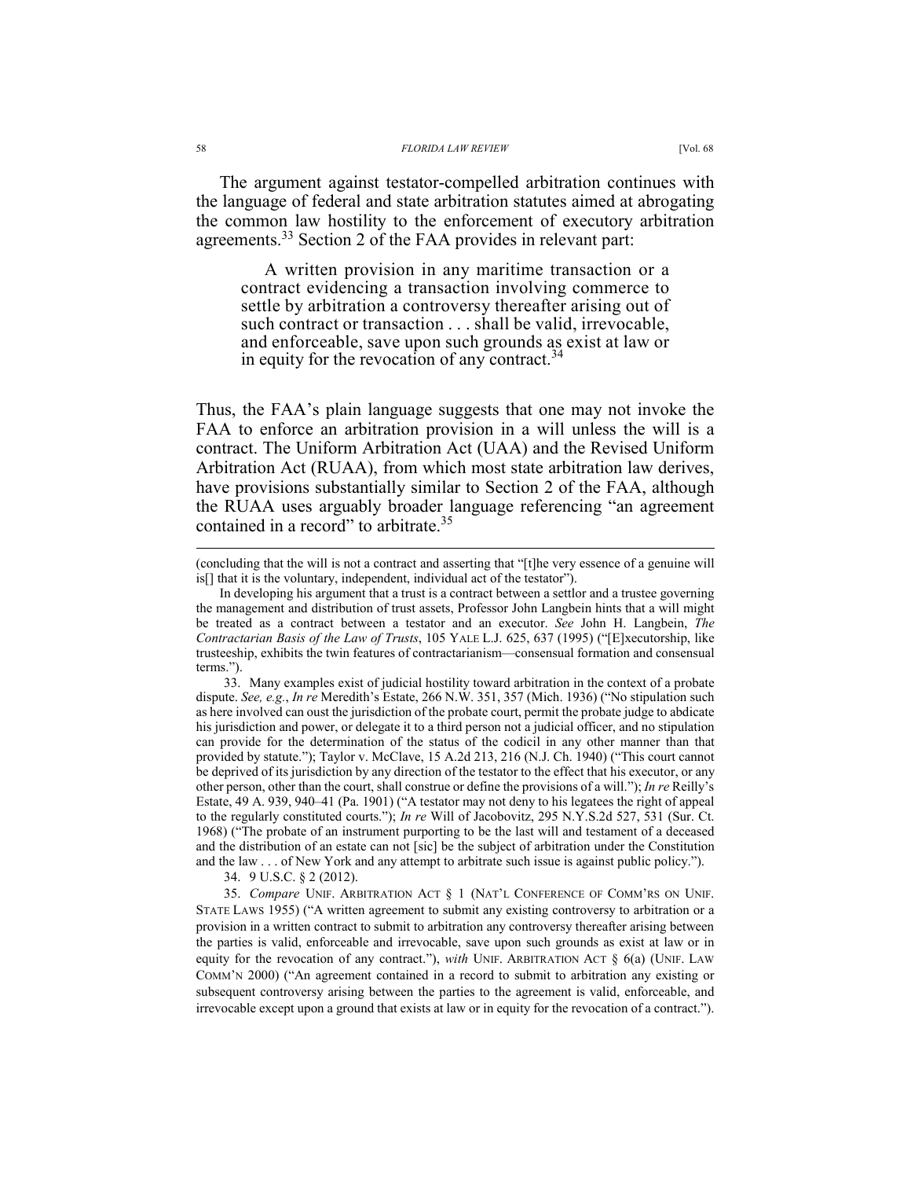The argument against testator-compelled arbitration continues with the language of federal and state arbitration statutes aimed at abrogating the common law hostility to the enforcement of executory arbitration agreements.[33] Section 2 of the FAA provides in relevant part:

> A written provision in any maritime transaction or a contract evidencing a transaction involving commerce to settle by arbitration a controversy thereafter arising out of such contract or transaction . . . shall be valid, irrevocable, and enforceable, save upon such grounds as exist at law or in equity for the revocation of any contract.[34]

Thus, the FAA's plain language suggests that one may not invoke the FAA to enforce an arbitration provision in a will unless the will is a contract. The Uniform Arbitration Act (UAA) and the Revised Uniform Arbitration Act (RUAA), from which most state arbitration law derives, have provisions substantially similar to Section 2 of the FAA, although the RUAA uses arguably broader language referencing "an agreement contained in a record" to arbitrate.[35]

---

(concluding that the will is not a contract and asserting that "[t]he very essence of a genuine will is[] that it is the voluntary, independent, individual act of the testator").

In developing his argument that a trust is a contract between a settlor and a trustee governing the management and distribution of trust assets, Professor John Langbein hints that a will might be treated as a contract between a testator and an executor. *See* John H. Langbein, *The Contractarian Basis of the Law of Trusts*, 105 YALE L.J. 625, 637 (1995) ("[E]xecutorship, like trusteeship, exhibits the twin features of contractarianism—consensual formation and consensual terms.").

33. Many examples exist of judicial hostility toward arbitration in the context of a probate dispute. *See, e.g.*, *In re* Meredith's Estate, 266 N.W. 351, 357 (Mich. 1936) ("No stipulation such as here involved can oust the jurisdiction of the probate court, permit the probate judge to abdicate his jurisdiction and power, or delegate it to a third person not a judicial officer, and no stipulation can provide for the determination of the status of the codicil in any other manner than that provided by statute."); Taylor v. McClave, 15 A.2d 213, 216 (N.J. Ch. 1940) ("This court cannot be deprived of its jurisdiction by any direction of the testator to the effect that his executor, or any other person, other than the court, shall construe or define the provisions of a will."); *In re* Reilly's Estate, 49 A. 939, 940–41 (Pa. 1901) ("A testator may not deny to his legatees the right of appeal to the regularly constituted courts."); *In re* Will of Jacobovitz, 295 N.Y.S.2d 527, 531 (Sur. Ct. 1968) ("The probate of an instrument purporting to be the last will and testament of a deceased and the distribution of an estate can not [sic] be the subject of arbitration under the Constitution and the law . . . of New York and any attempt to arbitrate such issue is against public policy.").

34. 9 U.S.C. § 2 (2012).

35. *Compare* UNIF. ARBITRATION ACT § 1 (NAT'L CONFERENCE OF COMM'RS ON UNIF. STATE LAWS 1955) ("A written agreement to submit any existing controversy to arbitration or a provision in a written contract to submit to arbitration any controversy thereafter arising between the parties is valid, enforceable and irrevocable, save upon such grounds as exist at law or in equity for the revocation of any contract."), *with* UNIF. ARBITRATION ACT § 6(a) (UNIF. LAW COMM'N 2000) ("An agreement contained in a record to submit to arbitration any existing or subsequent controversy arising between the parties to the agreement is valid, enforceable, and irrevocable except upon a ground that exists at law or in equity for the revocation of a contract.").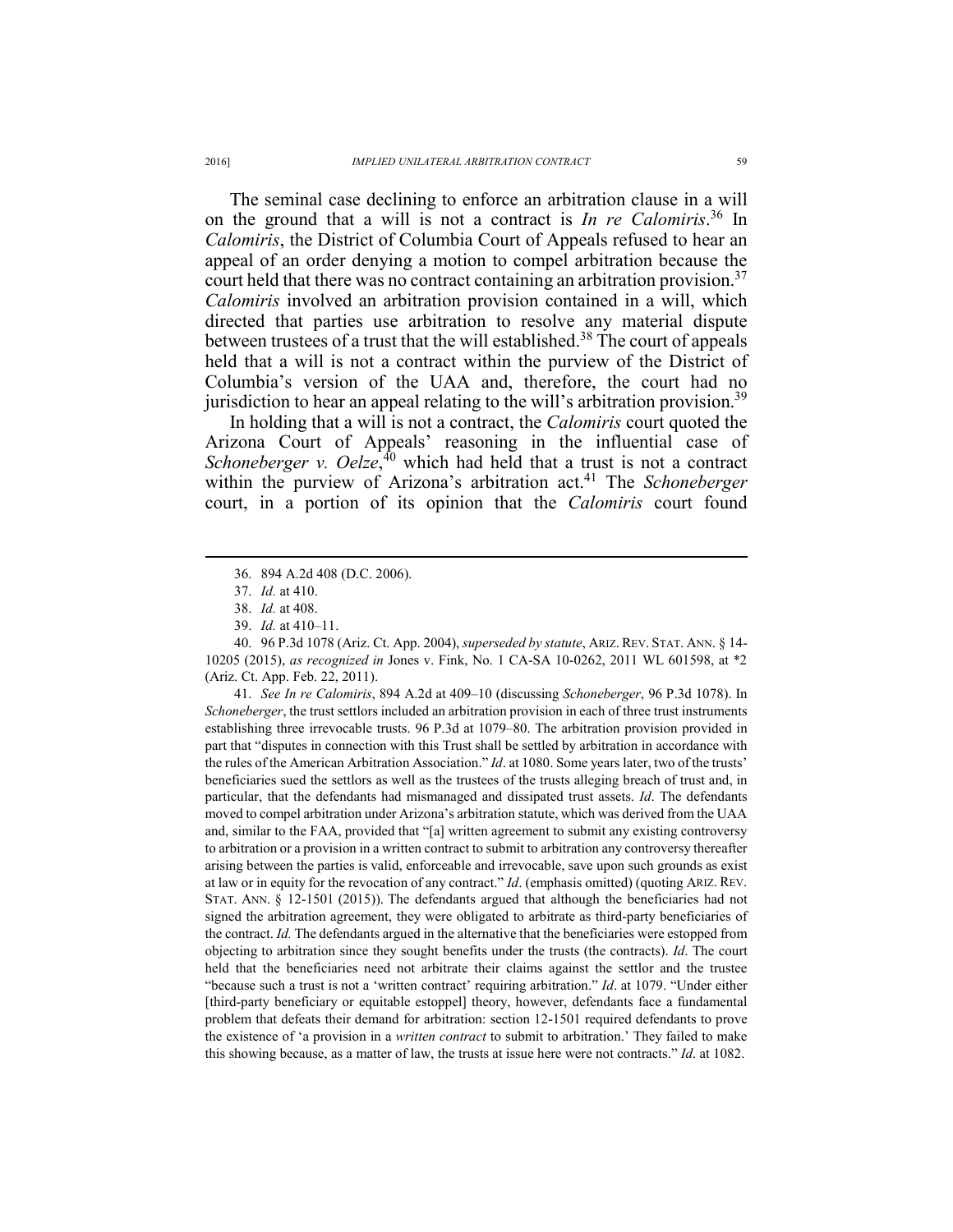The seminal case declining to enforce an arbitration clause in a will on the ground that a will is not a contract is *In re Calomiris*.[36] In *Calomiris*, the District of Columbia Court of Appeals refused to hear an appeal of an order denying a motion to compel arbitration because the court held that there was no contract containing an arbitration provision.[37] *Calomiris* involved an arbitration provision contained in a will, which directed that parties use arbitration to resolve any material dispute between trustees of a trust that the will established.[38] The court of appeals held that a will is not a contract within the purview of the District of Columbia's version of the UAA and, therefore, the court had no jurisdiction to hear an appeal relating to the will's arbitration provision.[39]

In holding that a will is not a contract, the *Calomiris* court quoted the Arizona Court of Appeals' reasoning in the influential case of *Schoneberger v. Oelze*,[40] which had held that a trust is not a contract within the purview of Arizona's arbitration act.[41] The *Schoneberger* court, in a portion of its opinion that the *Calomiris* court found

---

36. 894 A.2d 408 (D.C. 2006).

37. *Id.* at 410.

38. *Id.* at 408.

39. *Id.* at 410–11.

40. 96 P.3d 1078 (Ariz. Ct. App. 2004), *superseded by statute*, ARIZ. REV. STAT. ANN. § 14-10205 (2015), *as recognized in* Jones v. Fink, No. 1 CA-SA 10-0262, 2011 WL 601598, at *2 (Ariz. Ct. App. Feb. 22, 2011).

41. *See In re Calomiris*, 894 A.2d at 409–10 (discussing *Schoneberger*, 96 P.3d 1078). In *Schoneberger*, the trust settlors included an arbitration provision in each of three trust instruments establishing three irrevocable trusts. 96 P.3d at 1079–80. The arbitration provision provided in part that "disputes in connection with this Trust shall be settled by arbitration in accordance with the rules of the American Arbitration Association." *Id*. at 1080. Some years later, two of the trusts' beneficiaries sued the settlors as well as the trustees of the trusts alleging breach of trust and, in particular, that the defendants had mismanaged and dissipated trust assets. *Id*. The defendants moved to compel arbitration under Arizona's arbitration statute, which was derived from the UAA and, similar to the FAA, provided that "[a] written agreement to submit any existing controversy to arbitration or a provision in a written contract to submit to arbitration any controversy thereafter arising between the parties is valid, enforceable and irrevocable, save upon such grounds as exist at law or in equity for the revocation of any contract." *Id*. (emphasis omitted) (quoting ARIZ. REV. STAT. ANN. § 12-1501 (2015)). The defendants argued that although the beneficiaries had not signed the arbitration agreement, they were obligated to arbitrate as third-party beneficiaries of the contract. *Id.* The defendants argued in the alternative that the beneficiaries were estopped from objecting to arbitration since they sought benefits under the trusts (the contracts). *Id*. The court held that the beneficiaries need not arbitrate their claims against the settlor and the trustee "because such a trust is not a 'written contract' requiring arbitration." *Id*. at 1079. "Under either [third-party beneficiary or equitable estoppel] theory, however, defendants face a fundamental problem that defeats their demand for arbitration: section 12-1501 required defendants to prove the existence of 'a provision in a *written contract* to submit to arbitration.' They failed to make this showing because, as a matter of law, the trusts at issue here were not contracts." *Id*. at 1082.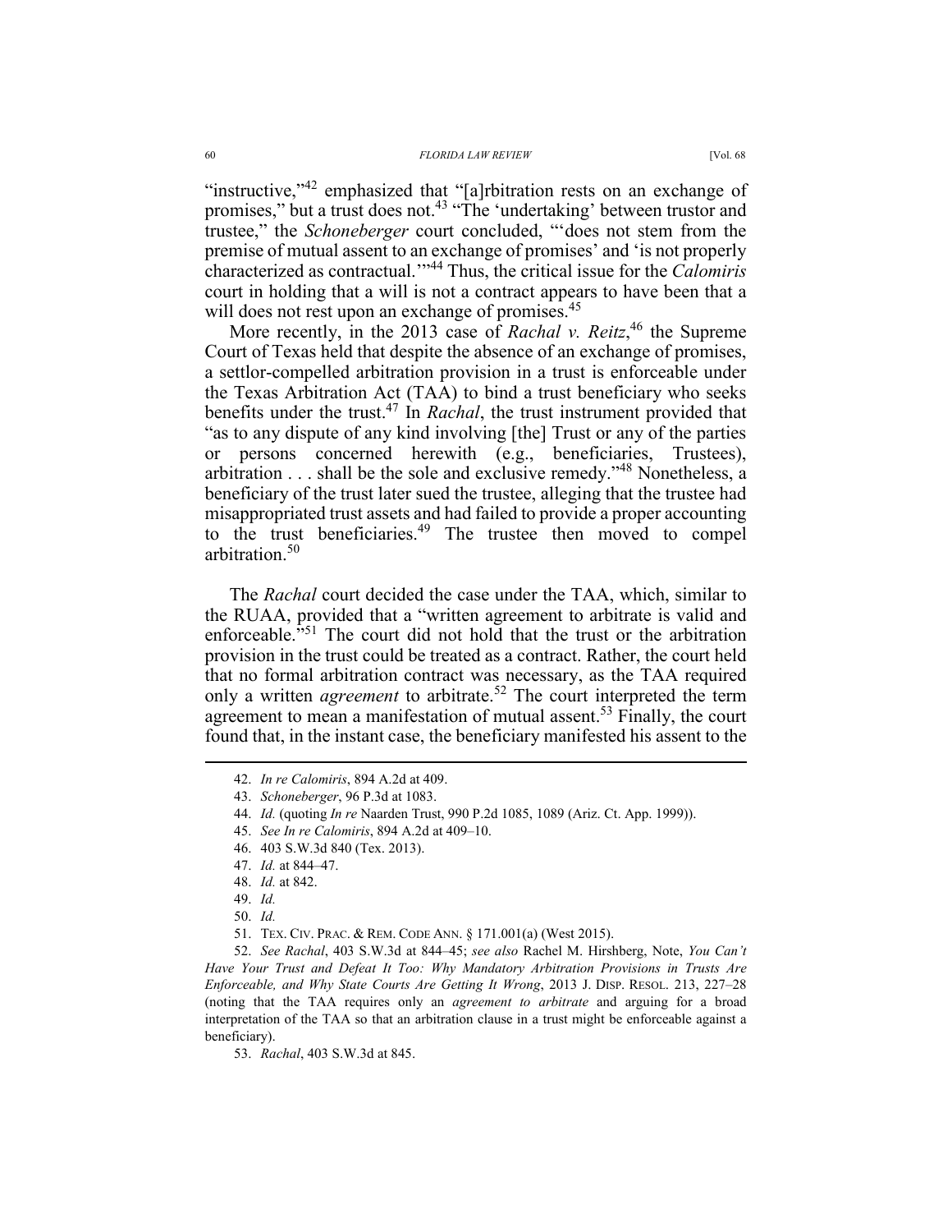"instructive,"[42] emphasized that "[a]rbitration rests on an exchange of promises," but a trust does not.[43] "The 'undertaking' between trustor and trustee," the *Schoneberger* court concluded, "'does not stem from the premise of mutual assent to an exchange of promises' and 'is not properly characterized as contractual.'"[44] Thus, the critical issue for the *Calomiris* court in holding that a will is not a contract appears to have been that a will does not rest upon an exchange of promises.[45]

More recently, in the 2013 case of *Rachal v. Reitz*,[46] the Supreme Court of Texas held that despite the absence of an exchange of promises, a settlor-compelled arbitration provision in a trust is enforceable under the Texas Arbitration Act (TAA) to bind a trust beneficiary who seeks benefits under the trust.[47] In *Rachal*, the trust instrument provided that "as to any dispute of any kind involving [the] Trust or any of the parties or persons concerned herewith (e.g., beneficiaries, Trustees), arbitration . . . shall be the sole and exclusive remedy."[48] Nonetheless, a beneficiary of the trust later sued the trustee, alleging that the trustee had misappropriated trust assets and had failed to provide a proper accounting to the trust beneficiaries.[49] The trustee then moved to compel arbitration.[50]

The *Rachal* court decided the case under the TAA, which, similar to the RUAA, provided that a "written agreement to arbitrate is valid and enforceable."[51] The court did not hold that the trust or the arbitration provision in the trust could be treated as a contract. Rather, the court held that no formal arbitration contract was necessary, as the TAA required only a written *agreement* to arbitrate.[52] The court interpreted the term agreement to mean a manifestation of mutual assent.[53] Finally, the court found that, in the instant case, the beneficiary manifested his assent to the

---

42. *In re Calomiris*, 894 A.2d at 409.

43. *Schoneberger*, 96 P.3d at 1083.

44. *Id.* (quoting *In re* Naarden Trust, 990 P.2d 1085, 1089 (Ariz. Ct. App. 1999)).

45. *See In re Calomiris*, 894 A.2d at 409–10.

46. 403 S.W.3d 840 (Tex. 2013).

47. *Id.* at 844–47.

48. *Id.* at 842.

49. *Id.*

50. *Id.*

51. TEX. CIV. PRAC. & REM. CODE ANN. § 171.001(a) (West 2015).

52. *See Rachal*, 403 S.W.3d at 844–45; *see also* Rachel M. Hirshberg, Note, *You Can't Have Your Trust and Defeat It Too: Why Mandatory Arbitration Provisions in Trusts Are Enforceable, and Why State Courts Are Getting It Wrong*, 2013 J. DISP. RESOL. 213, 227–28 (noting that the TAA requires only an *agreement to arbitrate* and arguing for a broad interpretation of the TAA so that an arbitration clause in a trust might be enforceable against a beneficiary).

53. *Rachal*, 403 S.W.3d at 845.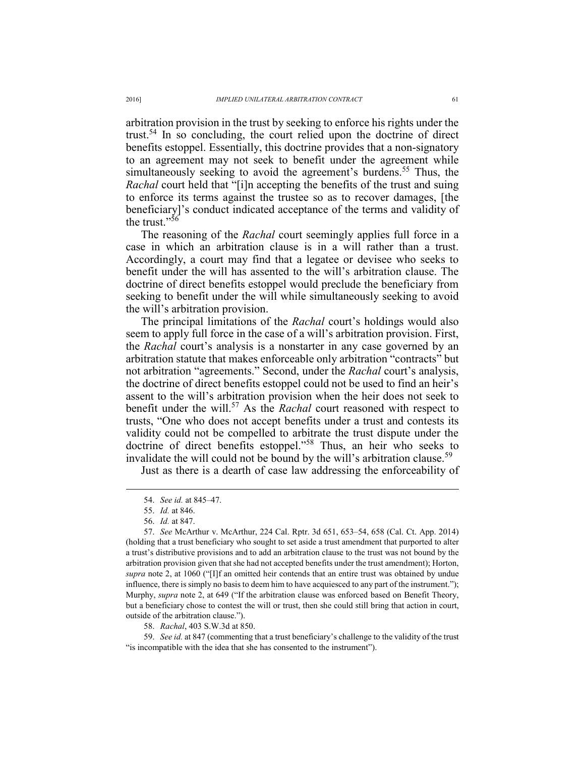arbitration provision in the trust by seeking to enforce his rights under the trust.[54] In so concluding, the court relied upon the doctrine of direct benefits estoppel. Essentially, this doctrine provides that a non-signatory to an agreement may not seek to benefit under the agreement while simultaneously seeking to avoid the agreement's burdens.[55] Thus, the *Rachal* court held that "[i]n accepting the benefits of the trust and suing to enforce its terms against the trustee so as to recover damages, [the beneficiary]'s conduct indicated acceptance of the terms and validity of the trust."[56]

The reasoning of the *Rachal* court seemingly applies full force in a case in which an arbitration clause is in a will rather than a trust. Accordingly, a court may find that a legatee or devisee who seeks to benefit under the will has assented to the will's arbitration clause. The doctrine of direct benefits estoppel would preclude the beneficiary from seeking to benefit under the will while simultaneously seeking to avoid the will's arbitration provision.

The principal limitations of the *Rachal* court's holdings would also seem to apply full force in the case of a will's arbitration provision. First, the *Rachal* court's analysis is a nonstarter in any case governed by an arbitration statute that makes enforceable only arbitration "contracts" but not arbitration "agreements." Second, under the *Rachal* court's analysis, the doctrine of direct benefits estoppel could not be used to find an heir's assent to the will's arbitration provision when the heir does not seek to benefit under the will.[57] As the *Rachal* court reasoned with respect to trusts, "One who does not accept benefits under a trust and contests its validity could not be compelled to arbitrate the trust dispute under the doctrine of direct benefits estoppel."[58] Thus, an heir who seeks to invalidate the will could not be bound by the will's arbitration clause.[59]

Just as there is a dearth of case law addressing the enforceability of

---

54. *See id.* at 845–47.

55. *Id.* at 846.

56. *Id.* at 847.

57. *See* McArthur v. McArthur, 224 Cal. Rptr. 3d 651, 653–54, 658 (Cal. Ct. App. 2014) (holding that a trust beneficiary who sought to set aside a trust amendment that purported to alter a trust's distributive provisions and to add an arbitration clause to the trust was not bound by the arbitration provision given that she had not accepted benefits under the trust amendment); Horton, *supra* note 2, at 1060 ("[I]f an omitted heir contends that an entire trust was obtained by undue influence, there is simply no basis to deem him to have acquiesced to any part of the instrument."); Murphy, *supra* note 2, at 649 ("If the arbitration clause was enforced based on Benefit Theory, but a beneficiary chose to contest the will or trust, then she could still bring that action in court, outside of the arbitration clause.").

58. *Rachal*, 403 S.W.3d at 850.

59. *See id.* at 847 (commenting that a trust beneficiary's challenge to the validity of the trust "is incompatible with the idea that she has consented to the instrument").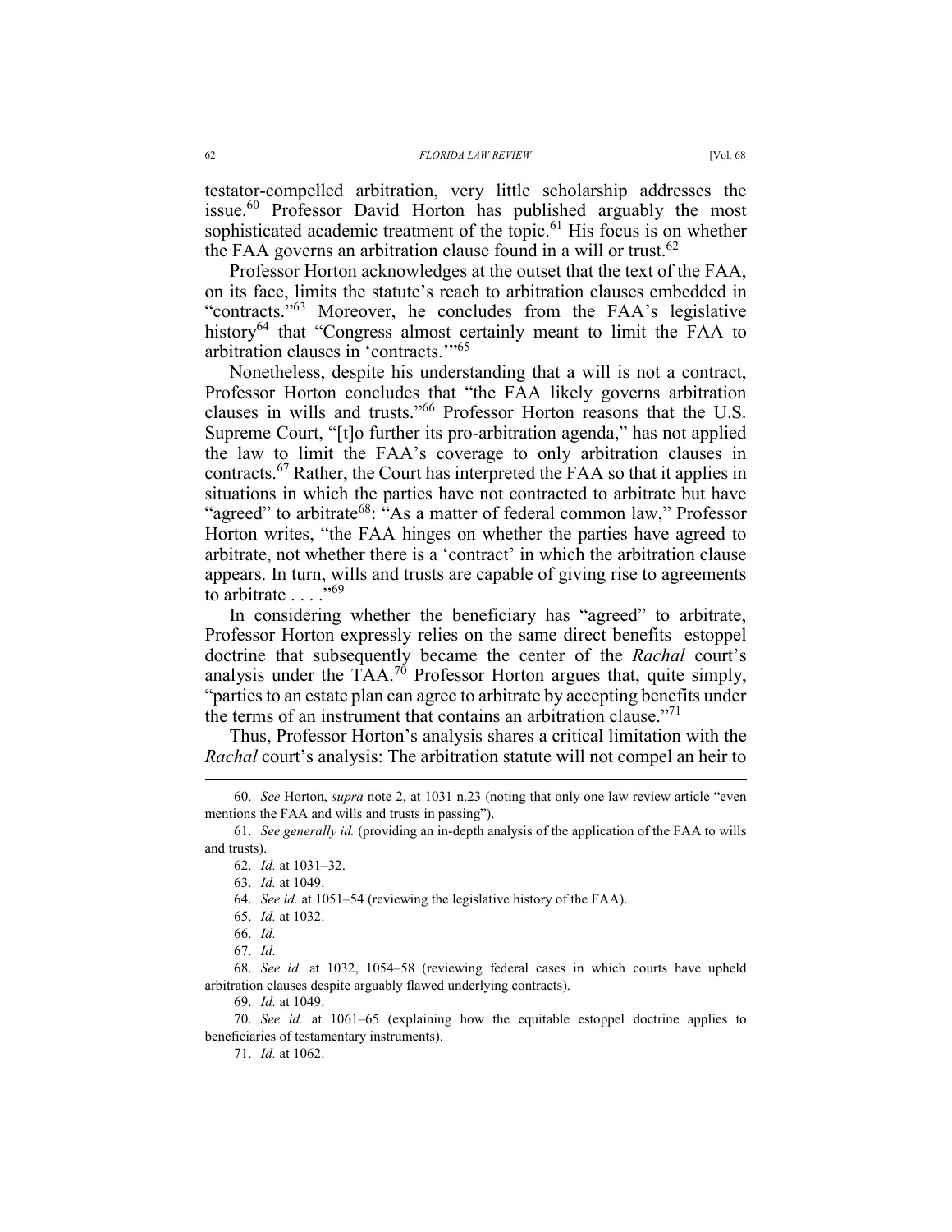testator-compelled arbitration, very little scholarship addresses the issue.[60] Professor David Horton has published arguably the most sophisticated academic treatment of the topic.[61] His focus is on whether the FAA governs an arbitration clause found in a will or trust.[62]

Professor Horton acknowledges at the outset that the text of the FAA, on its face, limits the statute's reach to arbitration clauses embedded in "contracts."[63] Moreover, he concludes from the FAA's legislative history[64] that "Congress almost certainly meant to limit the FAA to arbitration clauses in 'contracts.'"[65]

Nonetheless, despite his understanding that a will is not a contract, Professor Horton concludes that "the FAA likely governs arbitration clauses in wills and trusts."[66] Professor Horton reasons that the U.S. Supreme Court, "[t]o further its pro-arbitration agenda," has not applied the law to limit the FAA's coverage to only arbitration clauses in contracts.[67] Rather, the Court has interpreted the FAA so that it applies in situations in which the parties have not contracted to arbitrate but have "agreed" to arbitrate[68]: "As a matter of federal common law," Professor Horton writes, "the FAA hinges on whether the parties have agreed to arbitrate, not whether there is a 'contract' in which the arbitration clause appears. In turn, wills and trusts are capable of giving rise to agreements to arbitrate . . . ."[69]

In considering whether the beneficiary has "agreed" to arbitrate, Professor Horton expressly relies on the same direct benefits estoppel doctrine that subsequently became the center of the *Rachal* court's analysis under the TAA.[70] Professor Horton argues that, quite simply, "parties to an estate plan can agree to arbitrate by accepting benefits under the terms of an instrument that contains an arbitration clause."[71]

Thus, Professor Horton's analysis shares a critical limitation with the *Rachal* court's analysis: The arbitration statute will not compel an heir to

---

60. *See* Horton, *supra* note 2, at 1031 n.23 (noting that only one law review article "even mentions the FAA and wills and trusts in passing").

61. *See generally id.* (providing an in-depth analysis of the application of the FAA to wills and trusts).

62. *Id.* at 1031–32.

63. *Id.* at 1049.

64. *See id.* at 1051–54 (reviewing the legislative history of the FAA).

65. *Id.* at 1032.

66. *Id.*

67. *Id.*

68. *See id.* at 1032, 1054–58 (reviewing federal cases in which courts have upheld arbitration clauses despite arguably flawed underlying contracts).

69. *Id.* at 1049.

70. *See id.* at 1061–65 (explaining how the equitable estoppel doctrine applies to beneficiaries of testamentary instruments).

71. *Id.* at 1062.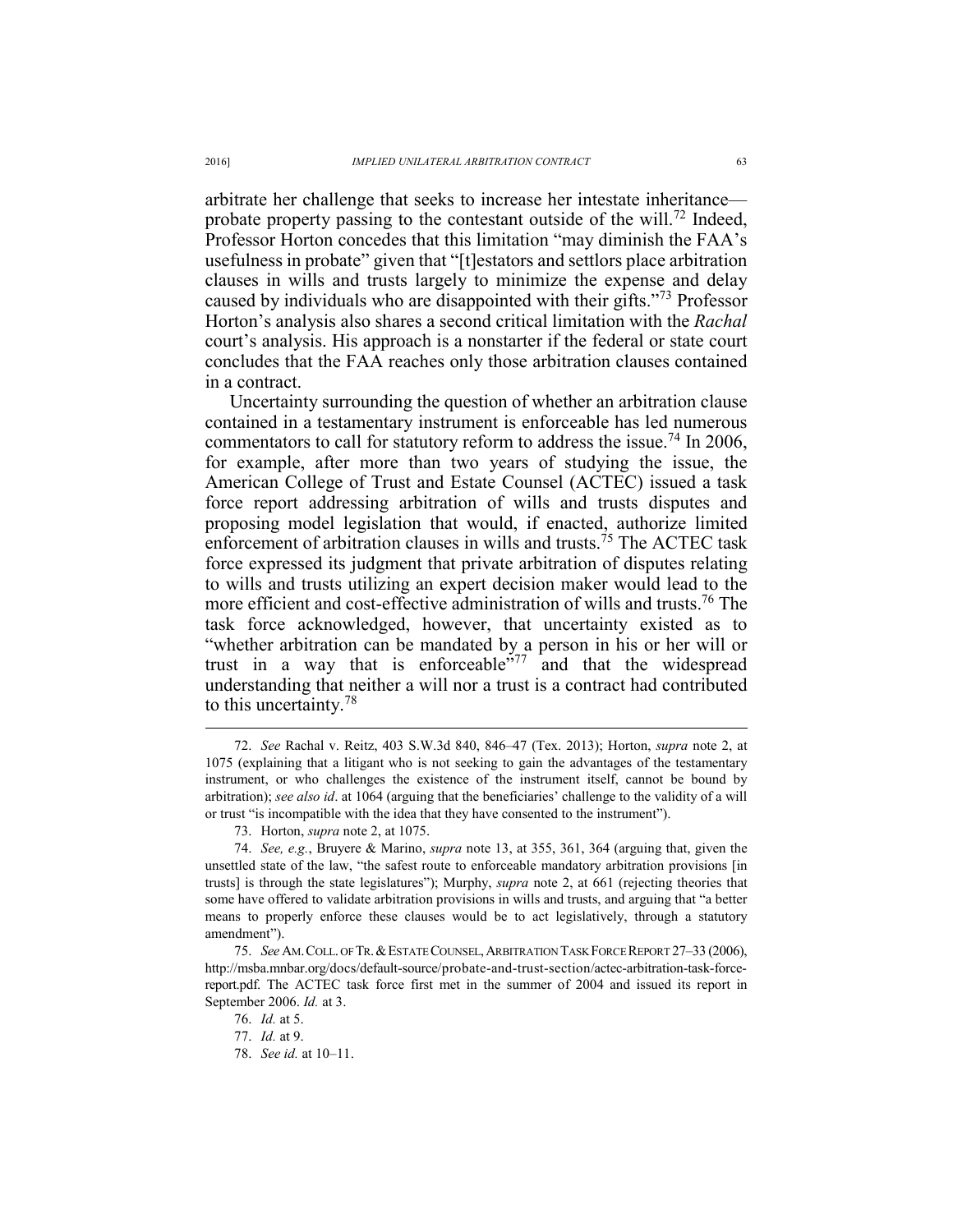arbitrate her challenge that seeks to increase her intestate inheritance—probate property passing to the contestant outside of the will.[72] Indeed, Professor Horton concedes that this limitation "may diminish the FAA's usefulness in probate" given that "[t]estators and settlors place arbitration clauses in wills and trusts largely to minimize the expense and delay caused by individuals who are disappointed with their gifts."[73] Professor Horton's analysis also shares a second critical limitation with the *Rachal* court's analysis. His approach is a nonstarter if the federal or state court concludes that the FAA reaches only those arbitration clauses contained in a contract.

Uncertainty surrounding the question of whether an arbitration clause contained in a testamentary instrument is enforceable has led numerous commentators to call for statutory reform to address the issue.[74] In 2006, for example, after more than two years of studying the issue, the American College of Trust and Estate Counsel (ACTEC) issued a task force report addressing arbitration of wills and trusts disputes and proposing model legislation that would, if enacted, authorize limited enforcement of arbitration clauses in wills and trusts.[75] The ACTEC task force expressed its judgment that private arbitration of disputes relating to wills and trusts utilizing an expert decision maker would lead to the more efficient and cost-effective administration of wills and trusts.[76] The task force acknowledged, however, that uncertainty existed as to "whether arbitration can be mandated by a person in his or her will or trust in a way that is enforceable"[77] and that the widespread understanding that neither a will nor a trust is a contract had contributed to this uncertainty.[78]

---

72. *See* Rachal v. Reitz, 403 S.W.3d 840, 846–47 (Tex. 2013); Horton, *supra* note 2, at 1075 (explaining that a litigant who is not seeking to gain the advantages of the testamentary instrument, or who challenges the existence of the instrument itself, cannot be bound by arbitration); *see also id*. at 1064 (arguing that the beneficiaries' challenge to the validity of a will or trust "is incompatible with the idea that they have consented to the instrument").

73. Horton, *supra* note 2, at 1075.

74. *See, e.g.*, Bruyere & Marino, *supra* note 13, at 355, 361, 364 (arguing that, given the unsettled state of the law, "the safest route to enforceable mandatory arbitration provisions [in trusts] is through the state legislatures"); Murphy, *supra* note 2, at 661 (rejecting theories that some have offered to validate arbitration provisions in wills and trusts, and arguing that "a better means to properly enforce these clauses would be to act legislatively, through a statutory amendment").

75. *See* AM. COLL. OF TR. & ESTATE COUNSEL, ARBITRATION TASK FORCE REPORT 27–33 (2006), http://msba.mnbar.org/docs/default-source/probate-and-trust-section/actec-arbitration-task-force-report.pdf. The ACTEC task force first met in the summer of 2004 and issued its report in September 2006. *Id.* at 3.

76. *Id.* at 5.

77. *Id.* at 9.

78. *See id.* at 10–11.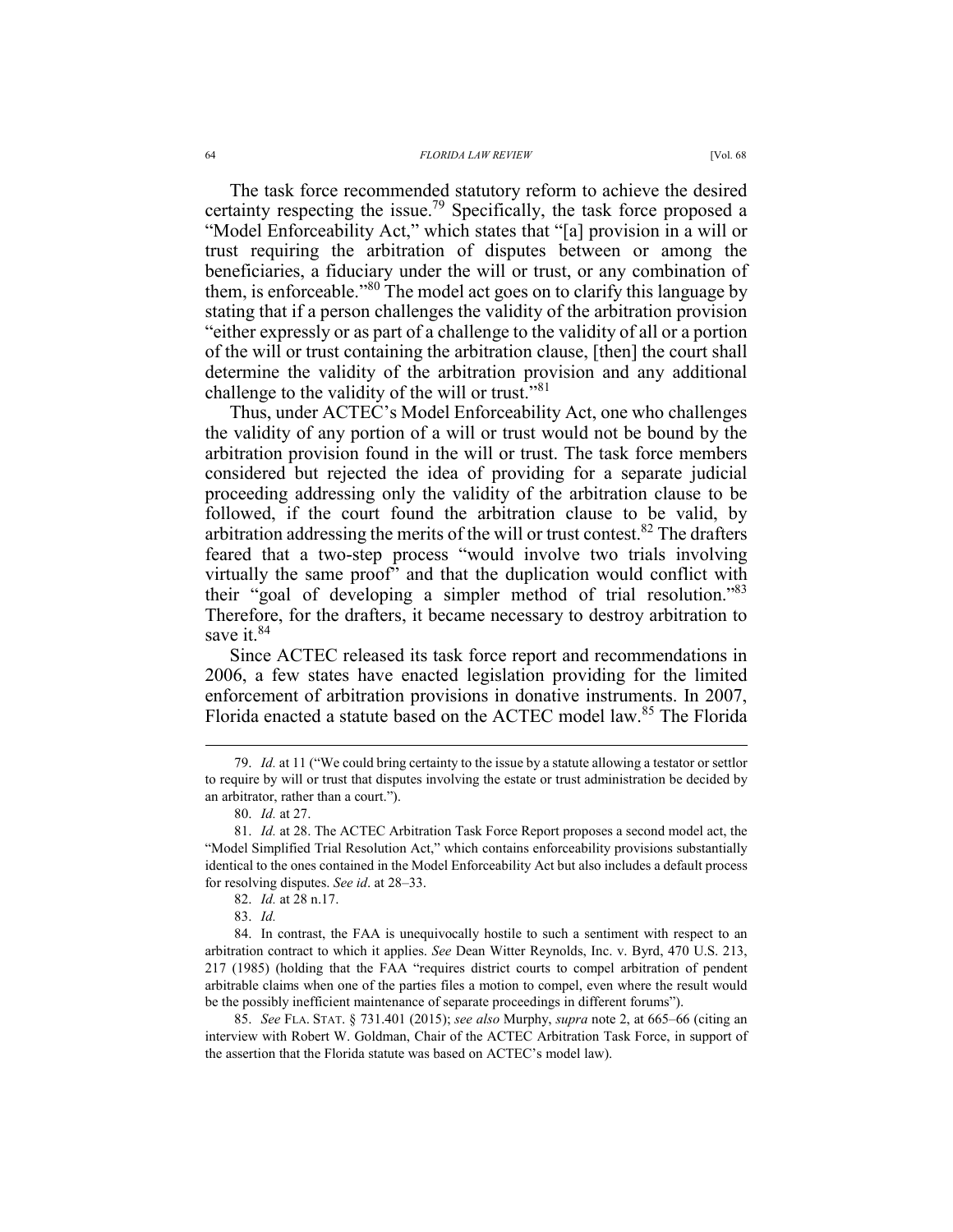The task force recommended statutory reform to achieve the desired certainty respecting the issue.[79] Specifically, the task force proposed a "Model Enforceability Act," which states that "[a] provision in a will or trust requiring the arbitration of disputes between or among the beneficiaries, a fiduciary under the will or trust, or any combination of them, is enforceable."[80] The model act goes on to clarify this language by stating that if a person challenges the validity of the arbitration provision "either expressly or as part of a challenge to the validity of all or a portion of the will or trust containing the arbitration clause, [then] the court shall determine the validity of the arbitration provision and any additional challenge to the validity of the will or trust."[81]

Thus, under ACTEC's Model Enforceability Act, one who challenges the validity of any portion of a will or trust would not be bound by the arbitration provision found in the will or trust. The task force members considered but rejected the idea of providing for a separate judicial proceeding addressing only the validity of the arbitration clause to be followed, if the court found the arbitration clause to be valid, by arbitration addressing the merits of the will or trust contest.[82] The drafters feared that a two-step process "would involve two trials involving virtually the same proof" and that the duplication would conflict with their "goal of developing a simpler method of trial resolution."[83] Therefore, for the drafters, it became necessary to destroy arbitration to save it.[84]

Since ACTEC released its task force report and recommendations in 2006, a few states have enacted legislation providing for the limited enforcement of arbitration provisions in donative instruments. In 2007, Florida enacted a statute based on the ACTEC model law.[85] The Florida

---

79. *Id.* at 11 ("We could bring certainty to the issue by a statute allowing a testator or settlor to require by will or trust that disputes involving the estate or trust administration be decided by an arbitrator, rather than a court.").

80. *Id.* at 27.

81. *Id.* at 28. The ACTEC Arbitration Task Force Report proposes a second model act, the "Model Simplified Trial Resolution Act," which contains enforceability provisions substantially identical to the ones contained in the Model Enforceability Act but also includes a default process for resolving disputes. *See id*. at 28–33.

82. *Id.* at 28 n.17.

83. *Id.*

84. In contrast, the FAA is unequivocally hostile to such a sentiment with respect to an arbitration contract to which it applies. *See* Dean Witter Reynolds, Inc. v. Byrd, 470 U.S. 213, 217 (1985) (holding that the FAA "requires district courts to compel arbitration of pendent arbitrable claims when one of the parties files a motion to compel, even where the result would be the possibly inefficient maintenance of separate proceedings in different forums").

85. *See* FLA. STAT. § 731.401 (2015); *see also* Murphy, *supra* note 2, at 665–66 (citing an interview with Robert W. Goldman, Chair of the ACTEC Arbitration Task Force, in support of the assertion that the Florida statute was based on ACTEC's model law).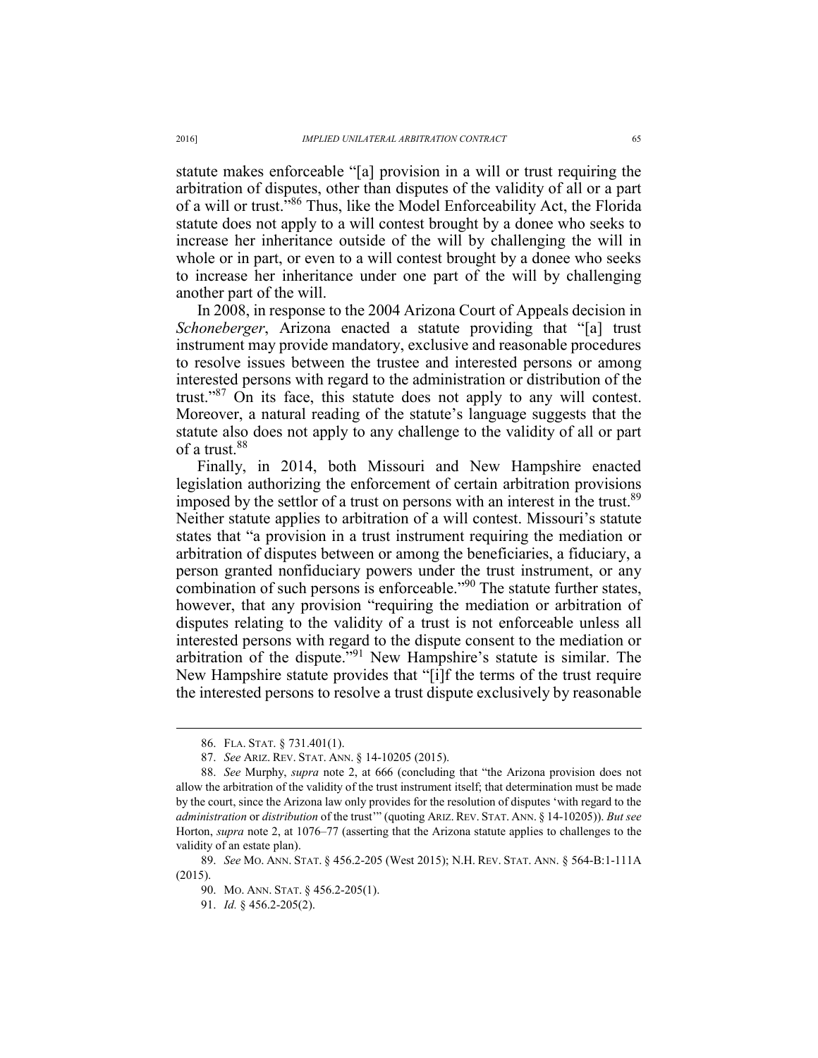statute makes enforceable "[a] provision in a will or trust requiring the arbitration of disputes, other than disputes of the validity of all or a part of a will or trust."[86] Thus, like the Model Enforceability Act, the Florida statute does not apply to a will contest brought by a donee who seeks to increase her inheritance outside of the will by challenging the will in whole or in part, or even to a will contest brought by a donee who seeks to increase her inheritance under one part of the will by challenging another part of the will.

In 2008, in response to the 2004 Arizona Court of Appeals decision in *Schoneberger*, Arizona enacted a statute providing that "[a] trust instrument may provide mandatory, exclusive and reasonable procedures to resolve issues between the trustee and interested persons or among interested persons with regard to the administration or distribution of the trust."[87] On its face, this statute does not apply to any will contest. Moreover, a natural reading of the statute's language suggests that the statute also does not apply to any challenge to the validity of all or part of a trust.[88]

Finally, in 2014, both Missouri and New Hampshire enacted legislation authorizing the enforcement of certain arbitration provisions imposed by the settlor of a trust on persons with an interest in the trust.[89] Neither statute applies to arbitration of a will contest. Missouri's statute states that "a provision in a trust instrument requiring the mediation or arbitration of disputes between or among the beneficiaries, a fiduciary, a person granted nonfiduciary powers under the trust instrument, or any combination of such persons is enforceable."[90] The statute further states, however, that any provision "requiring the mediation or arbitration of disputes relating to the validity of a trust is not enforceable unless all interested persons with regard to the dispute consent to the mediation or arbitration of the dispute."[91] New Hampshire's statute is similar. The New Hampshire statute provides that "[i]f the terms of the trust require the interested persons to resolve a trust dispute exclusively by reasonable

---

86. FLA. STAT. § 731.401(1).

87. *See* ARIZ. REV. STAT. ANN. § 14-10205 (2015).

88. *See* Murphy, *supra* note 2, at 666 (concluding that "the Arizona provision does not allow the arbitration of the validity of the trust instrument itself; that determination must be made by the court, since the Arizona law only provides for the resolution of disputes 'with regard to the *administration* or *distribution* of the trust'" (quoting ARIZ. REV. STAT. ANN. § 14-10205)). *But see* Horton, *supra* note 2, at 1076–77 (asserting that the Arizona statute applies to challenges to the validity of an estate plan).

89. *See* MO. ANN. STAT. § 456.2-205 (West 2015); N.H. REV. STAT. ANN. § 564-B:1-111A (2015).

90. MO. ANN. STAT. § 456.2-205(1).

91. *Id.* § 456.2-205(2).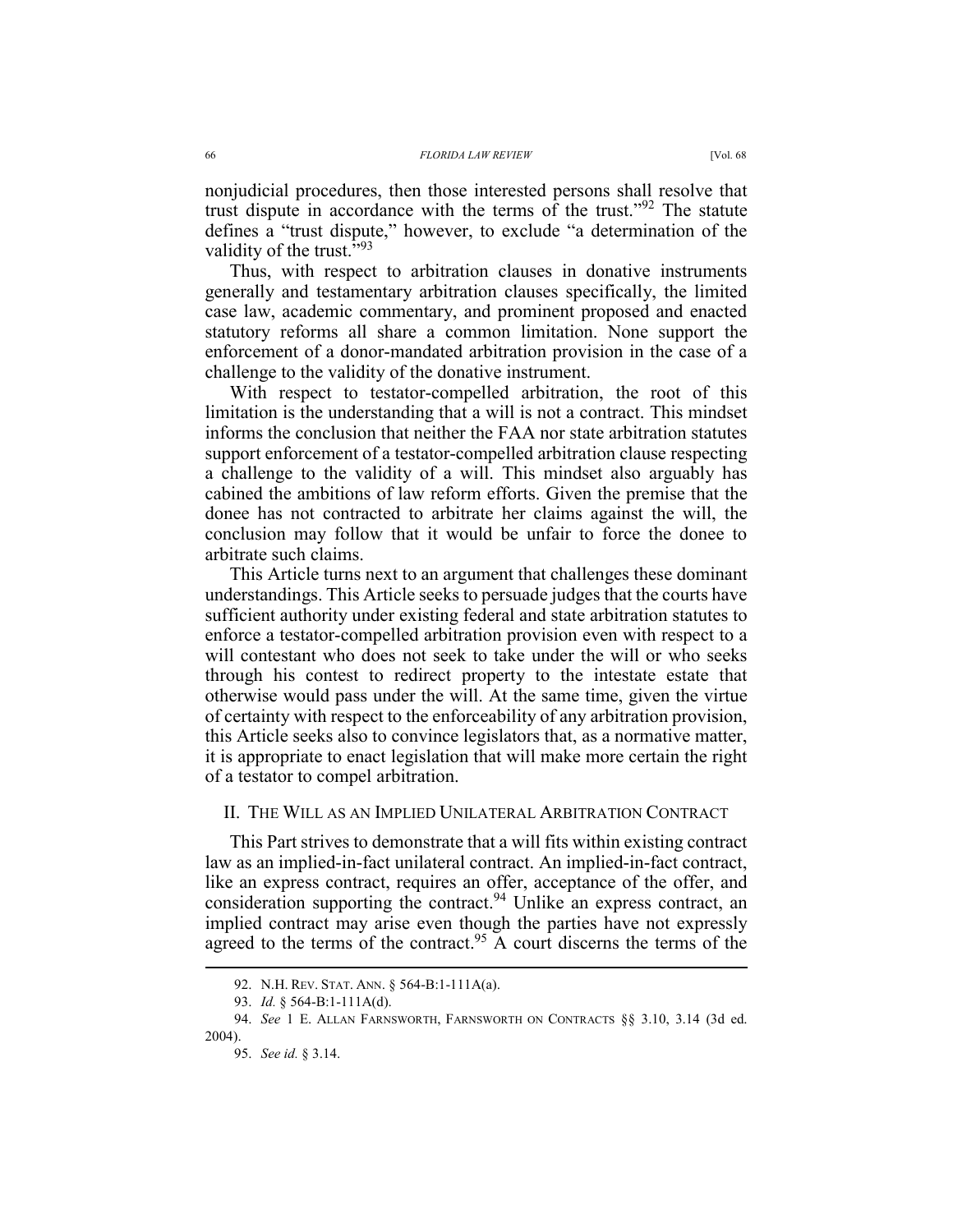nonjudicial procedures, then those interested persons shall resolve that trust dispute in accordance with the terms of the trust."[92] The statute defines a "trust dispute," however, to exclude "a determination of the validity of the trust."[93]

Thus, with respect to arbitration clauses in donative instruments generally and testamentary arbitration clauses specifically, the limited case law, academic commentary, and prominent proposed and enacted statutory reforms all share a common limitation. None support the enforcement of a donor-mandated arbitration provision in the case of a challenge to the validity of the donative instrument.

With respect to testator-compelled arbitration, the root of this limitation is the understanding that a will is not a contract. This mindset informs the conclusion that neither the FAA nor state arbitration statutes support enforcement of a testator-compelled arbitration clause respecting a challenge to the validity of a will. This mindset also arguably has cabined the ambitions of law reform efforts. Given the premise that the donee has not contracted to arbitrate her claims against the will, the conclusion may follow that it would be unfair to force the donee to arbitrate such claims.

This Article turns next to an argument that challenges these dominant understandings. This Article seeks to persuade judges that the courts have sufficient authority under existing federal and state arbitration statutes to enforce a testator-compelled arbitration provision even with respect to a will contestant who does not seek to take under the will or who seeks through his contest to redirect property to the intestate estate that otherwise would pass under the will. At the same time, given the virtue of certainty with respect to the enforceability of any arbitration provision, this Article seeks also to convince legislators that, as a normative matter, it is appropriate to enact legislation that will make more certain the right of a testator to compel arbitration.

## II. The Will as an Implied Unilateral Arbitration Contract

This Part strives to demonstrate that a will fits within existing contract law as an implied-in-fact unilateral contract. An implied-in-fact contract, like an express contract, requires an offer, acceptance of the offer, and consideration supporting the contract.[94] Unlike an express contract, an implied contract may arise even though the parties have not expressly agreed to the terms of the contract.[95] A court discerns the terms of the

---

92. N.H. Rev. Stat. Ann. § 564-B:1-111A(a).

93. *Id.* § 564-B:1-111A(d).

94. *See* 1 E. Allan Farnsworth, Farnsworth on Contracts §§ 3.10, 3.14 (3d ed. 2004).

95. *See id.* § 3.14.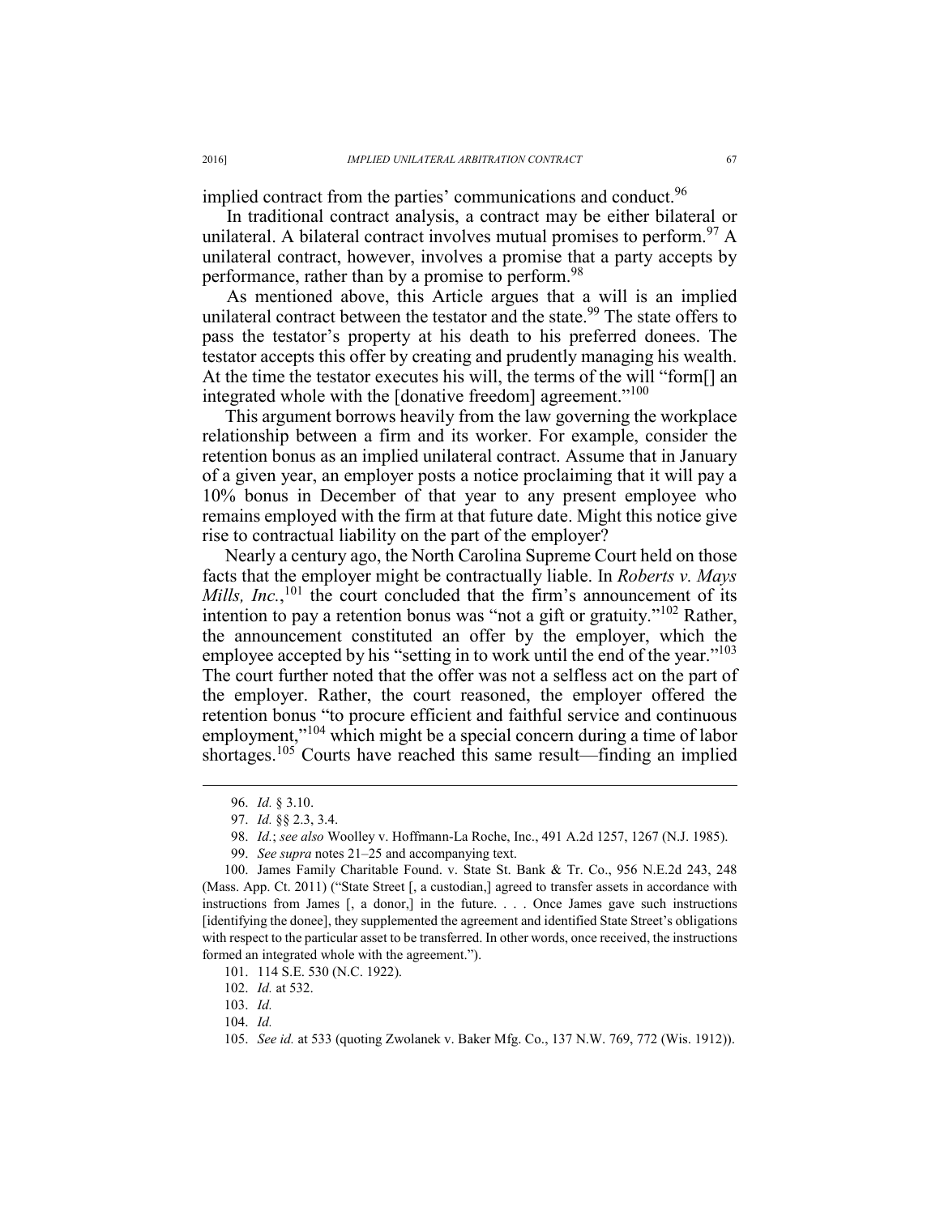implied contract from the parties' communications and conduct.[96]

In traditional contract analysis, a contract may be either bilateral or unilateral. A bilateral contract involves mutual promises to perform.[97] A unilateral contract, however, involves a promise that a party accepts by performance, rather than by a promise to perform.[98]

As mentioned above, this Article argues that a will is an implied unilateral contract between the testator and the state.[99] The state offers to pass the testator's property at his death to his preferred donees. The testator accepts this offer by creating and prudently managing his wealth. At the time the testator executes his will, the terms of the will "form[] an integrated whole with the [donative freedom] agreement."[100]

This argument borrows heavily from the law governing the workplace relationship between a firm and its worker. For example, consider the retention bonus as an implied unilateral contract. Assume that in January of a given year, an employer posts a notice proclaiming that it will pay a 10% bonus in December of that year to any present employee who remains employed with the firm at that future date. Might this notice give rise to contractual liability on the part of the employer?

Nearly a century ago, the North Carolina Supreme Court held on those facts that the employer might be contractually liable. In *Roberts v. Mays Mills, Inc.*,[101] the court concluded that the firm's announcement of its intention to pay a retention bonus was "not a gift or gratuity."[102] Rather, the announcement constituted an offer by the employer, which the employee accepted by his "setting in to work until the end of the year."[103] The court further noted that the offer was not a selfless act on the part of the employer. Rather, the court reasoned, the employer offered the retention bonus "to procure efficient and faithful service and continuous employment,"[104] which might be a special concern during a time of labor shortages.[105] Courts have reached this same result—finding an implied

---

96. *Id.* § 3.10.

97. *Id.* §§ 2.3, 3.4.

98. *Id.*; *see also* Woolley v. Hoffmann-La Roche, Inc., 491 A.2d 1257, 1267 (N.J. 1985).

99. *See supra* notes 21–25 and accompanying text.

100. James Family Charitable Found. v. State St. Bank & Tr. Co., 956 N.E.2d 243, 248 (Mass. App. Ct. 2011) ("State Street [, a custodian,] agreed to transfer assets in accordance with instructions from James [, a donor,] in the future. . . . Once James gave such instructions [identifying the donee], they supplemented the agreement and identified State Street's obligations with respect to the particular asset to be transferred. In other words, once received, the instructions formed an integrated whole with the agreement.").

101. 114 S.E. 530 (N.C. 1922).

102. *Id.* at 532.

103. *Id.*

104. *Id.*

105. *See id.* at 533 (quoting Zwolanek v. Baker Mfg. Co., 137 N.W. 769, 772 (Wis. 1912)).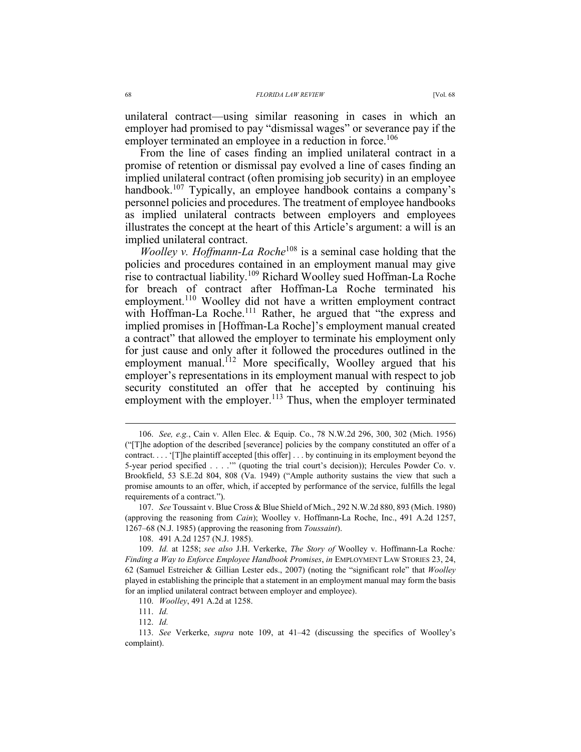unilateral contract—using similar reasoning in cases in which an employer had promised to pay "dismissal wages" or severance pay if the employer terminated an employee in a reduction in force.[106]

From the line of cases finding an implied unilateral contract in a promise of retention or dismissal pay evolved a line of cases finding an implied unilateral contract (often promising job security) in an employee handbook.[107] Typically, an employee handbook contains a company's personnel policies and procedures. The treatment of employee handbooks as implied unilateral contracts between employers and employees illustrates the concept at the heart of this Article's argument: a will is an implied unilateral contract.

*Woolley v. Hoffmann-La Roche*[108] is a seminal case holding that the policies and procedures contained in an employment manual may give rise to contractual liability.[109] Richard Woolley sued Hoffman-La Roche for breach of contract after Hoffman-La Roche terminated his employment.[110] Woolley did not have a written employment contract with Hoffman-La Roche.[111] Rather, he argued that "the express and implied promises in [Hoffman-La Roche]'s employment manual created a contract" that allowed the employer to terminate his employment only for just cause and only after it followed the procedures outlined in the employment manual.[112] More specifically, Woolley argued that his employer's representations in its employment manual with respect to job security constituted an offer that he accepted by continuing his employment with the employer.[113] Thus, when the employer terminated

---

106. *See, e.g.*, Cain v. Allen Elec. & Equip. Co., 78 N.W.2d 296, 300, 302 (Mich. 1956) ("[T]he adoption of the described [severance] policies by the company constituted an offer of a contract. . . . '[T]he plaintiff accepted [this offer] . . . by continuing in its employment beyond the 5-year period specified . . . .'" (quoting the trial court's decision)); Hercules Powder Co. v. Brookfield, 53 S.E.2d 804, 808 (Va. 1949) ("Ample authority sustains the view that such a promise amounts to an offer, which, if accepted by performance of the service, fulfills the legal requirements of a contract.").

107. *See* Toussaint v. Blue Cross & Blue Shield of Mich., 292 N.W.2d 880, 893 (Mich. 1980) (approving the reasoning from *Cain*); Woolley v. Hoffmann-La Roche, Inc., 491 A.2d 1257, 1267–68 (N.J. 1985) (approving the reasoning from *Toussaint*).

108. 491 A.2d 1257 (N.J. 1985).

109. *Id.* at 1258; *see also* J.H. Verkerke, *The Story of* Woolley v. Hoffmann-La Roche*: Finding a Way to Enforce Employee Handbook Promises*, *in* EMPLOYMENT LAW STORIES 23, 24, 62 (Samuel Estreicher & Gillian Lester eds., 2007) (noting the "significant role" that *Woolley* played in establishing the principle that a statement in an employment manual may form the basis for an implied unilateral contract between employer and employee).

110. *Woolley*, 491 A.2d at 1258.

111. *Id.*

112. *Id.*

113. *See* Verkerke, *supra* note 109, at 41–42 (discussing the specifics of Woolley's complaint).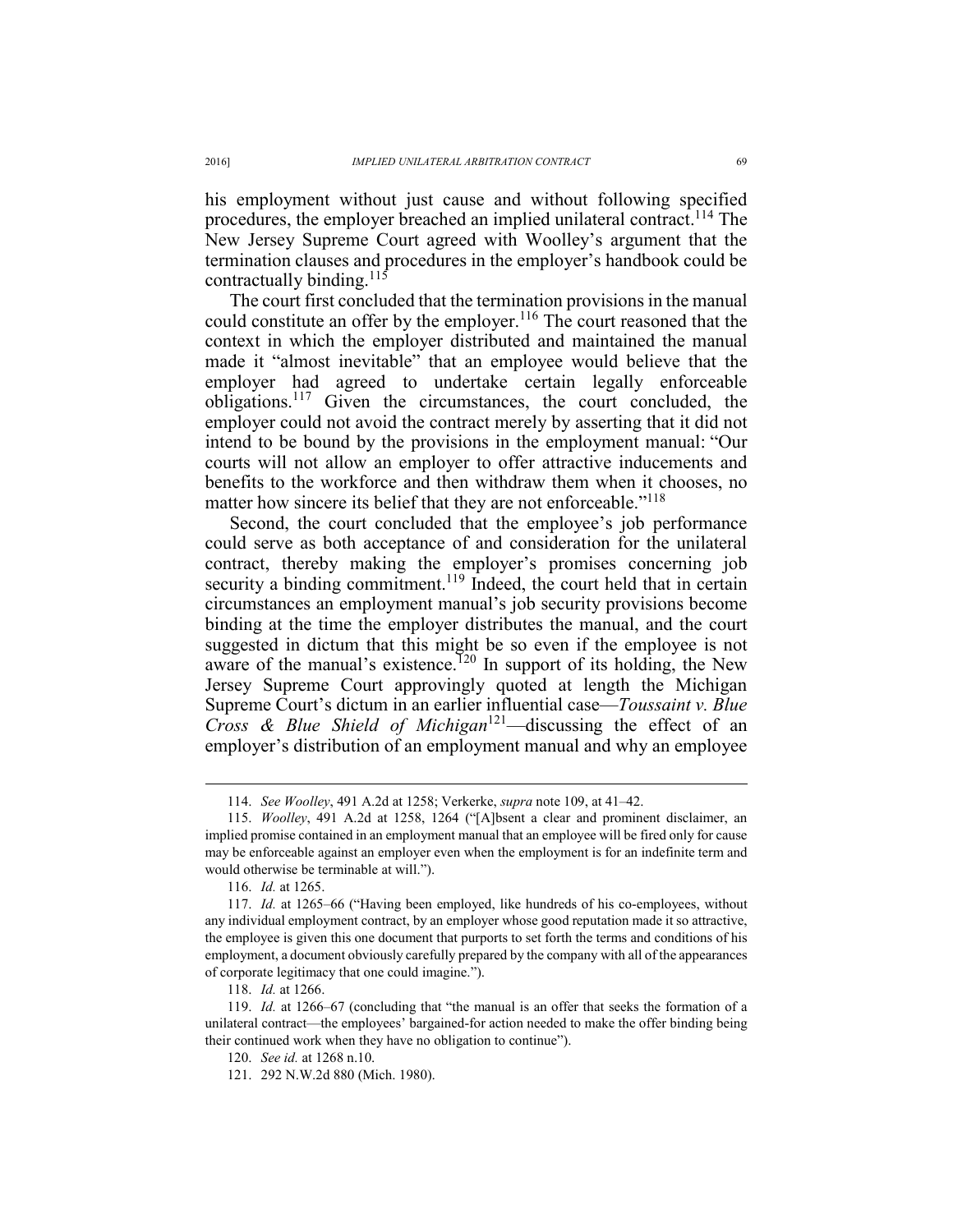his employment without just cause and without following specified procedures, the employer breached an implied unilateral contract.[114] The New Jersey Supreme Court agreed with Woolley's argument that the termination clauses and procedures in the employer's handbook could be contractually binding.[115]

The court first concluded that the termination provisions in the manual could constitute an offer by the employer.[116] The court reasoned that the context in which the employer distributed and maintained the manual made it "almost inevitable" that an employee would believe that the employer had agreed to undertake certain legally enforceable obligations.[117] Given the circumstances, the court concluded, the employer could not avoid the contract merely by asserting that it did not intend to be bound by the provisions in the employment manual: "Our courts will not allow an employer to offer attractive inducements and benefits to the workforce and then withdraw them when it chooses, no matter how sincere its belief that they are not enforceable."[118]

Second, the court concluded that the employee's job performance could serve as both acceptance of and consideration for the unilateral contract, thereby making the employer's promises concerning job security a binding commitment.[119] Indeed, the court held that in certain circumstances an employment manual's job security provisions become binding at the time the employer distributes the manual, and the court suggested in dictum that this might be so even if the employee is not aware of the manual's existence.[120] In support of its holding, the New Jersey Supreme Court approvingly quoted at length the Michigan Supreme Court's dictum in an earlier influential case—*Toussaint v. Blue Cross & Blue Shield of Michigan*[121]—discussing the effect of an employer's distribution of an employment manual and why an employee

---

114. *See Woolley*, 491 A.2d at 1258; Verkerke, *supra* note 109, at 41–42.

115. *Woolley*, 491 A.2d at 1258, 1264 ("[A]bsent a clear and prominent disclaimer, an implied promise contained in an employment manual that an employee will be fired only for cause may be enforceable against an employer even when the employment is for an indefinite term and would otherwise be terminable at will.").

116. *Id.* at 1265.

117. *Id.* at 1265–66 ("Having been employed, like hundreds of his co-employees, without any individual employment contract, by an employer whose good reputation made it so attractive, the employee is given this one document that purports to set forth the terms and conditions of his employment, a document obviously carefully prepared by the company with all of the appearances of corporate legitimacy that one could imagine.").

118. *Id.* at 1266.

119. *Id.* at 1266–67 (concluding that "the manual is an offer that seeks the formation of a unilateral contract—the employees' bargained-for action needed to make the offer binding being their continued work when they have no obligation to continue").

120. *See id.* at 1268 n.10.

121. 292 N.W.2d 880 (Mich. 1980).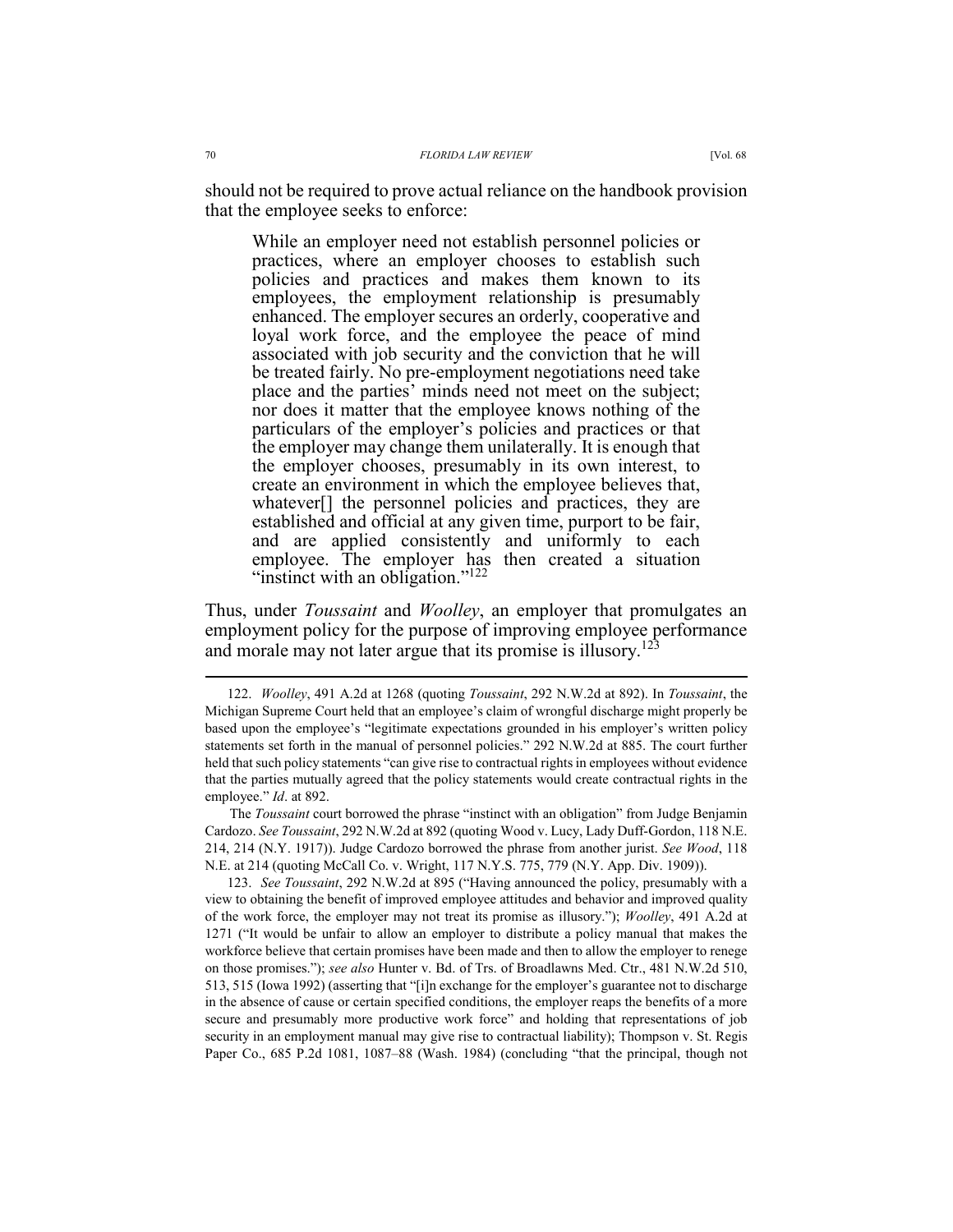should not be required to prove actual reliance on the handbook provision that the employee seeks to enforce:

> While an employer need not establish personnel policies or practices, where an employer chooses to establish such policies and practices and makes them known to its employees, the employment relationship is presumably enhanced. The employer secures an orderly, cooperative and loyal work force, and the employee the peace of mind associated with job security and the conviction that he will be treated fairly. No pre-employment negotiations need take place and the parties' minds need not meet on the subject; nor does it matter that the employee knows nothing of the particulars of the employer's policies and practices or that the employer may change them unilaterally. It is enough that the employer chooses, presumably in its own interest, to create an environment in which the employee believes that, whatever[] the personnel policies and practices, they are established and official at any given time, purport to be fair, and are applied consistently and uniformly to each employee. The employer has then created a situation "instinct with an obligation."[122]

Thus, under *Toussaint* and *Woolley*, an employer that promulgates an employment policy for the purpose of improving employee performance and morale may not later argue that its promise is illusory.[123]

---

122. *Woolley*, 491 A.2d at 1268 (quoting *Toussaint*, 292 N.W.2d at 892). In *Toussaint*, the Michigan Supreme Court held that an employee's claim of wrongful discharge might properly be based upon the employee's "legitimate expectations grounded in his employer's written policy statements set forth in the manual of personnel policies." 292 N.W.2d at 885. The court further held that such policy statements "can give rise to contractual rights in employees without evidence that the parties mutually agreed that the policy statements would create contractual rights in the employee." *Id*. at 892.

The *Toussaint* court borrowed the phrase "instinct with an obligation" from Judge Benjamin Cardozo. *See Toussaint*, 292 N.W.2d at 892 (quoting Wood v. Lucy, Lady Duff-Gordon, 118 N.E. 214, 214 (N.Y. 1917)). Judge Cardozo borrowed the phrase from another jurist. *See Wood*, 118 N.E. at 214 (quoting McCall Co. v. Wright, 117 N.Y.S. 775, 779 (N.Y. App. Div. 1909)).

123. *See Toussaint*, 292 N.W.2d at 895 ("Having announced the policy, presumably with a view to obtaining the benefit of improved employee attitudes and behavior and improved quality of the work force, the employer may not treat its promise as illusory."); *Woolley*, 491 A.2d at 1271 ("It would be unfair to allow an employer to distribute a policy manual that makes the workforce believe that certain promises have been made and then to allow the employer to renege on those promises."); *see also* Hunter v. Bd. of Trs. of Broadlawns Med. Ctr., 481 N.W.2d 510, 513, 515 (Iowa 1992) (asserting that "[i]n exchange for the employer's guarantee not to discharge in the absence of cause or certain specified conditions, the employer reaps the benefits of a more secure and presumably more productive work force" and holding that representations of job security in an employment manual may give rise to contractual liability); Thompson v. St. Regis Paper Co., 685 P.2d 1081, 1087–88 (Wash. 1984) (concluding "that the principal, though not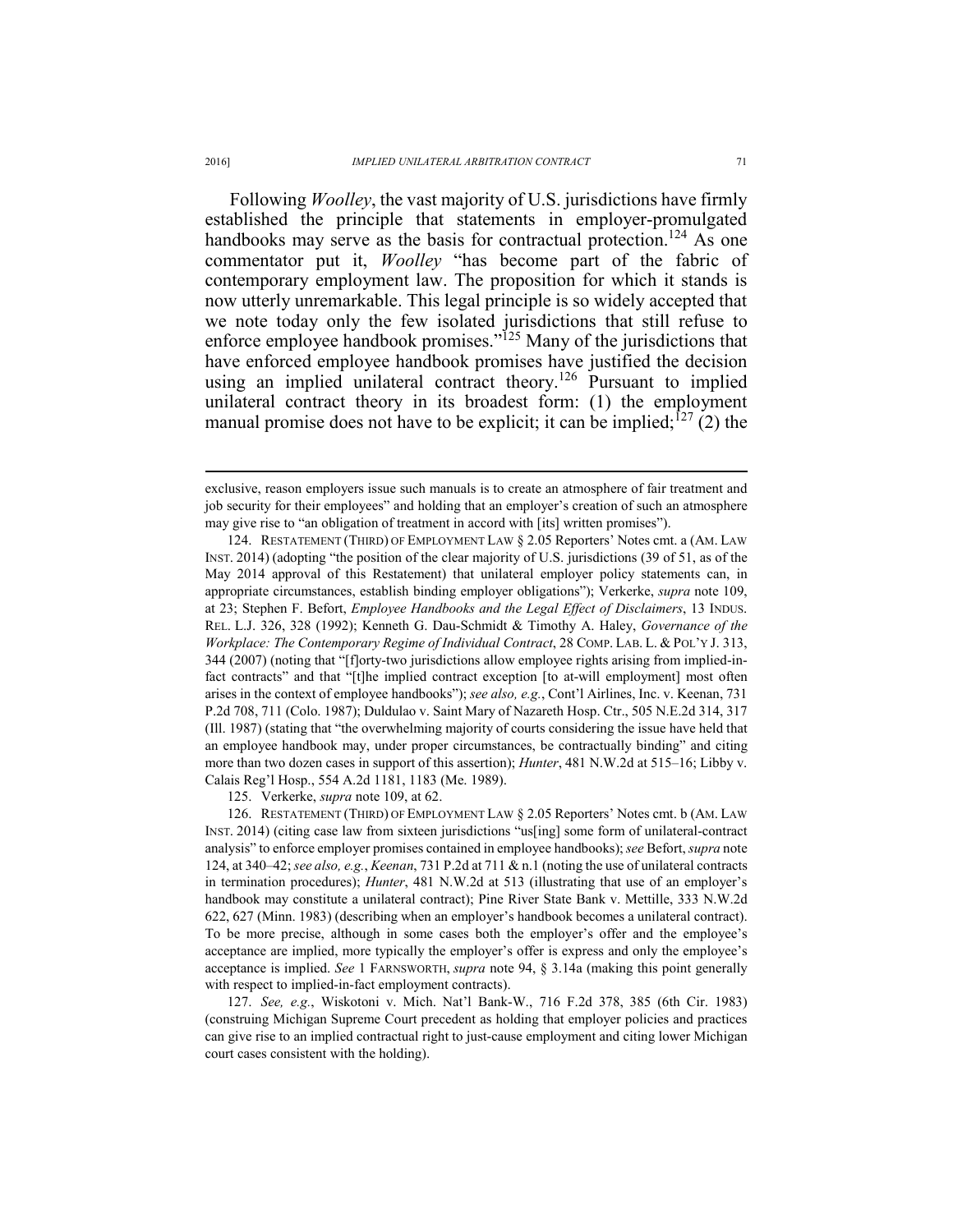Following *Woolley*, the vast majority of U.S. jurisdictions have firmly established the principle that statements in employer-promulgated handbooks may serve as the basis for contractual protection.[124] As one commentator put it, *Woolley* "has become part of the fabric of contemporary employment law. The proposition for which it stands is now utterly unremarkable. This legal principle is so widely accepted that we note today only the few isolated jurisdictions that still refuse to enforce employee handbook promises."[125] Many of the jurisdictions that have enforced employee handbook promises have justified the decision using an implied unilateral contract theory.[126] Pursuant to implied unilateral contract theory in its broadest form: (1) the employment manual promise does not have to be explicit; it can be implied;[127] (2) the

---

exclusive, reason employers issue such manuals is to create an atmosphere of fair treatment and job security for their employees" and holding that an employer's creation of such an atmosphere may give rise to "an obligation of treatment in accord with [its] written promises").

124. RESTATEMENT (THIRD) OF EMPLOYMENT LAW § 2.05 Reporters' Notes cmt. a (AM. LAW INST. 2014) (adopting "the position of the clear majority of U.S. jurisdictions (39 of 51, as of the May 2014 approval of this Restatement) that unilateral employer policy statements can, in appropriate circumstances, establish binding employer obligations"); Verkerke, *supra* note 109, at 23; Stephen F. Befort, *Employee Handbooks and the Legal Effect of Disclaimers*, 13 INDUS. REL. L.J. 326, 328 (1992); Kenneth G. Dau-Schmidt & Timothy A. Haley, *Governance of the Workplace: The Contemporary Regime of Individual Contract*, 28 COMP. LAB. L. & POL'Y J. 313, 344 (2007) (noting that "[f]orty-two jurisdictions allow employee rights arising from implied-in-fact contracts" and that "[t]he implied contract exception [to at-will employment] most often arises in the context of employee handbooks"); *see also, e.g.*, Cont'l Airlines, Inc. v. Keenan, 731 P.2d 708, 711 (Colo. 1987); Duldulao v. Saint Mary of Nazareth Hosp. Ctr., 505 N.E.2d 314, 317 (Ill. 1987) (stating that "the overwhelming majority of courts considering the issue have held that an employee handbook may, under proper circumstances, be contractually binding" and citing more than two dozen cases in support of this assertion); *Hunter*, 481 N.W.2d at 515–16; Libby v. Calais Reg'l Hosp., 554 A.2d 1181, 1183 (Me. 1989).

125. Verkerke, *supra* note 109, at 62.

126. RESTATEMENT (THIRD) OF EMPLOYMENT LAW § 2.05 Reporters' Notes cmt. b (AM. LAW INST. 2014) (citing case law from sixteen jurisdictions "us[ing] some form of unilateral-contract analysis" to enforce employer promises contained in employee handbooks); *see* Befort, *supra* note 124, at 340–42; *see also, e.g.*, *Keenan*, 731 P.2d at 711 & n.1 (noting the use of unilateral contracts in termination procedures); *Hunter*, 481 N.W.2d at 513 (illustrating that use of an employer's handbook may constitute a unilateral contract); Pine River State Bank v. Mettille, 333 N.W.2d 622, 627 (Minn. 1983) (describing when an employer's handbook becomes a unilateral contract). To be more precise, although in some cases both the employer's offer and the employee's acceptance are implied, more typically the employer's offer is express and only the employee's acceptance is implied. *See* 1 FARNSWORTH, *supra* note 94, § 3.14a (making this point generally with respect to implied-in-fact employment contracts).

127. *See, e.g.*, Wiskotoni v. Mich. Nat'l Bank-W., 716 F.2d 378, 385 (6th Cir. 1983) (construing Michigan Supreme Court precedent as holding that employer policies and practices can give rise to an implied contractual right to just-cause employment and citing lower Michigan court cases consistent with the holding).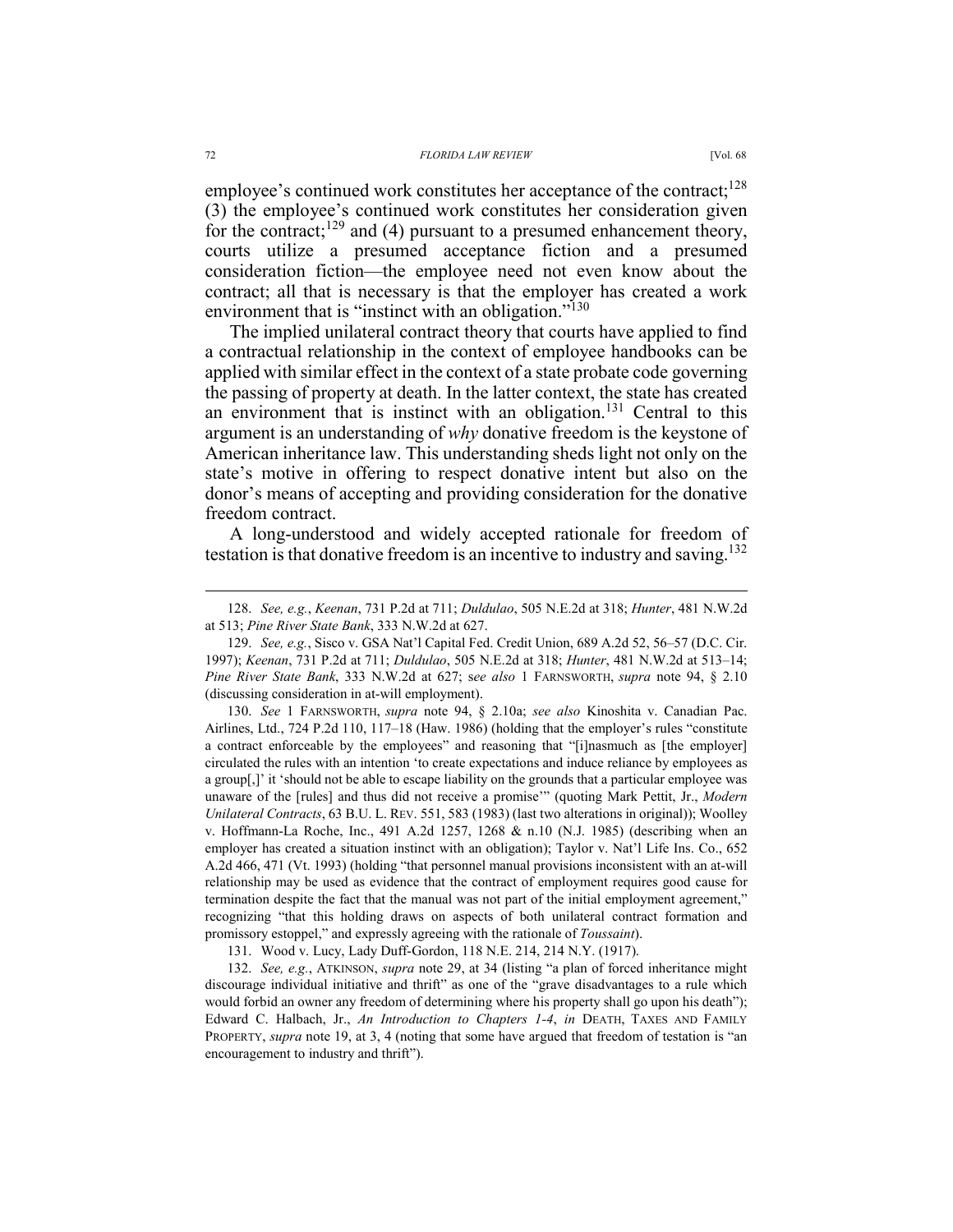employee's continued work constitutes her acceptance of the contract;[128] (3) the employee's continued work constitutes her consideration given for the contract;[129] and (4) pursuant to a presumed enhancement theory, courts utilize a presumed acceptance fiction and a presumed consideration fiction—the employee need not even know about the contract; all that is necessary is that the employer has created a work environment that is "instinct with an obligation."[130]

The implied unilateral contract theory that courts have applied to find a contractual relationship in the context of employee handbooks can be applied with similar effect in the context of a state probate code governing the passing of property at death. In the latter context, the state has created an environment that is instinct with an obligation.[131] Central to this argument is an understanding of *why* donative freedom is the keystone of American inheritance law. This understanding sheds light not only on the state's motive in offering to respect donative intent but also on the donor's means of accepting and providing consideration for the donative freedom contract.

A long-understood and widely accepted rationale for freedom of testation is that donative freedom is an incentive to industry and saving.[132]

---

128. *See, e.g.*, *Keenan*, 731 P.2d at 711; *Duldulao*, 505 N.E.2d at 318; *Hunter*, 481 N.W.2d at 513; *Pine River State Bank*, 333 N.W.2d at 627.

129. *See, e.g.*, Sisco v. GSA Nat'l Capital Fed. Credit Union, 689 A.2d 52, 56–57 (D.C. Cir. 1997); *Keenan*, 731 P.2d at 711; *Duldulao*, 505 N.E.2d at 318; *Hunter*, 481 N.W.2d at 513–14; *Pine River State Bank*, 333 N.W.2d at 627; s*ee also* 1 FARNSWORTH, *supra* note 94, § 2.10 (discussing consideration in at-will employment).

130. *See* 1 FARNSWORTH, *supra* note 94, § 2.10a; *see also* Kinoshita v. Canadian Pac. Airlines, Ltd., 724 P.2d 110, 117–18 (Haw. 1986) (holding that the employer's rules "constitute a contract enforceable by the employees" and reasoning that "[i]nasmuch as [the employer] circulated the rules with an intention 'to create expectations and induce reliance by employees as a group[,]' it 'should not be able to escape liability on the grounds that a particular employee was unaware of the [rules] and thus did not receive a promise'" (quoting Mark Pettit, Jr., *Modern Unilateral Contracts*, 63 B.U. L. REV. 551, 583 (1983) (last two alterations in original)); Woolley v. Hoffmann-La Roche, Inc., 491 A.2d 1257, 1268 & n.10 (N.J. 1985) (describing when an employer has created a situation instinct with an obligation); Taylor v. Nat'l Life Ins. Co., 652 A.2d 466, 471 (Vt. 1993) (holding "that personnel manual provisions inconsistent with an at-will relationship may be used as evidence that the contract of employment requires good cause for termination despite the fact that the manual was not part of the initial employment agreement," recognizing "that this holding draws on aspects of both unilateral contract formation and promissory estoppel," and expressly agreeing with the rationale of *Toussaint*).

131. Wood v. Lucy, Lady Duff-Gordon, 118 N.E. 214, 214 N.Y. (1917).

132. *See, e.g.*, ATKINSON, *supra* note 29, at 34 (listing "a plan of forced inheritance might discourage individual initiative and thrift" as one of the "grave disadvantages to a rule which would forbid an owner any freedom of determining where his property shall go upon his death"); Edward C. Halbach, Jr., *An Introduction to Chapters 1-4*, *in* DEATH, TAXES AND FAMILY PROPERTY, *supra* note 19, at 3, 4 (noting that some have argued that freedom of testation is "an encouragement to industry and thrift").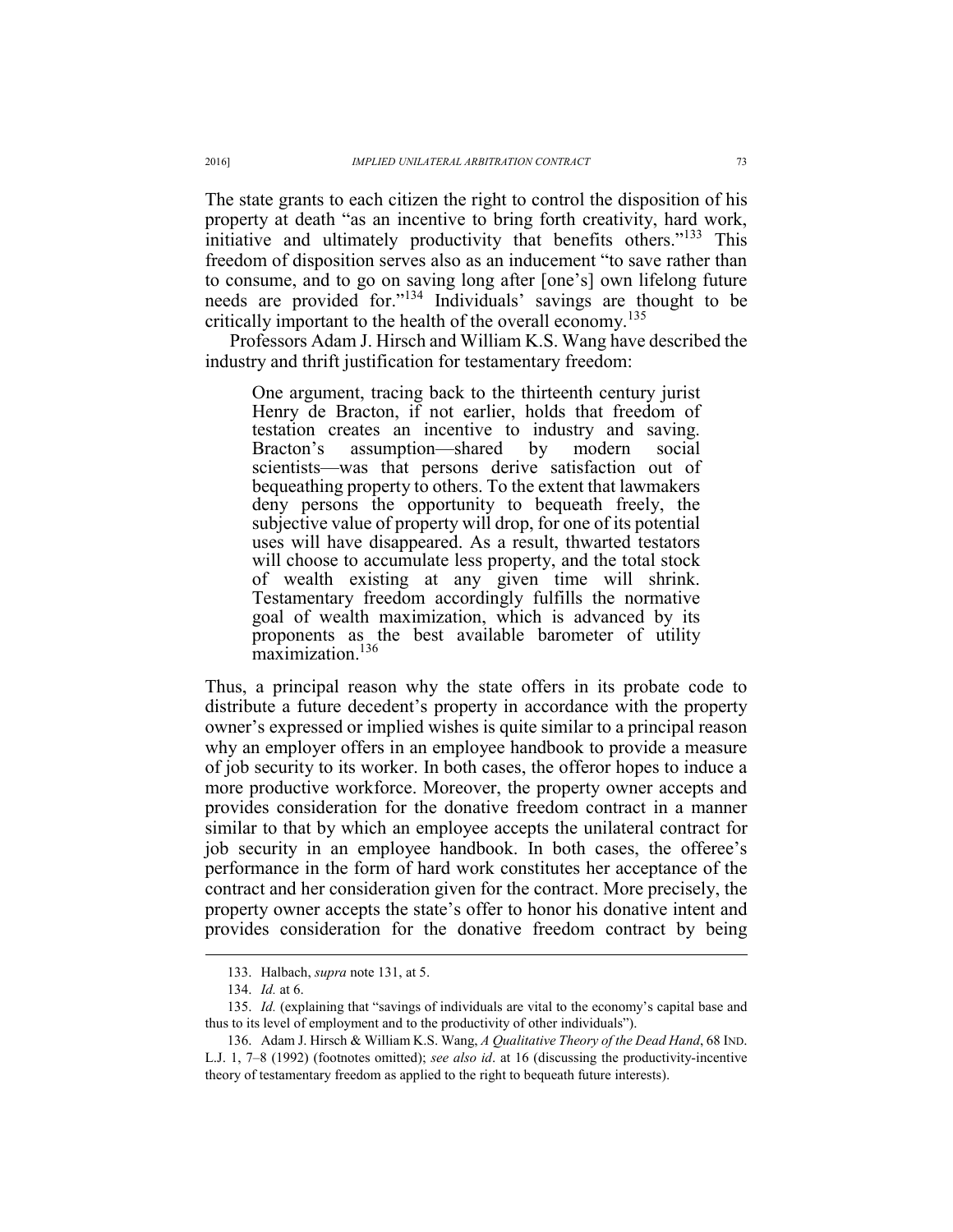The state grants to each citizen the right to control the disposition of his property at death "as an incentive to bring forth creativity, hard work, initiative and ultimately productivity that benefits others."[133] This freedom of disposition serves also as an inducement "to save rather than to consume, and to go on saving long after [one's] own lifelong future needs are provided for."[134] Individuals' savings are thought to be critically important to the health of the overall economy.[135]

Professors Adam J. Hirsch and William K.S. Wang have described the industry and thrift justification for testamentary freedom:

> One argument, tracing back to the thirteenth century jurist Henry de Bracton, if not earlier, holds that freedom of testation creates an incentive to industry and saving. Bracton's assumption—shared by modern social scientists—was that persons derive satisfaction out of bequeathing property to others. To the extent that lawmakers deny persons the opportunity to bequeath freely, the subjective value of property will drop, for one of its potential uses will have disappeared. As a result, thwarted testators will choose to accumulate less property, and the total stock of wealth existing at any given time will shrink. Testamentary freedom accordingly fulfills the normative goal of wealth maximization, which is advanced by its proponents as the best available barometer of utility maximization.[136]

Thus, a principal reason why the state offers in its probate code to distribute a future decedent's property in accordance with the property owner's expressed or implied wishes is quite similar to a principal reason why an employer offers in an employee handbook to provide a measure of job security to its worker. In both cases, the offeror hopes to induce a more productive workforce. Moreover, the property owner accepts and provides consideration for the donative freedom contract in a manner similar to that by which an employee accepts the unilateral contract for job security in an employee handbook. In both cases, the offeree's performance in the form of hard work constitutes her acceptance of the contract and her consideration given for the contract. More precisely, the property owner accepts the state's offer to honor his donative intent and provides consideration for the donative freedom contract by being

---

133. Halbach, *supra* note 131, at 5.

134. *Id.* at 6.

135. *Id.* (explaining that "savings of individuals are vital to the economy's capital base and thus to its level of employment and to the productivity of other individuals").

136. Adam J. Hirsch & William K.S. Wang, *A Qualitative Theory of the Dead Hand*, 68 IND. L.J. 1, 7–8 (1992) (footnotes omitted); *see also id*. at 16 (discussing the productivity-incentive theory of testamentary freedom as applied to the right to bequeath future interests).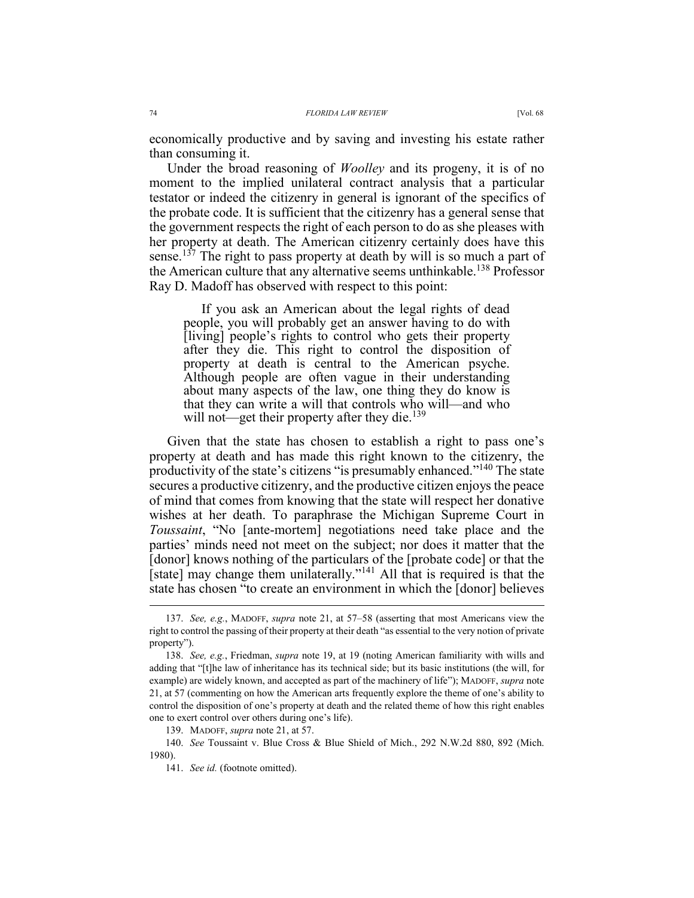economically productive and by saving and investing his estate rather than consuming it.

Under the broad reasoning of *Woolley* and its progeny, it is of no moment to the implied unilateral contract analysis that a particular testator or indeed the citizenry in general is ignorant of the specifics of the probate code. It is sufficient that the citizenry has a general sense that the government respects the right of each person to do as she pleases with her property at death. The American citizenry certainly does have this sense.[137] The right to pass property at death by will is so much a part of the American culture that any alternative seems unthinkable.[138] Professor Ray D. Madoff has observed with respect to this point:

> If you ask an American about the legal rights of dead people, you will probably get an answer having to do with [living] people's rights to control who gets their property after they die. This right to control the disposition of property at death is central to the American psyche. Although people are often vague in their understanding about many aspects of the law, one thing they do know is that they can write a will that controls who will—and who will not—get their property after they die.[139]

Given that the state has chosen to establish a right to pass one's property at death and has made this right known to the citizenry, the productivity of the state's citizens "is presumably enhanced."[140] The state secures a productive citizenry, and the productive citizen enjoys the peace of mind that comes from knowing that the state will respect her donative wishes at her death. To paraphrase the Michigan Supreme Court in *Toussaint*, "No [ante-mortem] negotiations need take place and the parties' minds need not meet on the subject; nor does it matter that the [donor] knows nothing of the particulars of the [probate code] or that the [state] may change them unilaterally."[141] All that is required is that the state has chosen "to create an environment in which the [donor] believes

---

137. *See, e.g.*, MADOFF, *supra* note 21, at 57–58 (asserting that most Americans view the right to control the passing of their property at their death "as essential to the very notion of private property").

138. *See, e.g.*, Friedman, *supra* note 19, at 19 (noting American familiarity with wills and adding that "[t]he law of inheritance has its technical side; but its basic institutions (the will, for example) are widely known, and accepted as part of the machinery of life"); MADOFF, *supra* note 21, at 57 (commenting on how the American arts frequently explore the theme of one's ability to control the disposition of one's property at death and the related theme of how this right enables one to exert control over others during one's life).

139. MADOFF, *supra* note 21, at 57.

140. *See* Toussaint v. Blue Cross & Blue Shield of Mich., 292 N.W.2d 880, 892 (Mich. 1980).

141. *See id.* (footnote omitted).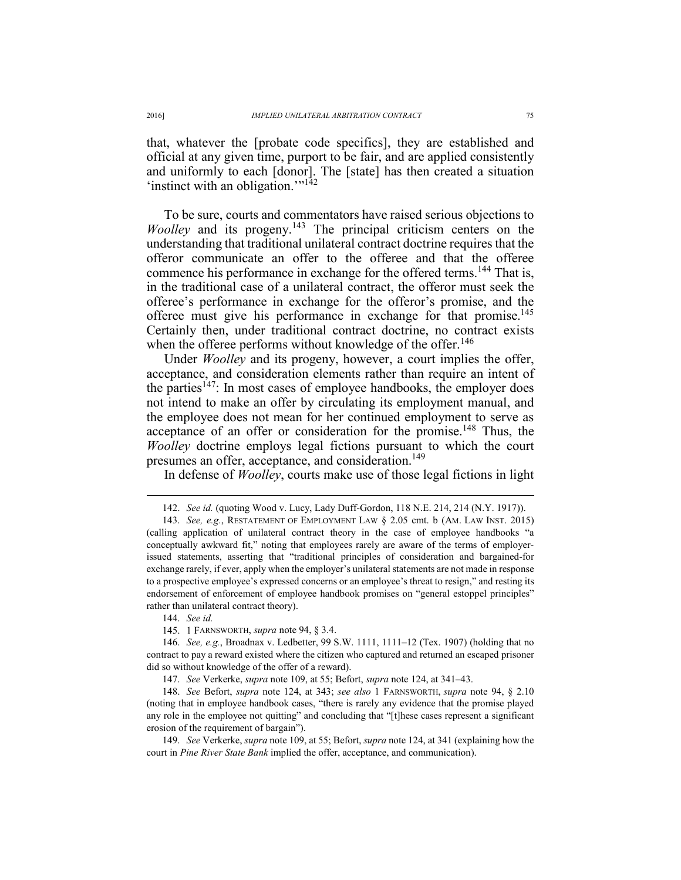that, whatever the [probate code specifics], they are established and official at any given time, purport to be fair, and are applied consistently and uniformly to each [donor]. The [state] has then created a situation 'instinct with an obligation.'"[142]

To be sure, courts and commentators have raised serious objections to *Woolley* and its progeny.[143] The principal criticism centers on the understanding that traditional unilateral contract doctrine requires that the offeror communicate an offer to the offeree and that the offeree commence his performance in exchange for the offered terms.[144] That is, in the traditional case of a unilateral contract, the offeror must seek the offeree's performance in exchange for the offeror's promise, and the offeree must give his performance in exchange for that promise.[145] Certainly then, under traditional contract doctrine, no contract exists when the offeree performs without knowledge of the offer.[146]

Under *Woolley* and its progeny, however, a court implies the offer, acceptance, and consideration elements rather than require an intent of the parties[147]: In most cases of employee handbooks, the employer does not intend to make an offer by circulating its employment manual, and the employee does not mean for her continued employment to serve as acceptance of an offer or consideration for the promise.[148] Thus, the *Woolley* doctrine employs legal fictions pursuant to which the court presumes an offer, acceptance, and consideration.[149]

In defense of *Woolley*, courts make use of those legal fictions in light

---

142. *See id.* (quoting Wood v. Lucy, Lady Duff-Gordon, 118 N.E. 214, 214 (N.Y. 1917)).

143. *See, e.g.*, RESTATEMENT OF EMPLOYMENT LAW § 2.05 cmt. b (AM. LAW INST. 2015) (calling application of unilateral contract theory in the case of employee handbooks "a conceptually awkward fit," noting that employees rarely are aware of the terms of employer-issued statements, asserting that "traditional principles of consideration and bargained-for exchange rarely, if ever, apply when the employer's unilateral statements are not made in response to a prospective employee's expressed concerns or an employee's threat to resign," and resting its endorsement of enforcement of employee handbook promises on "general estoppel principles" rather than unilateral contract theory).

144. *See id.*

145. 1 FARNSWORTH, *supra* note 94, § 3.4.

146. *See, e.g.*, Broadnax v. Ledbetter, 99 S.W. 1111, 1111–12 (Tex. 1907) (holding that no contract to pay a reward existed where the citizen who captured and returned an escaped prisoner did so without knowledge of the offer of a reward).

147. *See* Verkerke, *supra* note 109, at 55; Befort, *supra* note 124, at 341–43.

148. *See* Befort, *supra* note 124, at 343; *see also* 1 FARNSWORTH, *supra* note 94, § 2.10 (noting that in employee handbook cases, "there is rarely any evidence that the promise played any role in the employee not quitting" and concluding that "[t]hese cases represent a significant erosion of the requirement of bargain").

149. *See* Verkerke, *supra* note 109, at 55; Befort, *supra* note 124, at 341 (explaining how the court in *Pine River State Bank* implied the offer, acceptance, and communication).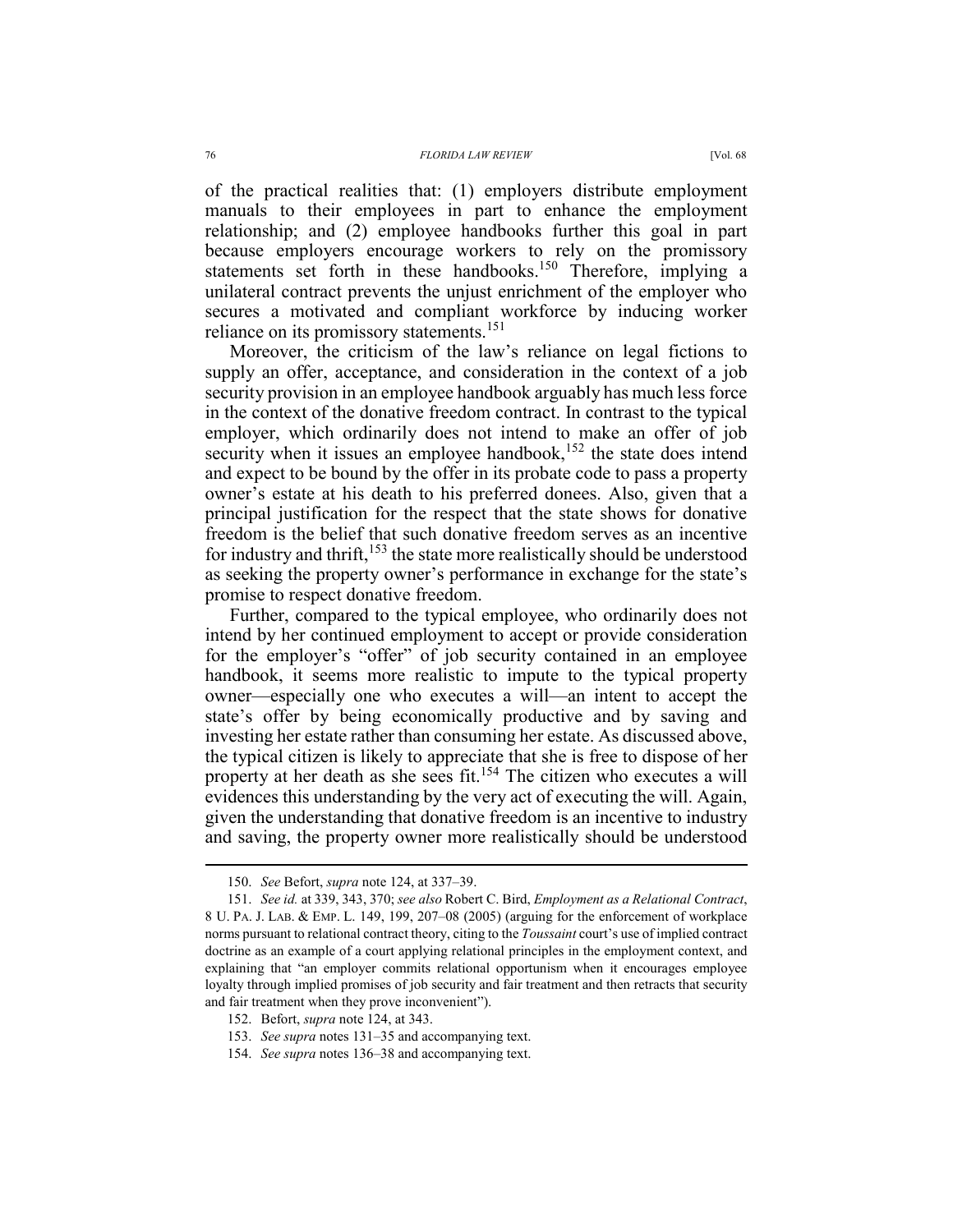of the practical realities that: (1) employers distribute employment manuals to their employees in part to enhance the employment relationship; and (2) employee handbooks further this goal in part because employers encourage workers to rely on the promissory statements set forth in these handbooks.[150] Therefore, implying a unilateral contract prevents the unjust enrichment of the employer who secures a motivated and compliant workforce by inducing worker reliance on its promissory statements.[151]

Moreover, the criticism of the law's reliance on legal fictions to supply an offer, acceptance, and consideration in the context of a job security provision in an employee handbook arguably has much less force in the context of the donative freedom contract. In contrast to the typical employer, which ordinarily does not intend to make an offer of job security when it issues an employee handbook,[152] the state does intend and expect to be bound by the offer in its probate code to pass a property owner's estate at his death to his preferred donees. Also, given that a principal justification for the respect that the state shows for donative freedom is the belief that such donative freedom serves as an incentive for industry and thrift,[153] the state more realistically should be understood as seeking the property owner's performance in exchange for the state's promise to respect donative freedom.

Further, compared to the typical employee, who ordinarily does not intend by her continued employment to accept or provide consideration for the employer's "offer" of job security contained in an employee handbook, it seems more realistic to impute to the typical property owner—especially one who executes a will—an intent to accept the state's offer by being economically productive and by saving and investing her estate rather than consuming her estate. As discussed above, the typical citizen is likely to appreciate that she is free to dispose of her property at her death as she sees fit.[154] The citizen who executes a will evidences this understanding by the very act of executing the will. Again, given the understanding that donative freedom is an incentive to industry and saving, the property owner more realistically should be understood

---

150. *See* Befort, *supra* note 124, at 337–39.

151. *See id.* at 339, 343, 370; *see also* Robert C. Bird, *Employment as a Relational Contract*, 8 U. PA. J. LAB. & EMP. L. 149, 199, 207–08 (2005) (arguing for the enforcement of workplace norms pursuant to relational contract theory, citing to the *Toussaint* court's use of implied contract doctrine as an example of a court applying relational principles in the employment context, and explaining that "an employer commits relational opportunism when it encourages employee loyalty through implied promises of job security and fair treatment and then retracts that security and fair treatment when they prove inconvenient").

152. Befort, *supra* note 124, at 343.

153. *See supra* notes 131–35 and accompanying text.

154. *See supra* notes 136–38 and accompanying text.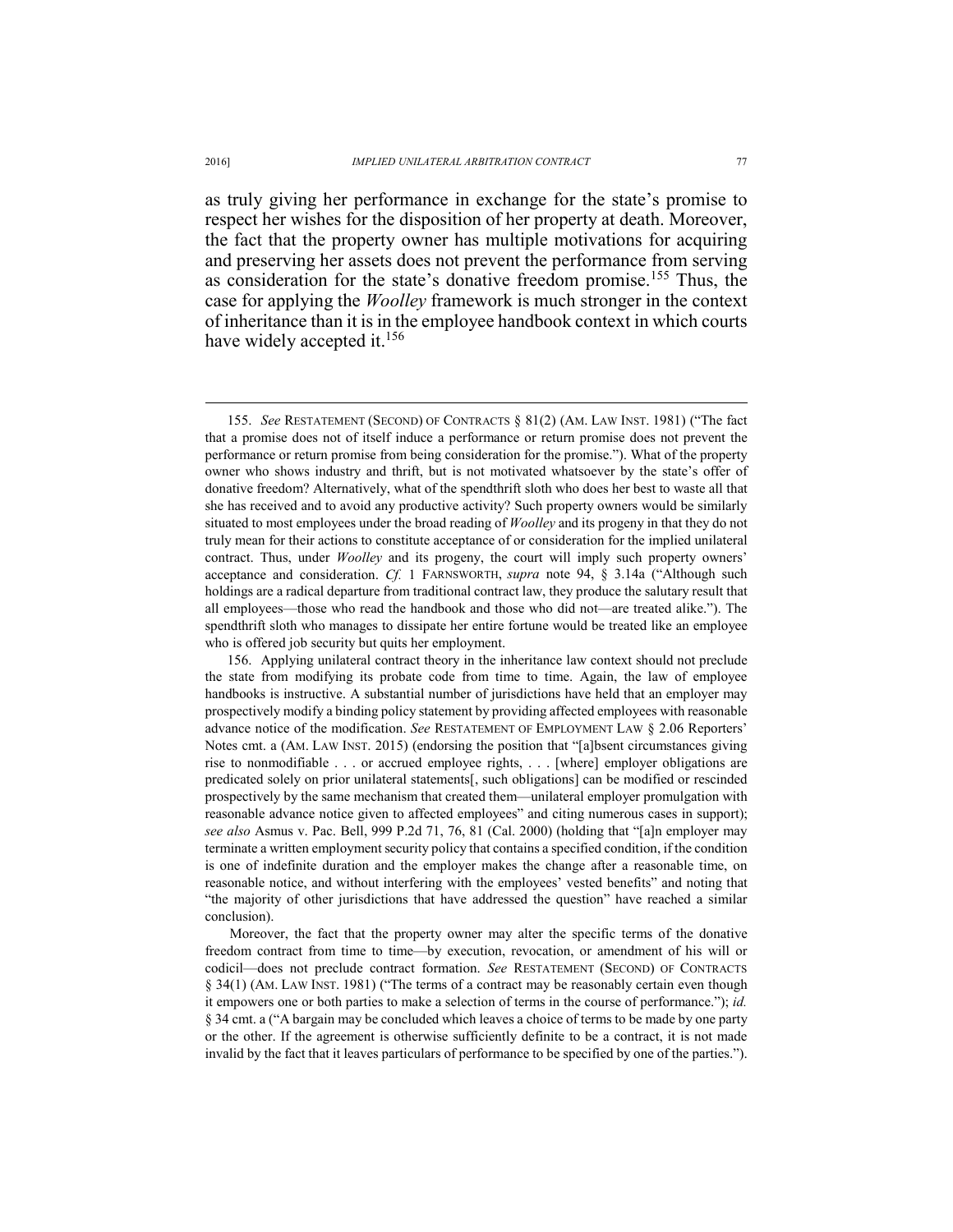as truly giving her performance in exchange for the state's promise to respect her wishes for the disposition of her property at death. Moreover, the fact that the property owner has multiple motivations for acquiring and preserving her assets does not prevent the performance from serving as consideration for the state's donative freedom promise.[155] Thus, the case for applying the *Woolley* framework is much stronger in the context of inheritance than it is in the employee handbook context in which courts have widely accepted it.[156]

---

155. *See* RESTATEMENT (SECOND) OF CONTRACTS § 81(2) (AM. LAW INST. 1981) ("The fact that a promise does not of itself induce a performance or return promise does not prevent the performance or return promise from being consideration for the promise."). What of the property owner who shows industry and thrift, but is not motivated whatsoever by the state's offer of donative freedom? Alternatively, what of the spendthrift sloth who does her best to waste all that she has received and to avoid any productive activity? Such property owners would be similarly situated to most employees under the broad reading of *Woolley* and its progeny in that they do not truly mean for their actions to constitute acceptance of or consideration for the implied unilateral contract. Thus, under *Woolley* and its progeny, the court will imply such property owners' acceptance and consideration. *Cf.* 1 FARNSWORTH, *supra* note 94, § 3.14a ("Although such holdings are a radical departure from traditional contract law, they produce the salutary result that all employees—those who read the handbook and those who did not—are treated alike."). The spendthrift sloth who manages to dissipate her entire fortune would be treated like an employee who is offered job security but quits her employment.

156. Applying unilateral contract theory in the inheritance law context should not preclude the state from modifying its probate code from time to time. Again, the law of employee handbooks is instructive. A substantial number of jurisdictions have held that an employer may prospectively modify a binding policy statement by providing affected employees with reasonable advance notice of the modification. *See* RESTATEMENT OF EMPLOYMENT LAW § 2.06 Reporters' Notes cmt. a (AM. LAW INST. 2015) (endorsing the position that "[a]bsent circumstances giving rise to nonmodifiable . . . or accrued employee rights, . . . [where] employer obligations are predicated solely on prior unilateral statements[, such obligations] can be modified or rescinded prospectively by the same mechanism that created them—unilateral employer promulgation with reasonable advance notice given to affected employees" and citing numerous cases in support); *see also* Asmus v. Pac. Bell, 999 P.2d 71, 76, 81 (Cal. 2000) (holding that "[a]n employer may terminate a written employment security policy that contains a specified condition, if the condition is one of indefinite duration and the employer makes the change after a reasonable time, on reasonable notice, and without interfering with the employees' vested benefits" and noting that "the majority of other jurisdictions that have addressed the question" have reached a similar conclusion).

Moreover, the fact that the property owner may alter the specific terms of the donative freedom contract from time to time—by execution, revocation, or amendment of his will or codicil—does not preclude contract formation. *See* RESTATEMENT (SECOND) OF CONTRACTS § 34(1) (AM. LAW INST. 1981) ("The terms of a contract may be reasonably certain even though it empowers one or both parties to make a selection of terms in the course of performance."); *id.* § 34 cmt. a ("A bargain may be concluded which leaves a choice of terms to be made by one party or the other. If the agreement is otherwise sufficiently definite to be a contract, it is not made invalid by the fact that it leaves particulars of performance to be specified by one of the parties.").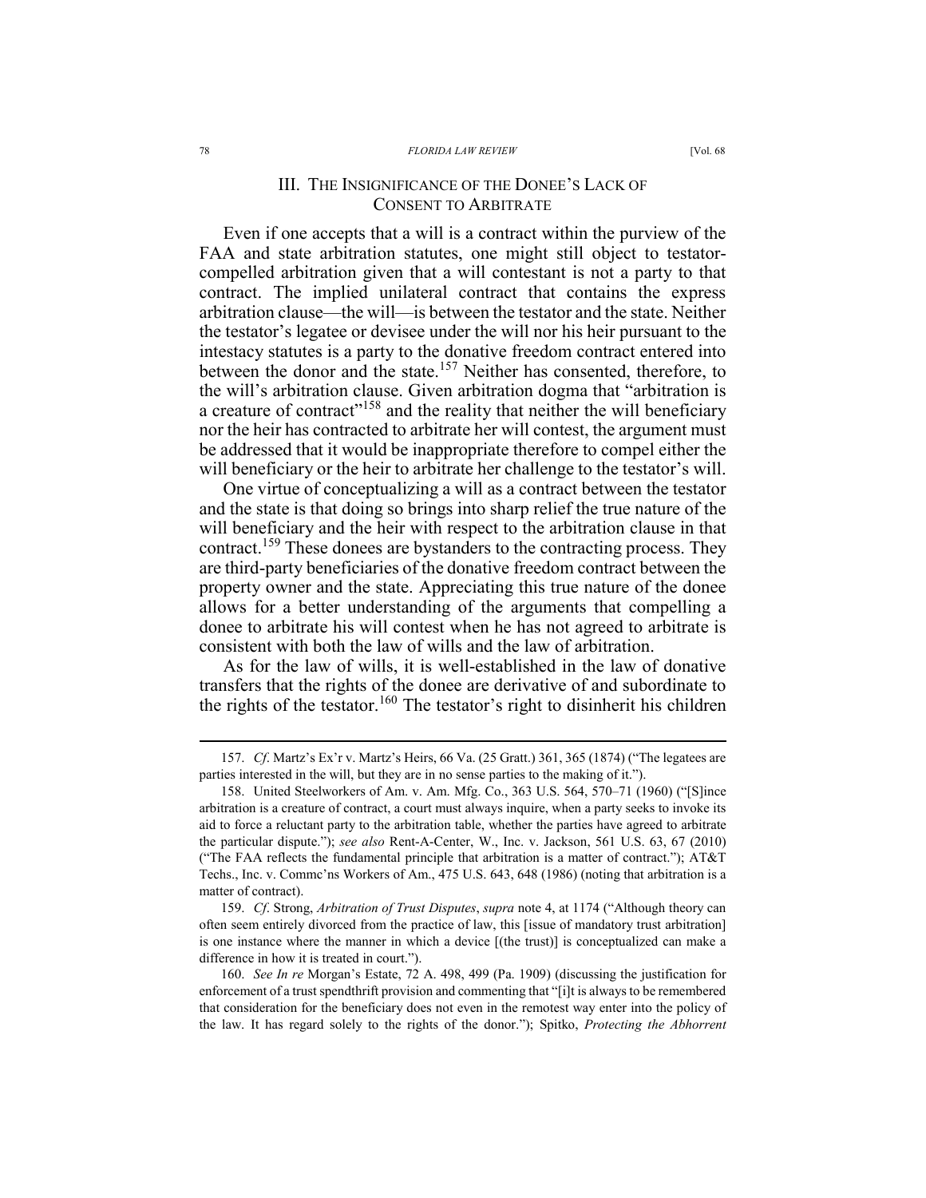## III. The Insignificance of the Donee's Lack of Consent to Arbitrate

Even if one accepts that a will is a contract within the purview of the FAA and state arbitration statutes, one might still object to testator-compelled arbitration given that a will contestant is not a party to that contract. The implied unilateral contract that contains the express arbitration clause—the will—is between the testator and the state. Neither the testator's legatee or devisee under the will nor his heir pursuant to the intestacy statutes is a party to the donative freedom contract entered into between the donor and the state.[157] Neither has consented, therefore, to the will's arbitration clause. Given arbitration dogma that "arbitration is a creature of contract"[158] and the reality that neither the will beneficiary nor the heir has contracted to arbitrate her will contest, the argument must be addressed that it would be inappropriate therefore to compel either the will beneficiary or the heir to arbitrate her challenge to the testator's will.

One virtue of conceptualizing a will as a contract between the testator and the state is that doing so brings into sharp relief the true nature of the will beneficiary and the heir with respect to the arbitration clause in that contract.[159] These donees are bystanders to the contracting process. They are third-party beneficiaries of the donative freedom contract between the property owner and the state. Appreciating this true nature of the donee allows for a better understanding of the arguments that compelling a donee to arbitrate his will contest when he has not agreed to arbitrate is consistent with both the law of wills and the law of arbitration.

As for the law of wills, it is well-established in the law of donative transfers that the rights of the donee are derivative of and subordinate to the rights of the testator.[160] The testator's right to disinherit his children

---

157. *Cf*. Martz's Ex'r v. Martz's Heirs, 66 Va. (25 Gratt.) 361, 365 (1874) ("The legatees are parties interested in the will, but they are in no sense parties to the making of it.").

158. United Steelworkers of Am. v. Am. Mfg. Co., 363 U.S. 564, 570–71 (1960) ("[S]ince arbitration is a creature of contract, a court must always inquire, when a party seeks to invoke its aid to force a reluctant party to the arbitration table, whether the parties have agreed to arbitrate the particular dispute."); *see also* Rent-A-Center, W., Inc. v. Jackson, 561 U.S. 63, 67 (2010) ("The FAA reflects the fundamental principle that arbitration is a matter of contract."); AT&T Techs., Inc. v. Commc'ns Workers of Am., 475 U.S. 643, 648 (1986) (noting that arbitration is a matter of contract).

159. *Cf*. Strong, *Arbitration of Trust Disputes*, *supra* note 4, at 1174 ("Although theory can often seem entirely divorced from the practice of law, this [issue of mandatory trust arbitration] is one instance where the manner in which a device [(the trust)] is conceptualized can make a difference in how it is treated in court.").

160. *See In re* Morgan's Estate, 72 A. 498, 499 (Pa. 1909) (discussing the justification for enforcement of a trust spendthrift provision and commenting that "[i]t is always to be remembered that consideration for the beneficiary does not even in the remotest way enter into the policy of the law. It has regard solely to the rights of the donor."); Spitko, *Protecting the Abhorrent*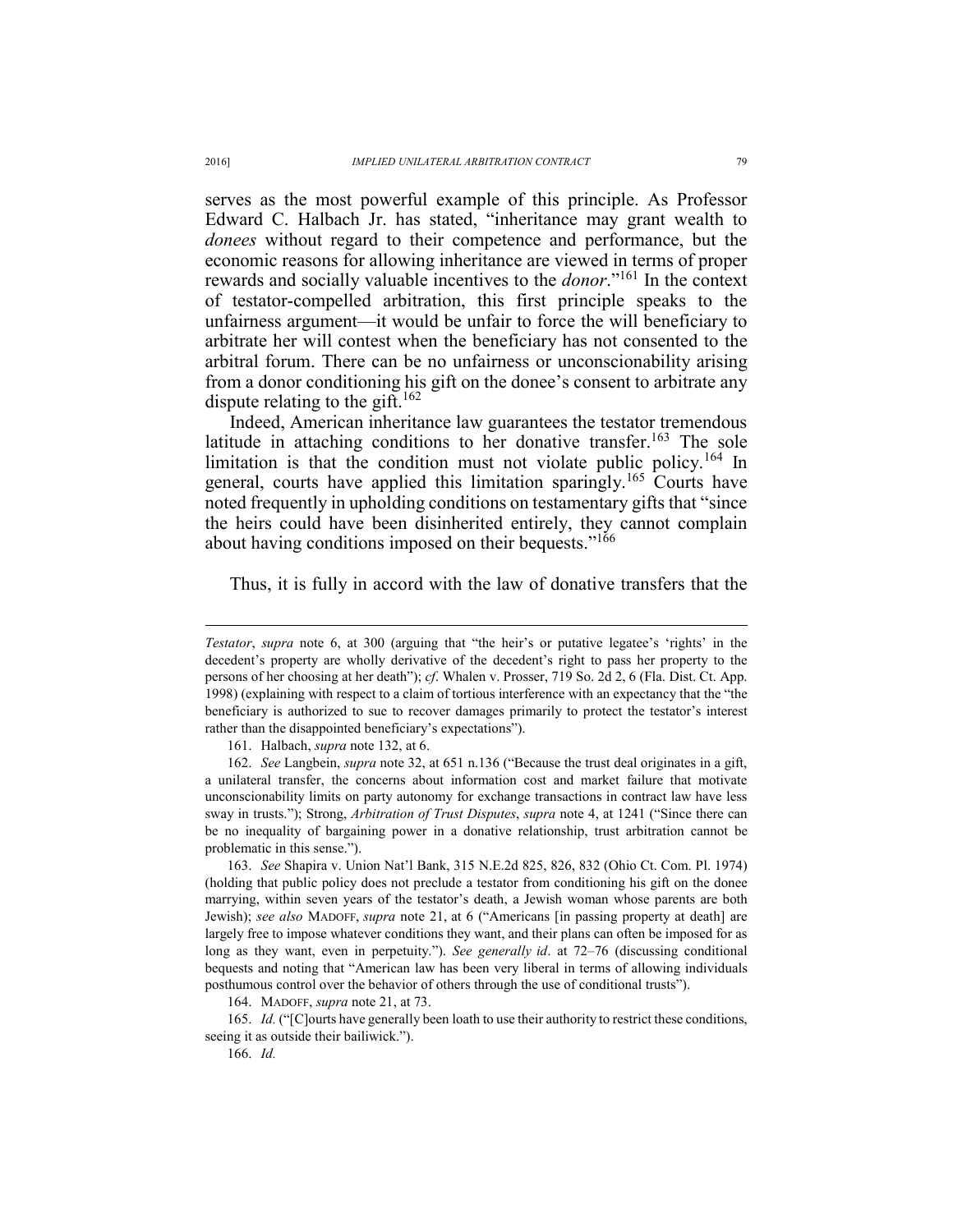serves as the most powerful example of this principle. As Professor Edward C. Halbach Jr. has stated, "inheritance may grant wealth to *donees* without regard to their competence and performance, but the economic reasons for allowing inheritance are viewed in terms of proper rewards and socially valuable incentives to the *donor*."[161] In the context of testator-compelled arbitration, this first principle speaks to the unfairness argument—it would be unfair to force the will beneficiary to arbitrate her will contest when the beneficiary has not consented to the arbitral forum. There can be no unfairness or unconscionability arising from a donor conditioning his gift on the donee's consent to arbitrate any dispute relating to the gift.[162]

Indeed, American inheritance law guarantees the testator tremendous latitude in attaching conditions to her donative transfer.[163] The sole limitation is that the condition must not violate public policy.[164] In general, courts have applied this limitation sparingly.[165] Courts have noted frequently in upholding conditions on testamentary gifts that "since the heirs could have been disinherited entirely, they cannot complain about having conditions imposed on their bequests."[166]

Thus, it is fully in accord with the law of donative transfers that the

---

*Testator*, *supra* note 6, at 300 (arguing that "the heir's or putative legatee's 'rights' in the decedent's property are wholly derivative of the decedent's right to pass her property to the persons of her choosing at her death"); *cf*. Whalen v. Prosser, 719 So. 2d 2, 6 (Fla. Dist. Ct. App. 1998) (explaining with respect to a claim of tortious interference with an expectancy that the "the beneficiary is authorized to sue to recover damages primarily to protect the testator's interest rather than the disappointed beneficiary's expectations").

161. Halbach, *supra* note 132, at 6.

162. *See* Langbein, *supra* note 32, at 651 n.136 ("Because the trust deal originates in a gift, a unilateral transfer, the concerns about information cost and market failure that motivate unconscionability limits on party autonomy for exchange transactions in contract law have less sway in trusts."); Strong, *Arbitration of Trust Disputes*, *supra* note 4, at 1241 ("Since there can be no inequality of bargaining power in a donative relationship, trust arbitration cannot be problematic in this sense.").

163. *See* Shapira v. Union Nat'l Bank, 315 N.E.2d 825, 826, 832 (Ohio Ct. Com. Pl. 1974) (holding that public policy does not preclude a testator from conditioning his gift on the donee marrying, within seven years of the testator's death, a Jewish woman whose parents are both Jewish); *see also* MADOFF, *supra* note 21, at 6 ("Americans [in passing property at death] are largely free to impose whatever conditions they want, and their plans can often be imposed for as long as they want, even in perpetuity."). *See generally id*. at 72–76 (discussing conditional bequests and noting that "American law has been very liberal in terms of allowing individuals posthumous control over the behavior of others through the use of conditional trusts").

164. MADOFF, *supra* note 21, at 73.

165. *Id.* ("[C]ourts have generally been loath to use their authority to restrict these conditions, seeing it as outside their bailiwick.").

166. *Id.*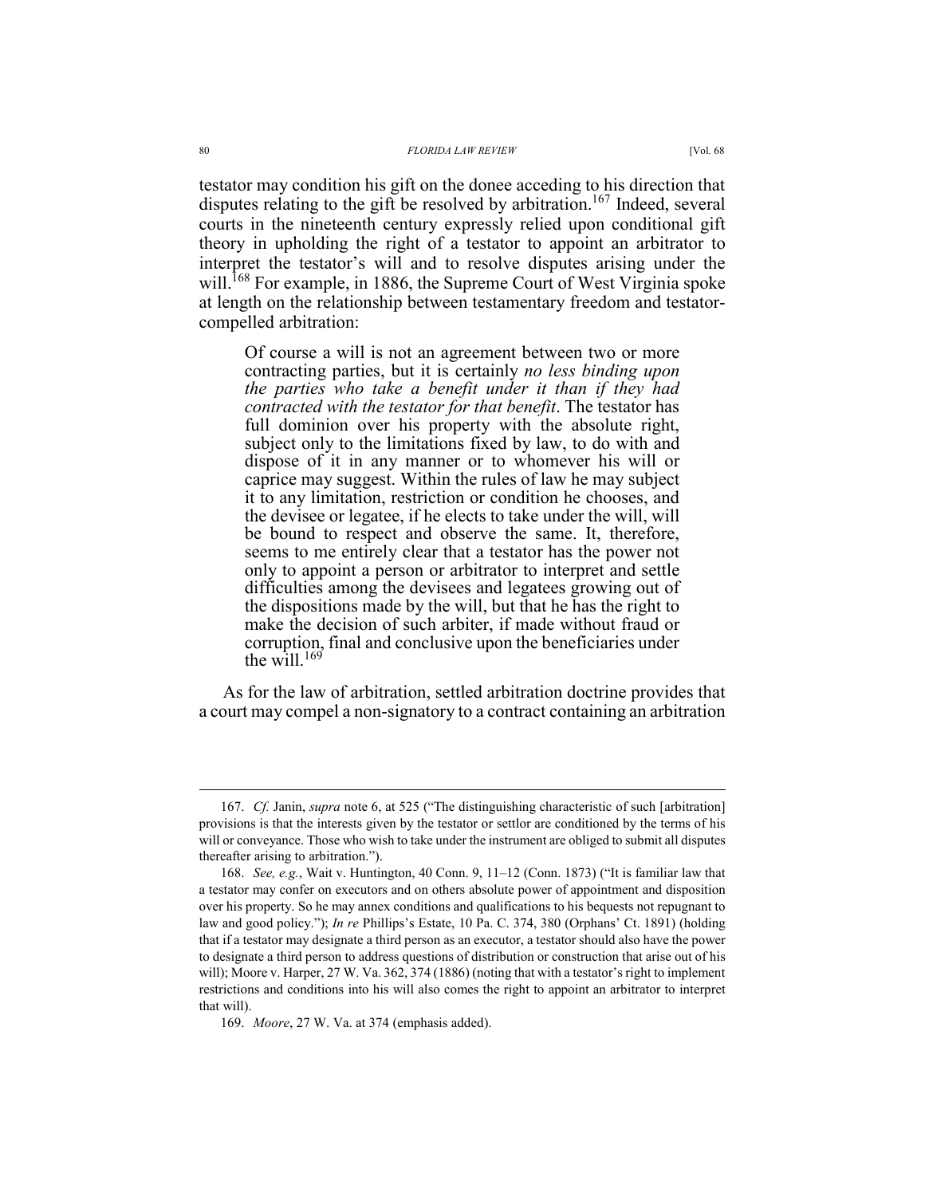testator may condition his gift on the donee acceding to his direction that disputes relating to the gift be resolved by arbitration.[167] Indeed, several courts in the nineteenth century expressly relied upon conditional gift theory in upholding the right of a testator to appoint an arbitrator to interpret the testator's will and to resolve disputes arising under the will.[168] For example, in 1886, the Supreme Court of West Virginia spoke at length on the relationship between testamentary freedom and testator-compelled arbitration:

> Of course a will is not an agreement between two or more contracting parties, but it is certainly *no less binding upon the parties who take a benefit under it than if they had contracted with the testator for that benefit*. The testator has full dominion over his property with the absolute right, subject only to the limitations fixed by law, to do with and dispose of it in any manner or to whomever his will or caprice may suggest. Within the rules of law he may subject it to any limitation, restriction or condition he chooses, and the devisee or legatee, if he elects to take under the will, will be bound to respect and observe the same. It, therefore, seems to me entirely clear that a testator has the power not only to appoint a person or arbitrator to interpret and settle difficulties among the devisees and legatees growing out of the dispositions made by the will, but that he has the right to make the decision of such arbiter, if made without fraud or corruption, final and conclusive upon the beneficiaries under the will.[169]

As for the law of arbitration, settled arbitration doctrine provides that a court may compel a non-signatory to a contract containing an arbitration

---

167. *Cf.* Janin, *supra* note 6, at 525 ("The distinguishing characteristic of such [arbitration] provisions is that the interests given by the testator or settlor are conditioned by the terms of his will or conveyance. Those who wish to take under the instrument are obliged to submit all disputes thereafter arising to arbitration.").

168. *See, e.g.*, Wait v. Huntington, 40 Conn. 9, 11–12 (Conn. 1873) ("It is familiar law that a testator may confer on executors and on others absolute power of appointment and disposition over his property. So he may annex conditions and qualifications to his bequests not repugnant to law and good policy."); *In re* Phillips's Estate, 10 Pa. C. 374, 380 (Orphans' Ct. 1891) (holding that if a testator may designate a third person as an executor, a testator should also have the power to designate a third person to address questions of distribution or construction that arise out of his will); Moore v. Harper, 27 W. Va. 362, 374 (1886) (noting that with a testator's right to implement restrictions and conditions into his will also comes the right to appoint an arbitrator to interpret that will).

169. *Moore*, 27 W. Va. at 374 (emphasis added).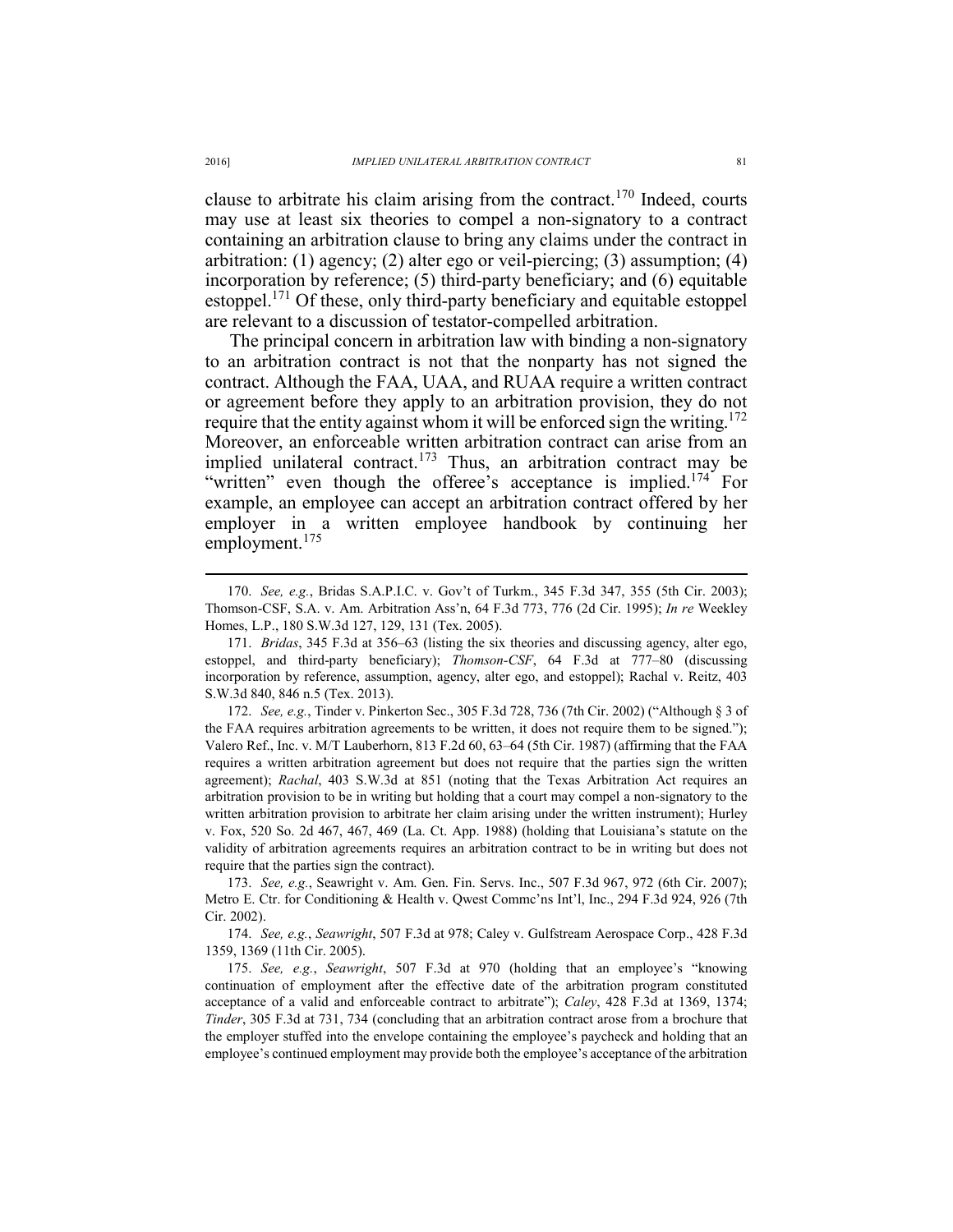clause to arbitrate his claim arising from the contract.[170] Indeed, courts may use at least six theories to compel a non-signatory to a contract containing an arbitration clause to bring any claims under the contract in arbitration: (1) agency; (2) alter ego or veil-piercing; (3) assumption; (4) incorporation by reference; (5) third-party beneficiary; and (6) equitable estoppel.[171] Of these, only third-party beneficiary and equitable estoppel are relevant to a discussion of testator-compelled arbitration.

The principal concern in arbitration law with binding a non-signatory to an arbitration contract is not that the nonparty has not signed the contract. Although the FAA, UAA, and RUAA require a written contract or agreement before they apply to an arbitration provision, they do not require that the entity against whom it will be enforced sign the writing.[172] Moreover, an enforceable written arbitration contract can arise from an implied unilateral contract.[173] Thus, an arbitration contract may be "written" even though the offeree's acceptance is implied.[174] For example, an employee can accept an arbitration contract offered by her employer in a written employee handbook by continuing her employment.[175]

---

170. *See, e.g.*, Bridas S.A.P.I.C. v. Gov't of Turkm., 345 F.3d 347, 355 (5th Cir. 2003); Thomson-CSF, S.A. v. Am. Arbitration Ass'n, 64 F.3d 773, 776 (2d Cir. 1995); *In re* Weekley Homes, L.P., 180 S.W.3d 127, 129, 131 (Tex. 2005).

171. *Bridas*, 345 F.3d at 356–63 (listing the six theories and discussing agency, alter ego, estoppel, and third-party beneficiary); *Thomson-CSF*, 64 F.3d at 777–80 (discussing incorporation by reference, assumption, agency, alter ego, and estoppel); Rachal v. Reitz, 403 S.W.3d 840, 846 n.5 (Tex. 2013).

172. *See, e.g.*, Tinder v. Pinkerton Sec., 305 F.3d 728, 736 (7th Cir. 2002) ("Although § 3 of the FAA requires arbitration agreements to be written, it does not require them to be signed."); Valero Ref., Inc. v. M/T Lauberhorn, 813 F.2d 60, 63–64 (5th Cir. 1987) (affirming that the FAA requires a written arbitration agreement but does not require that the parties sign the written agreement); *Rachal*, 403 S.W.3d at 851 (noting that the Texas Arbitration Act requires an arbitration provision to be in writing but holding that a court may compel a non-signatory to the written arbitration provision to arbitrate her claim arising under the written instrument); Hurley v. Fox, 520 So. 2d 467, 467, 469 (La. Ct. App. 1988) (holding that Louisiana's statute on the validity of arbitration agreements requires an arbitration contract to be in writing but does not require that the parties sign the contract).

173. *See, e.g.*, Seawright v. Am. Gen. Fin. Servs. Inc., 507 F.3d 967, 972 (6th Cir. 2007); Metro E. Ctr. for Conditioning & Health v. Qwest Commc'ns Int'l, Inc., 294 F.3d 924, 926 (7th Cir. 2002).

174. *See, e.g.*, *Seawright*, 507 F.3d at 978; Caley v. Gulfstream Aerospace Corp., 428 F.3d 1359, 1369 (11th Cir. 2005).

175. *See, e.g.*, *Seawright*, 507 F.3d at 970 (holding that an employee's "knowing continuation of employment after the effective date of the arbitration program constituted acceptance of a valid and enforceable contract to arbitrate"); *Caley*, 428 F.3d at 1369, 1374; *Tinder*, 305 F.3d at 731, 734 (concluding that an arbitration contract arose from a brochure that the employer stuffed into the envelope containing the employee's paycheck and holding that an employee's continued employment may provide both the employee's acceptance of the arbitration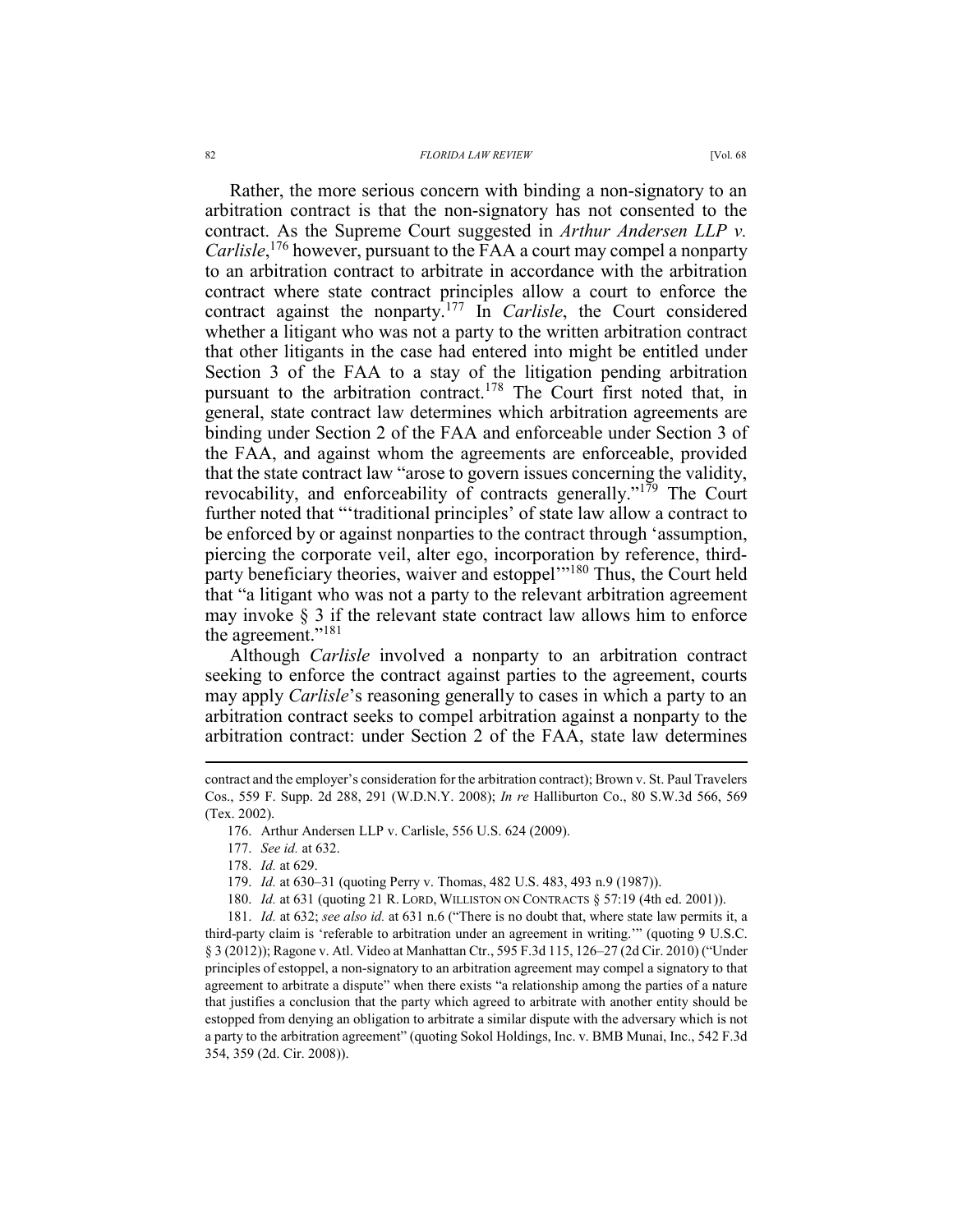Rather, the more serious concern with binding a non-signatory to an arbitration contract is that the non-signatory has not consented to the contract. As the Supreme Court suggested in *Arthur Andersen LLP v. Carlisle*,[176] however, pursuant to the FAA a court may compel a nonparty to an arbitration contract to arbitrate in accordance with the arbitration contract where state contract principles allow a court to enforce the contract against the nonparty.[177] In *Carlisle*, the Court considered whether a litigant who was not a party to the written arbitration contract that other litigants in the case had entered into might be entitled under Section 3 of the FAA to a stay of the litigation pending arbitration pursuant to the arbitration contract.[178] The Court first noted that, in general, state contract law determines which arbitration agreements are binding under Section 2 of the FAA and enforceable under Section 3 of the FAA, and against whom the agreements are enforceable, provided that the state contract law "arose to govern issues concerning the validity, revocability, and enforceability of contracts generally."[179] The Court further noted that "'traditional principles' of state law allow a contract to be enforced by or against nonparties to the contract through 'assumption, piercing the corporate veil, alter ego, incorporation by reference, third-party beneficiary theories, waiver and estoppel'"[180] Thus, the Court held that "a litigant who was not a party to the relevant arbitration agreement may invoke § 3 if the relevant state contract law allows him to enforce the agreement."[181]

Although *Carlisle* involved a nonparty to an arbitration contract seeking to enforce the contract against parties to the agreement, courts may apply *Carlisle*'s reasoning generally to cases in which a party to an arbitration contract seeks to compel arbitration against a nonparty to the arbitration contract: under Section 2 of the FAA, state law determines

---

contract and the employer's consideration for the arbitration contract); Brown v. St. Paul Travelers Cos., 559 F. Supp. 2d 288, 291 (W.D.N.Y. 2008); *In re* Halliburton Co., 80 S.W.3d 566, 569 (Tex. 2002).

176. Arthur Andersen LLP v. Carlisle, 556 U.S. 624 (2009).

177. *See id.* at 632.

178. *Id.* at 629.

179. *Id.* at 630–31 (quoting Perry v. Thomas, 482 U.S. 483, 493 n.9 (1987)).

180. *Id.* at 631 (quoting 21 R. LORD, WILLISTON ON CONTRACTS § 57:19 (4th ed. 2001)).

181. *Id.* at 632; *see also id.* at 631 n.6 ("There is no doubt that, where state law permits it, a third-party claim is 'referable to arbitration under an agreement in writing.'" (quoting 9 U.S.C. § 3 (2012)); Ragone v. Atl. Video at Manhattan Ctr., 595 F.3d 115, 126–27 (2d Cir. 2010) ("Under principles of estoppel, a non-signatory to an arbitration agreement may compel a signatory to that agreement to arbitrate a dispute" when there exists "a relationship among the parties of a nature that justifies a conclusion that the party which agreed to arbitrate with another entity should be estopped from denying an obligation to arbitrate a similar dispute with the adversary which is not a party to the arbitration agreement" (quoting Sokol Holdings, Inc. v. BMB Munai, Inc., 542 F.3d 354, 359 (2d. Cir. 2008)).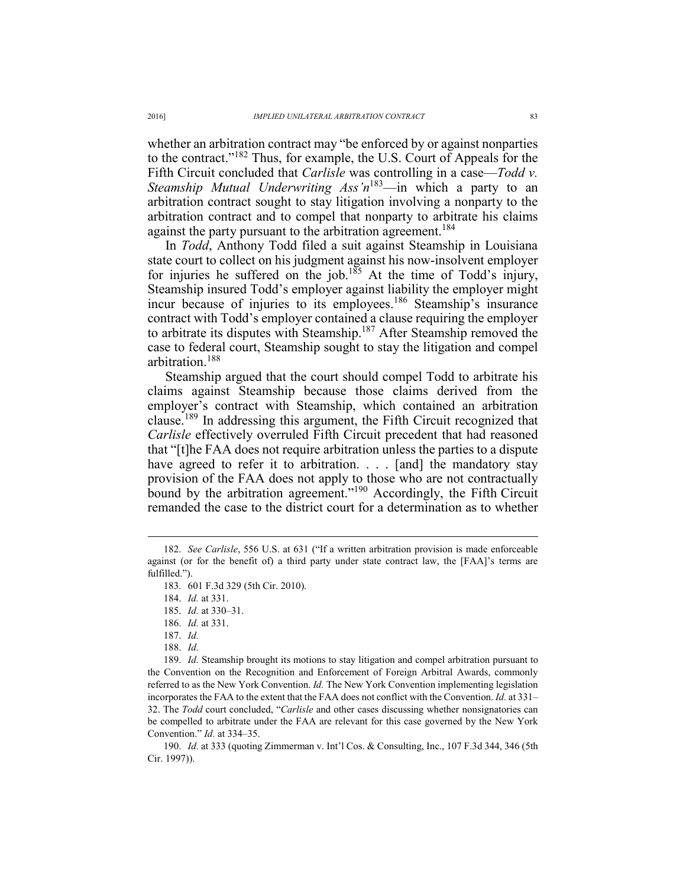whether an arbitration contract may "be enforced by or against nonparties to the contract."[182] Thus, for example, the U.S. Court of Appeals for the Fifth Circuit concluded that *Carlisle* was controlling in a case—*Todd v. Steamship Mutual Underwriting Ass'n*[183]—in which a party to an arbitration contract sought to stay litigation involving a nonparty to the arbitration contract and to compel that nonparty to arbitrate his claims against the party pursuant to the arbitration agreement.[184]

In *Todd*, Anthony Todd filed a suit against Steamship in Louisiana state court to collect on his judgment against his now-insolvent employer for injuries he suffered on the job.[185] At the time of Todd's injury, Steamship insured Todd's employer against liability the employer might incur because of injuries to its employees.[186] Steamship's insurance contract with Todd's employer contained a clause requiring the employer to arbitrate its disputes with Steamship.[187] After Steamship removed the case to federal court, Steamship sought to stay the litigation and compel arbitration.[188]

Steamship argued that the court should compel Todd to arbitrate his claims against Steamship because those claims derived from the employer's contract with Steamship, which contained an arbitration clause.[189] In addressing this argument, the Fifth Circuit recognized that *Carlisle* effectively overruled Fifth Circuit precedent that had reasoned that "[t]he FAA does not require arbitration unless the parties to a dispute have agreed to refer it to arbitration. . . . [and] the mandatory stay provision of the FAA does not apply to those who are not contractually bound by the arbitration agreement."[190] Accordingly, the Fifth Circuit remanded the case to the district court for a determination as to whether

---

182. *See Carlisle*, 556 U.S. at 631 ("If a written arbitration provision is made enforceable against (or for the benefit of) a third party under state contract law, the [FAA]'s terms are fulfilled.").

183. 601 F.3d 329 (5th Cir. 2010).

184. *Id.* at 331.

185. *Id.* at 330–31.

186. *Id.* at 331.

187. *Id.*

188. *Id.*

189. *Id.* Steamship brought its motions to stay litigation and compel arbitration pursuant to the Convention on the Recognition and Enforcement of Foreign Arbitral Awards, commonly referred to as the New York Convention. *Id.* The New York Convention implementing legislation incorporates the FAA to the extent that the FAA does not conflict with the Convention. *Id.* at 331–32. The *Todd* court concluded, "*Carlisle* and other cases discussing whether nonsignatories can be compelled to arbitrate under the FAA are relevant for this case governed by the New York Convention." *Id.* at 334–35.

190. *Id.* at 333 (quoting Zimmerman v. Int'l Cos. & Consulting, Inc., 107 F.3d 344, 346 (5th Cir. 1997)).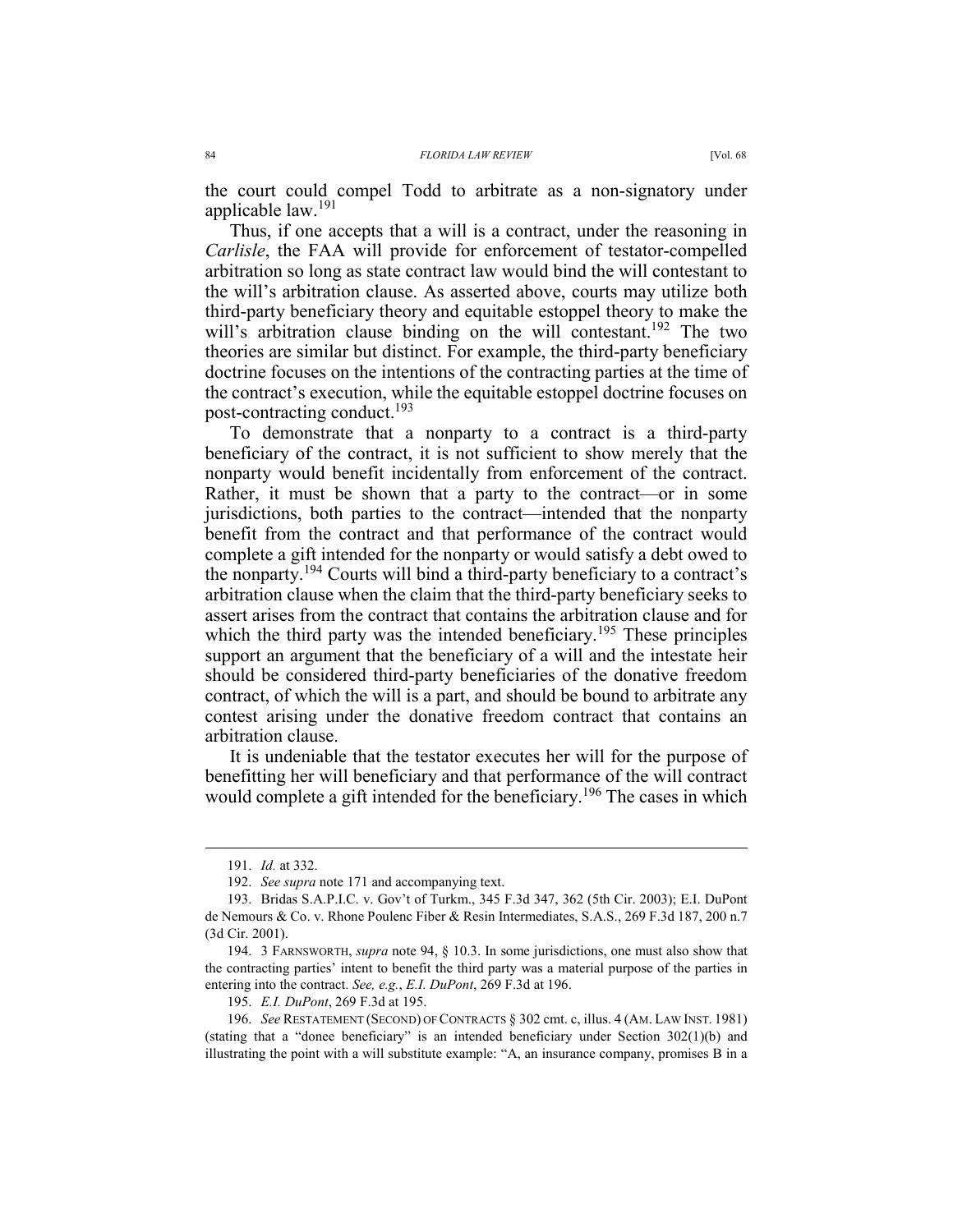the court could compel Todd to arbitrate as a non-signatory under applicable law.[191]

Thus, if one accepts that a will is a contract, under the reasoning in *Carlisle*, the FAA will provide for enforcement of testator-compelled arbitration so long as state contract law would bind the will contestant to the will's arbitration clause. As asserted above, courts may utilize both third-party beneficiary theory and equitable estoppel theory to make the will's arbitration clause binding on the will contestant.[192] The two theories are similar but distinct. For example, the third-party beneficiary doctrine focuses on the intentions of the contracting parties at the time of the contract's execution, while the equitable estoppel doctrine focuses on post-contracting conduct.[193]

To demonstrate that a nonparty to a contract is a third-party beneficiary of the contract, it is not sufficient to show merely that the nonparty would benefit incidentally from enforcement of the contract. Rather, it must be shown that a party to the contract—or in some jurisdictions, both parties to the contract—intended that the nonparty benefit from the contract and that performance of the contract would complete a gift intended for the nonparty or would satisfy a debt owed to the nonparty.[194] Courts will bind a third-party beneficiary to a contract's arbitration clause when the claim that the third-party beneficiary seeks to assert arises from the contract that contains the arbitration clause and for which the third party was the intended beneficiary.[195] These principles support an argument that the beneficiary of a will and the intestate heir should be considered third-party beneficiaries of the donative freedom contract, of which the will is a part, and should be bound to arbitrate any contest arising under the donative freedom contract that contains an arbitration clause.

It is undeniable that the testator executes her will for the purpose of benefitting her will beneficiary and that performance of the will contract would complete a gift intended for the beneficiary.[196] The cases in which

---

191. *Id.* at 332.

192. *See supra* note 171 and accompanying text.

193. Bridas S.A.P.I.C. v. Gov't of Turkm., 345 F.3d 347, 362 (5th Cir. 2003); E.I. DuPont de Nemours & Co. v. Rhone Poulenc Fiber & Resin Intermediates, S.A.S., 269 F.3d 187, 200 n.7 (3d Cir. 2001).

194. 3 FARNSWORTH, *supra* note 94, § 10.3. In some jurisdictions, one must also show that the contracting parties' intent to benefit the third party was a material purpose of the parties in entering into the contract. *See, e.g.*, *E.I. DuPont*, 269 F.3d at 196.

195. *E.I. DuPont*, 269 F.3d at 195.

196. *See* RESTATEMENT (SECOND) OF CONTRACTS § 302 cmt. c, illus. 4 (AM. LAW INST. 1981) (stating that a "donee beneficiary" is an intended beneficiary under Section 302(1)(b) and illustrating the point with a will substitute example: "A, an insurance company, promises B in a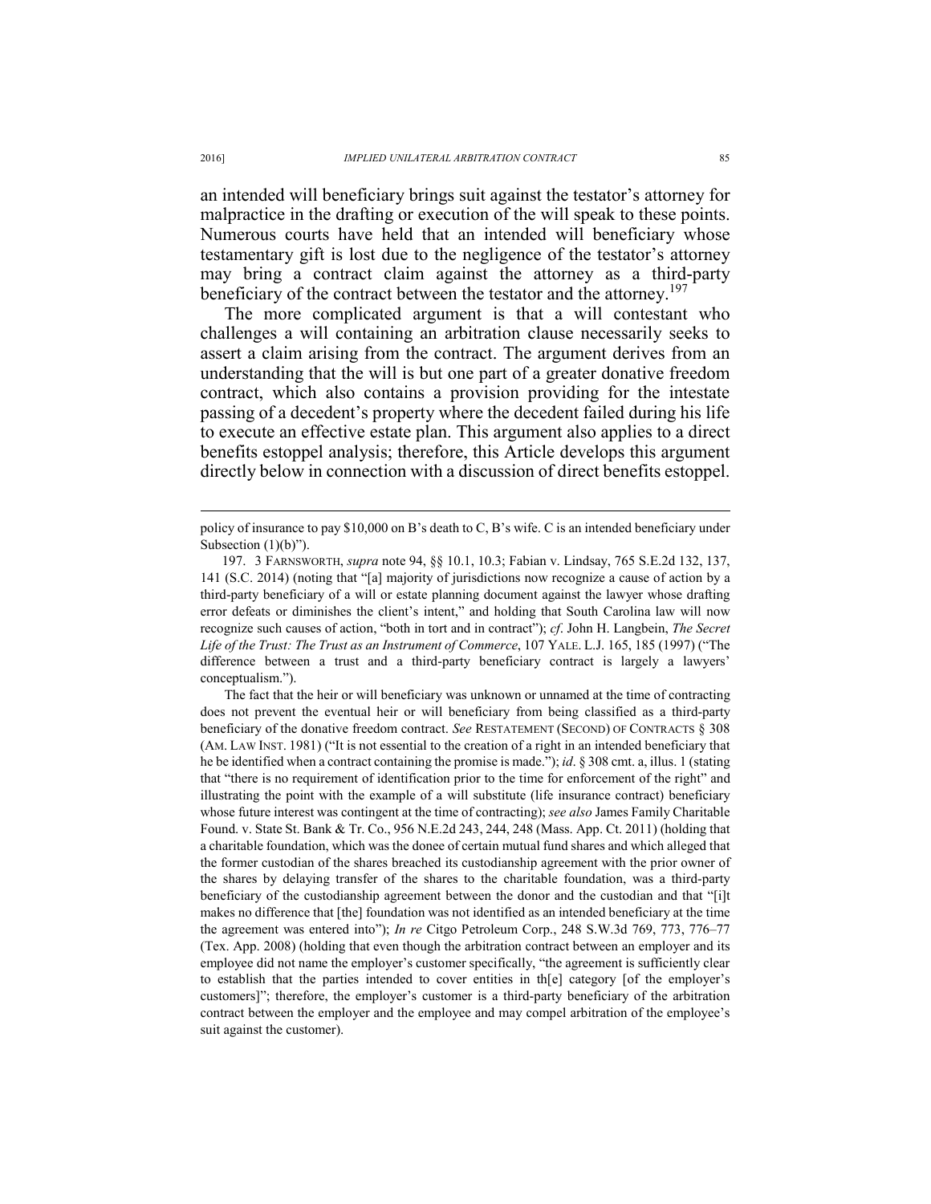an intended will beneficiary brings suit against the testator's attorney for malpractice in the drafting or execution of the will speak to these points. Numerous courts have held that an intended will beneficiary whose testamentary gift is lost due to the negligence of the testator's attorney may bring a contract claim against the attorney as a third-party beneficiary of the contract between the testator and the attorney.[197]

The more complicated argument is that a will contestant who challenges a will containing an arbitration clause necessarily seeks to assert a claim arising from the contract. The argument derives from an understanding that the will is but one part of a greater donative freedom contract, which also contains a provision providing for the intestate passing of a decedent's property where the decedent failed during his life to execute an effective estate plan. This argument also applies to a direct benefits estoppel analysis; therefore, this Article develops this argument directly below in connection with a discussion of direct benefits estoppel.

---

policy of insurance to pay $10,000 on B's death to C, B's wife. C is an intended beneficiary under Subsection (1)(b)").

197. 3 FARNSWORTH, *supra* note 94, §§ 10.1, 10.3; Fabian v. Lindsay, 765 S.E.2d 132, 137, 141 (S.C. 2014) (noting that "[a] majority of jurisdictions now recognize a cause of action by a third-party beneficiary of a will or estate planning document against the lawyer whose drafting error defeats or diminishes the client's intent," and holding that South Carolina law will now recognize such causes of action, "both in tort and in contract"); *cf*. John H. Langbein, *The Secret Life of the Trust: The Trust as an Instrument of Commerce*, 107 YALE. L.J. 165, 185 (1997) ("The difference between a trust and a third-party beneficiary contract is largely a lawyers' conceptualism.").

The fact that the heir or will beneficiary was unknown or unnamed at the time of contracting does not prevent the eventual heir or will beneficiary from being classified as a third-party beneficiary of the donative freedom contract. *See* RESTATEMENT (SECOND) OF CONTRACTS § 308 (AM. LAW INST. 1981) ("It is not essential to the creation of a right in an intended beneficiary that he be identified when a contract containing the promise is made."); *id*. § 308 cmt. a, illus. 1 (stating that "there is no requirement of identification prior to the time for enforcement of the right" and illustrating the point with the example of a will substitute (life insurance contract) beneficiary whose future interest was contingent at the time of contracting); *see also* James Family Charitable Found. v. State St. Bank & Tr. Co., 956 N.E.2d 243, 244, 248 (Mass. App. Ct. 2011) (holding that a charitable foundation, which was the donee of certain mutual fund shares and which alleged that the former custodian of the shares breached its custodianship agreement with the prior owner of the shares by delaying transfer of the shares to the charitable foundation, was a third-party beneficiary of the custodianship agreement between the donor and the custodian and that "[i]t makes no difference that [the] foundation was not identified as an intended beneficiary at the time the agreement was entered into"); *In re* Citgo Petroleum Corp., 248 S.W.3d 769, 773, 776–77 (Tex. App. 2008) (holding that even though the arbitration contract between an employer and its employee did not name the employer's customer specifically, "the agreement is sufficiently clear to establish that the parties intended to cover entities in th[e] category [of the employer's customers]"; therefore, the employer's customer is a third-party beneficiary of the arbitration contract between the employer and the employee and may compel arbitration of the employee's suit against the customer).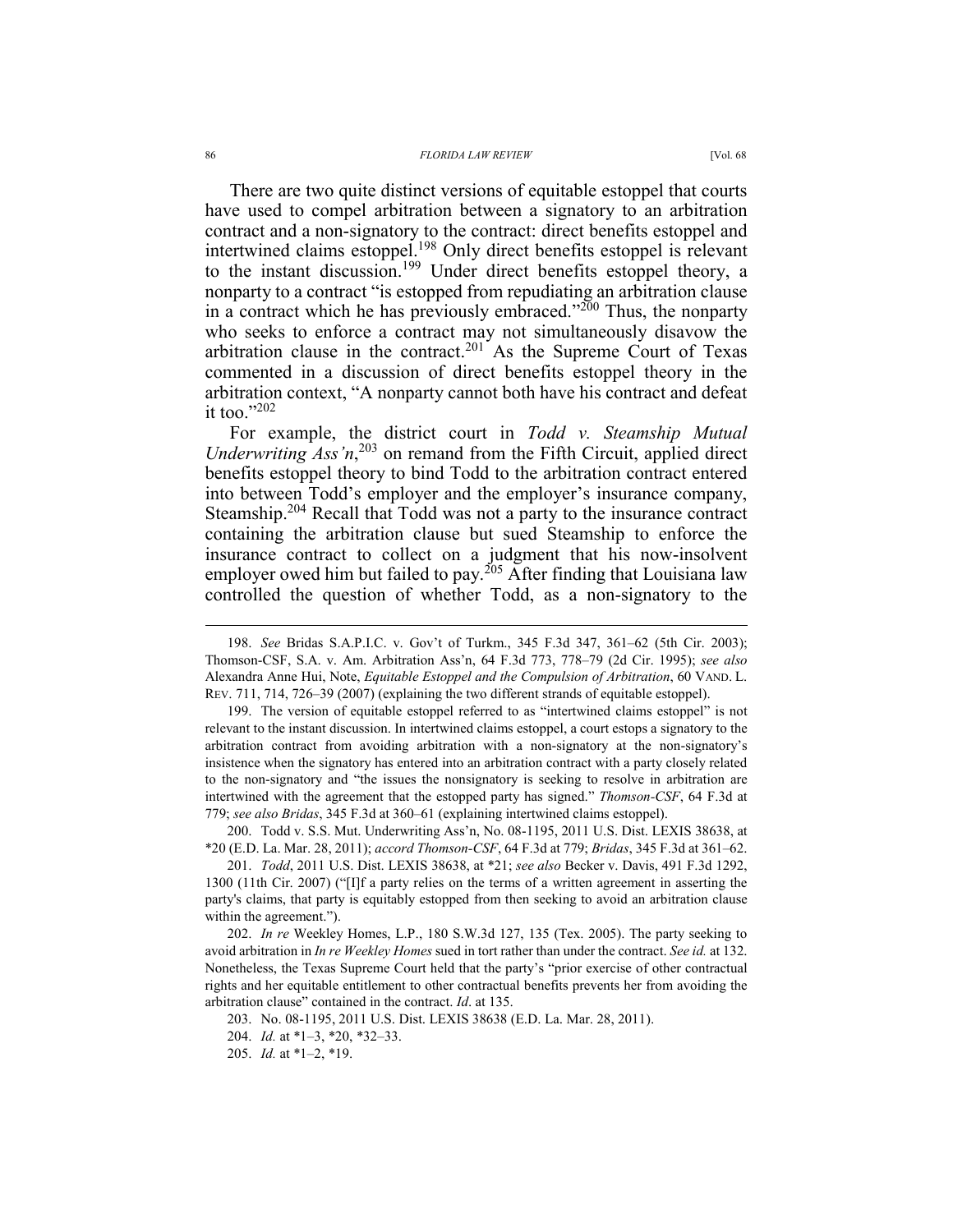There are two quite distinct versions of equitable estoppel that courts have used to compel arbitration between a signatory to an arbitration contract and a non-signatory to the contract: direct benefits estoppel and intertwined claims estoppel.[198] Only direct benefits estoppel is relevant to the instant discussion.[199] Under direct benefits estoppel theory, a nonparty to a contract "is estopped from repudiating an arbitration clause in a contract which he has previously embraced."[200] Thus, the nonparty who seeks to enforce a contract may not simultaneously disavow the arbitration clause in the contract.[201] As the Supreme Court of Texas commented in a discussion of direct benefits estoppel theory in the arbitration context, "A nonparty cannot both have his contract and defeat it too."[202]

For example, the district court in *Todd v. Steamship Mutual Underwriting Ass'n*,[203] on remand from the Fifth Circuit, applied direct benefits estoppel theory to bind Todd to the arbitration contract entered into between Todd's employer and the employer's insurance company, Steamship.[204] Recall that Todd was not a party to the insurance contract containing the arbitration clause but sued Steamship to enforce the insurance contract to collect on a judgment that his now-insolvent employer owed him but failed to pay.[205] After finding that Louisiana law controlled the question of whether Todd, as a non-signatory to the

---

198. *See* Bridas S.A.P.I.C. v. Gov't of Turkm., 345 F.3d 347, 361–62 (5th Cir. 2003); Thomson-CSF, S.A. v. Am. Arbitration Ass'n, 64 F.3d 773, 778–79 (2d Cir. 1995); *see also* Alexandra Anne Hui, Note, *Equitable Estoppel and the Compulsion of Arbitration*, 60 VAND. L. REV. 711, 714, 726–39 (2007) (explaining the two different strands of equitable estoppel).

199. The version of equitable estoppel referred to as "intertwined claims estoppel" is not relevant to the instant discussion. In intertwined claims estoppel, a court estops a signatory to the arbitration contract from avoiding arbitration with a non-signatory at the non-signatory's insistence when the signatory has entered into an arbitration contract with a party closely related to the non-signatory and "the issues the nonsignatory is seeking to resolve in arbitration are intertwined with the agreement that the estopped party has signed." *Thomson-CSF*, 64 F.3d at 779; *see also Bridas*, 345 F.3d at 360–61 (explaining intertwined claims estoppel).

200. Todd v. S.S. Mut. Underwriting Ass'n, No. 08-1195, 2011 U.S. Dist. LEXIS 38638, at *20 (E.D. La. Mar. 28, 2011); *accord Thomson-CSF*, 64 F.3d at 779; *Bridas*, 345 F.3d at 361–62.

201. *Todd*, 2011 U.S. Dist. LEXIS 38638, at *21; *see also* Becker v. Davis, 491 F.3d 1292, 1300 (11th Cir. 2007) ("[I]f a party relies on the terms of a written agreement in asserting the party's claims, that party is equitably estopped from then seeking to avoid an arbitration clause within the agreement.").

202. *In re* Weekley Homes, L.P., 180 S.W.3d 127, 135 (Tex. 2005). The party seeking to avoid arbitration in *In re Weekley Homes* sued in tort rather than under the contract. *See id.* at 132. Nonetheless, the Texas Supreme Court held that the party's "prior exercise of other contractual rights and her equitable entitlement to other contractual benefits prevents her from avoiding the arbitration clause" contained in the contract. *Id*. at 135.

203. No. 08-1195, 2011 U.S. Dist. LEXIS 38638 (E.D. La. Mar. 28, 2011).

204. *Id.* at *1–3, *20, *32–33.

205. *Id.* at *1–2, *19.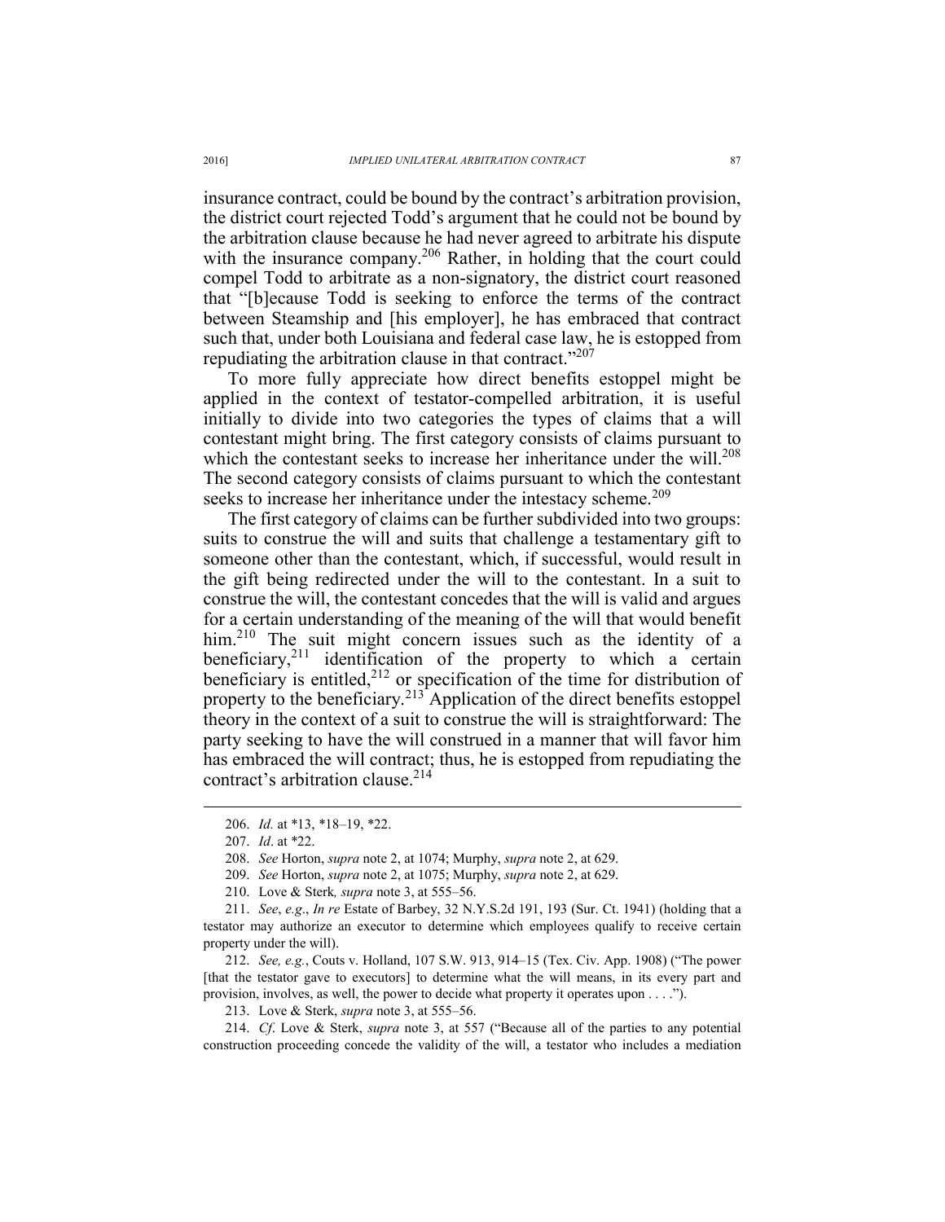insurance contract, could be bound by the contract's arbitration provision, the district court rejected Todd's argument that he could not be bound by the arbitration clause because he had never agreed to arbitrate his dispute with the insurance company.[206] Rather, in holding that the court could compel Todd to arbitrate as a non-signatory, the district court reasoned that "[b]ecause Todd is seeking to enforce the terms of the contract between Steamship and [his employer], he has embraced that contract such that, under both Louisiana and federal case law, he is estopped from repudiating the arbitration clause in that contract."[207]

To more fully appreciate how direct benefits estoppel might be applied in the context of testator-compelled arbitration, it is useful initially to divide into two categories the types of claims that a will contestant might bring. The first category consists of claims pursuant to which the contestant seeks to increase her inheritance under the will.[208] The second category consists of claims pursuant to which the contestant seeks to increase her inheritance under the intestacy scheme.[209]

The first category of claims can be further subdivided into two groups: suits to construe the will and suits that challenge a testamentary gift to someone other than the contestant, which, if successful, would result in the gift being redirected under the will to the contestant. In a suit to construe the will, the contestant concedes that the will is valid and argues for a certain understanding of the meaning of the will that would benefit him.[210] The suit might concern issues such as the identity of a beneficiary,[211] identification of the property to which a certain beneficiary is entitled,[212] or specification of the time for distribution of property to the beneficiary.[213] Application of the direct benefits estoppel theory in the context of a suit to construe the will is straightforward: The party seeking to have the will construed in a manner that will favor him has embraced the will contract; thus, he is estopped from repudiating the contract's arbitration clause.[214]

---

206. *Id.* at *13, *18–19, *22.

207. *Id*. at *22.

208. *See* Horton, *supra* note 2, at 1074; Murphy, *supra* note 2, at 629.

209. *See* Horton, *supra* note 2, at 1075; Murphy, *supra* note 2, at 629.

210. Love & Sterk*, supra* note 3, at 555–56.

211. *See*, *e.g*., *In re* Estate of Barbey, 32 N.Y.S.2d 191, 193 (Sur. Ct. 1941) (holding that a testator may authorize an executor to determine which employees qualify to receive certain property under the will).

212. *See, e.g.*, Couts v. Holland, 107 S.W. 913, 914–15 (Tex. Civ. App. 1908) ("The power [that the testator gave to executors] to determine what the will means, in its every part and provision, involves, as well, the power to decide what property it operates upon . . . .").

213. Love & Sterk, *supra* note 3, at 555–56.

214. *Cf*. Love & Sterk, *supra* note 3, at 557 ("Because all of the parties to any potential construction proceeding concede the validity of the will, a testator who includes a mediation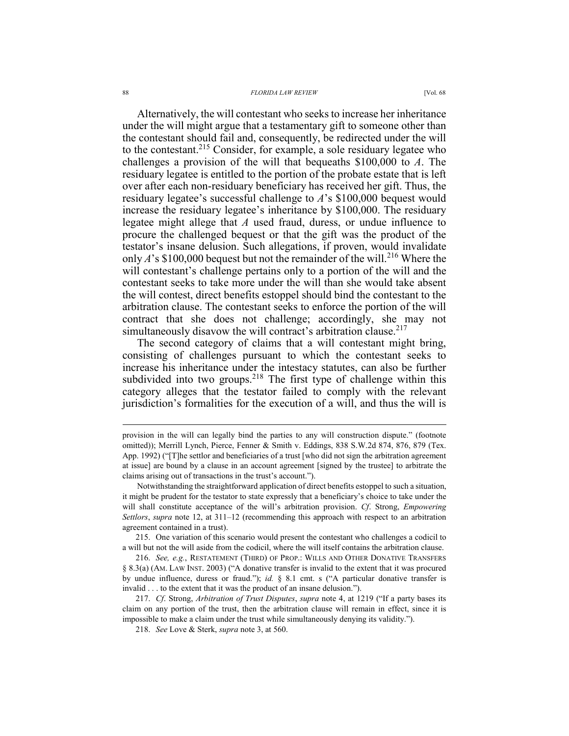Alternatively, the will contestant who seeks to increase her inheritance under the will might argue that a testamentary gift to someone other than the contestant should fail and, consequently, be redirected under the will to the contestant.[215] Consider, for example, a sole residuary legatee who challenges a provision of the will that bequeaths $100,000 to *A*. The residuary legatee is entitled to the portion of the probate estate that is left over after each non-residuary beneficiary has received her gift. Thus, the residuary legatee's successful challenge to *A*'s $100,000 bequest would increase the residuary legatee's inheritance by $100,000. The residuary legatee might allege that *A* used fraud, duress, or undue influence to procure the challenged bequest or that the gift was the product of the testator's insane delusion. Such allegations, if proven, would invalidate only *A*'s $100,000 bequest but not the remainder of the will.[216] Where the will contestant's challenge pertains only to a portion of the will and the contestant seeks to take more under the will than she would take absent the will contest, direct benefits estoppel should bind the contestant to the arbitration clause. The contestant seeks to enforce the portion of the will contract that she does not challenge; accordingly, she may not simultaneously disavow the will contract's arbitration clause.[217]

The second category of claims that a will contestant might bring, consisting of challenges pursuant to which the contestant seeks to increase his inheritance under the intestacy statutes, can also be further subdivided into two groups.[218] The first type of challenge within this category alleges that the testator failed to comply with the relevant jurisdiction's formalities for the execution of a will, and thus the will is

---

provision in the will can legally bind the parties to any will construction dispute." (footnote omitted)); Merrill Lynch, Pierce, Fenner & Smith v. Eddings, 838 S.W.2d 874, 876, 879 (Tex. App. 1992) ("[T]he settlor and beneficiaries of a trust [who did not sign the arbitration agreement at issue] are bound by a clause in an account agreement [signed by the trustee] to arbitrate the claims arising out of transactions in the trust's account.").

Notwithstanding the straightforward application of direct benefits estoppel to such a situation, it might be prudent for the testator to state expressly that a beneficiary's choice to take under the will shall constitute acceptance of the will's arbitration provision. *Cf*. Strong, *Empowering Settlors*, *supra* note 12, at 311–12 (recommending this approach with respect to an arbitration agreement contained in a trust).

215. One variation of this scenario would present the contestant who challenges a codicil to a will but not the will aside from the codicil, where the will itself contains the arbitration clause.

216. *See, e.g.*, RESTATEMENT (THIRD) OF PROP.: WILLS AND OTHER DONATIVE TRANSFERS § 8.3(a) (AM. LAW INST. 2003) ("A donative transfer is invalid to the extent that it was procured by undue influence, duress or fraud."); *id.* § 8.1 cmt. s ("A particular donative transfer is invalid . . . to the extent that it was the product of an insane delusion.").

217. *Cf*. Strong, *Arbitration of Trust Disputes*, *supra* note 4, at 1219 ("If a party bases its claim on any portion of the trust, then the arbitration clause will remain in effect, since it is impossible to make a claim under the trust while simultaneously denying its validity.").

218. *See* Love & Sterk, *supra* note 3, at 560.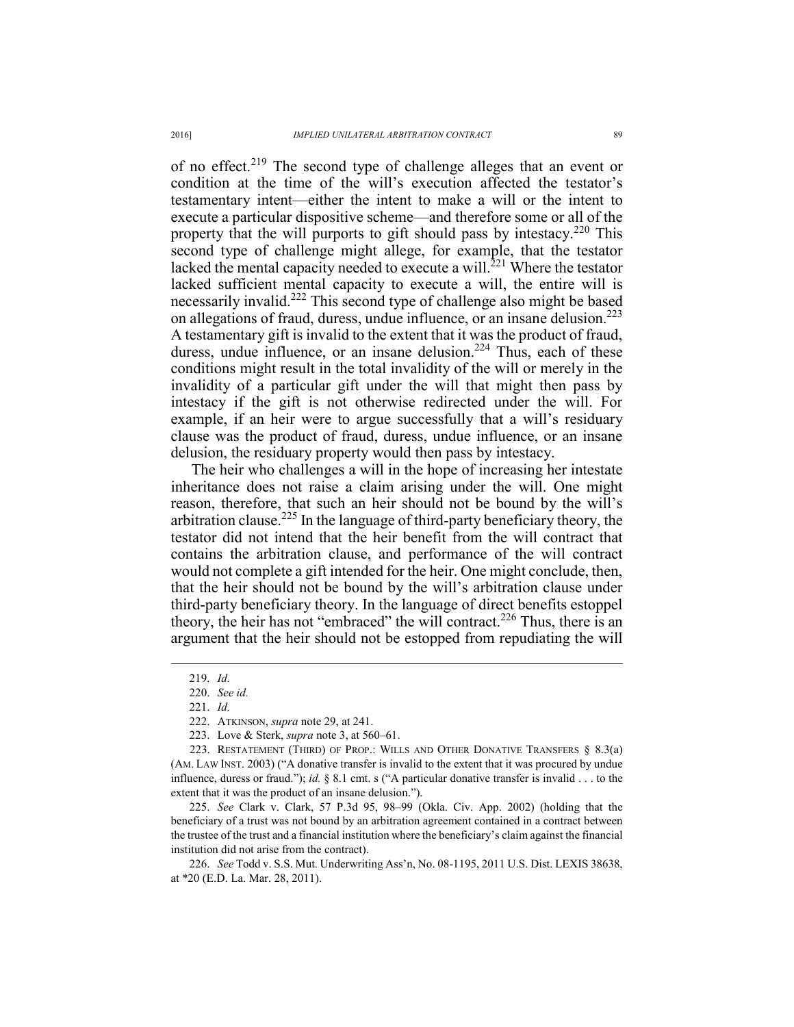of no effect.[219] The second type of challenge alleges that an event or condition at the time of the will's execution affected the testator's testamentary intent—either the intent to make a will or the intent to execute a particular dispositive scheme—and therefore some or all of the property that the will purports to gift should pass by intestacy.[220] This second type of challenge might allege, for example, that the testator lacked the mental capacity needed to execute a will.[221] Where the testator lacked sufficient mental capacity to execute a will, the entire will is necessarily invalid.[222] This second type of challenge also might be based on allegations of fraud, duress, undue influence, or an insane delusion.[223] A testamentary gift is invalid to the extent that it was the product of fraud, duress, undue influence, or an insane delusion.[224] Thus, each of these conditions might result in the total invalidity of the will or merely in the invalidity of a particular gift under the will that might then pass by intestacy if the gift is not otherwise redirected under the will. For example, if an heir were to argue successfully that a will's residuary clause was the product of fraud, duress, undue influence, or an insane delusion, the residuary property would then pass by intestacy.

The heir who challenges a will in the hope of increasing her intestate inheritance does not raise a claim arising under the will. One might reason, therefore, that such an heir should not be bound by the will's arbitration clause.[225] In the language of third-party beneficiary theory, the testator did not intend that the heir benefit from the will contract that contains the arbitration clause, and performance of the will contract would not complete a gift intended for the heir. One might conclude, then, that the heir should not be bound by the will's arbitration clause under third-party beneficiary theory. In the language of direct benefits estoppel theory, the heir has not "embraced" the will contract.[226] Thus, there is an argument that the heir should not be estopped from repudiating the will

---

219. *Id.*

220. *See id.*

221. *Id.*

222. ATKINSON, *supra* note 29, at 241.

223. Love & Sterk, *supra* note 3, at 560–61.

223. RESTATEMENT (THIRD) OF PROP.: WILLS AND OTHER DONATIVE TRANSFERS § 8.3(a) (AM. LAW INST. 2003) ("A donative transfer is invalid to the extent that it was procured by undue influence, duress or fraud."); *id.* § 8.1 cmt. s ("A particular donative transfer is invalid . . . to the extent that it was the product of an insane delusion.").

225. *See* Clark v. Clark, 57 P.3d 95, 98–99 (Okla. Civ. App. 2002) (holding that the beneficiary of a trust was not bound by an arbitration agreement contained in a contract between the trustee of the trust and a financial institution where the beneficiary's claim against the financial institution did not arise from the contract).

226. *See* Todd v. S.S. Mut. Underwriting Ass'n, No. 08-1195, 2011 U.S. Dist. LEXIS 38638, at *20 (E.D. La. Mar. 28, 2011).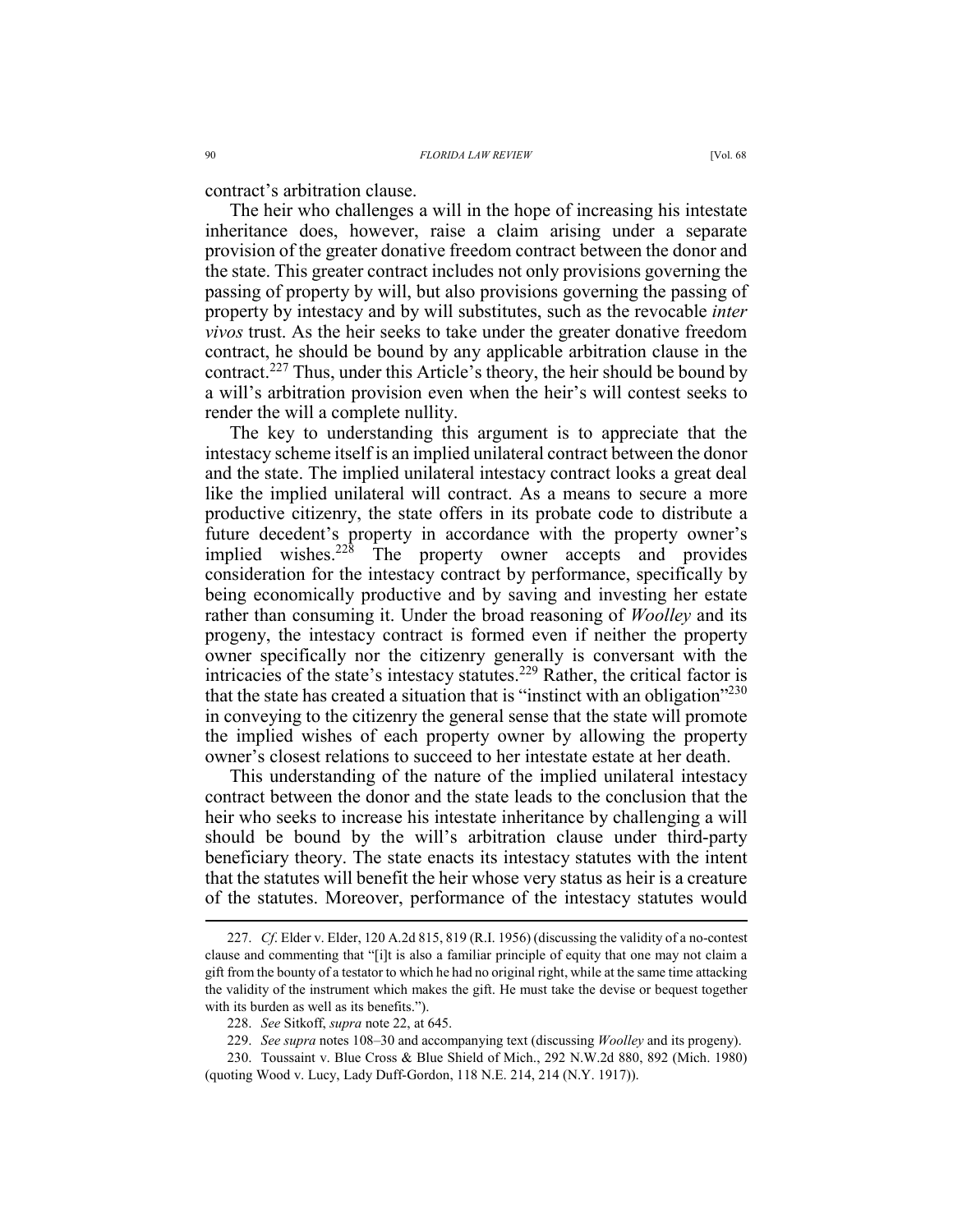contract's arbitration clause.

The heir who challenges a will in the hope of increasing his intestate inheritance does, however, raise a claim arising under a separate provision of the greater donative freedom contract between the donor and the state. This greater contract includes not only provisions governing the passing of property by will, but also provisions governing the passing of property by intestacy and by will substitutes, such as the revocable *inter vivos* trust. As the heir seeks to take under the greater donative freedom contract, he should be bound by any applicable arbitration clause in the contract.[227] Thus, under this Article's theory, the heir should be bound by a will's arbitration provision even when the heir's will contest seeks to render the will a complete nullity.

The key to understanding this argument is to appreciate that the intestacy scheme itself is an implied unilateral contract between the donor and the state. The implied unilateral intestacy contract looks a great deal like the implied unilateral will contract. As a means to secure a more productive citizenry, the state offers in its probate code to distribute a future decedent's property in accordance with the property owner's implied wishes.[228] The property owner accepts and provides consideration for the intestacy contract by performance, specifically by being economically productive and by saving and investing her estate rather than consuming it. Under the broad reasoning of *Woolley* and its progeny, the intestacy contract is formed even if neither the property owner specifically nor the citizenry generally is conversant with the intricacies of the state's intestacy statutes.[229] Rather, the critical factor is that the state has created a situation that is "instinct with an obligation"[230] in conveying to the citizenry the general sense that the state will promote the implied wishes of each property owner by allowing the property owner's closest relations to succeed to her intestate estate at her death.

This understanding of the nature of the implied unilateral intestacy contract between the donor and the state leads to the conclusion that the heir who seeks to increase his intestate inheritance by challenging a will should be bound by the will's arbitration clause under third-party beneficiary theory. The state enacts its intestacy statutes with the intent that the statutes will benefit the heir whose very status as heir is a creature of the statutes. Moreover, performance of the intestacy statutes would

---

227. *Cf*. Elder v. Elder, 120 A.2d 815, 819 (R.I. 1956) (discussing the validity of a no-contest clause and commenting that "[i]t is also a familiar principle of equity that one may not claim a gift from the bounty of a testator to which he had no original right, while at the same time attacking the validity of the instrument which makes the gift. He must take the devise or bequest together with its burden as well as its benefits.").

228. *See* Sitkoff, *supra* note 22, at 645.

229. *See supra* notes 108–30 and accompanying text (discussing *Woolley* and its progeny).

230. Toussaint v. Blue Cross & Blue Shield of Mich., 292 N.W.2d 880, 892 (Mich. 1980) (quoting Wood v. Lucy, Lady Duff-Gordon, 118 N.E. 214, 214 (N.Y. 1917)).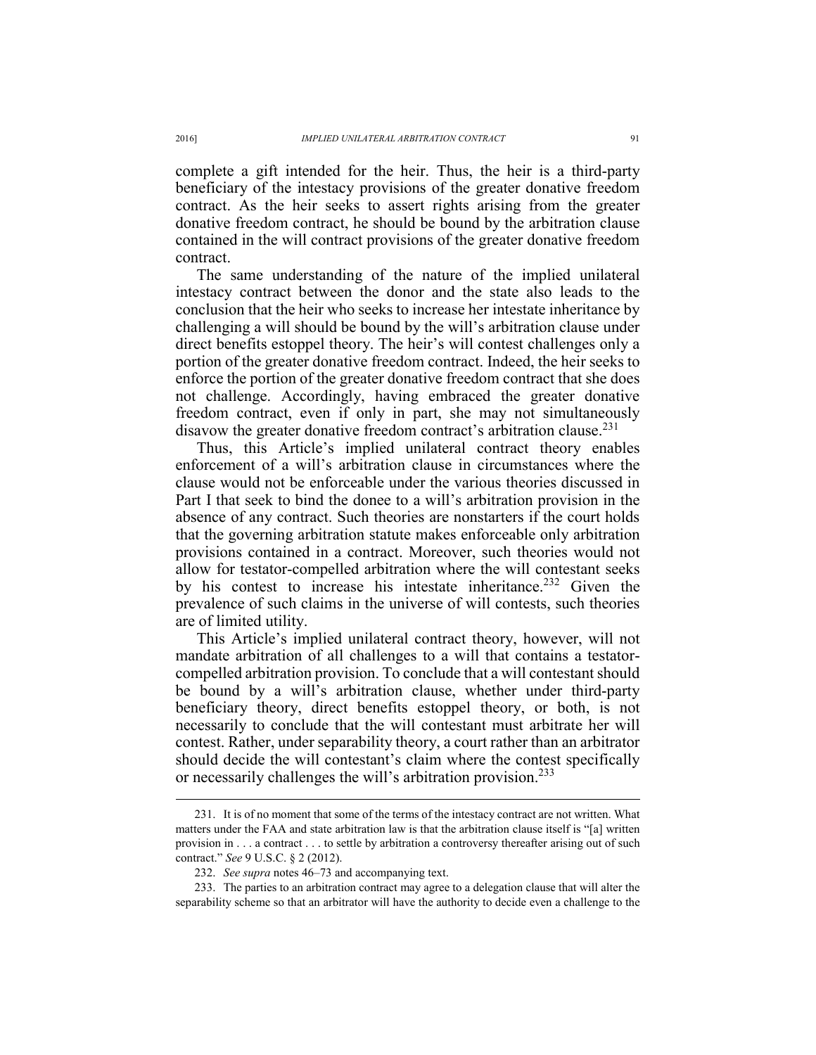complete a gift intended for the heir. Thus, the heir is a third-party beneficiary of the intestacy provisions of the greater donative freedom contract. As the heir seeks to assert rights arising from the greater donative freedom contract, he should be bound by the arbitration clause contained in the will contract provisions of the greater donative freedom contract.

The same understanding of the nature of the implied unilateral intestacy contract between the donor and the state also leads to the conclusion that the heir who seeks to increase her intestate inheritance by challenging a will should be bound by the will's arbitration clause under direct benefits estoppel theory. The heir's will contest challenges only a portion of the greater donative freedom contract. Indeed, the heir seeks to enforce the portion of the greater donative freedom contract that she does not challenge. Accordingly, having embraced the greater donative freedom contract, even if only in part, she may not simultaneously disavow the greater donative freedom contract's arbitration clause.[231]

Thus, this Article's implied unilateral contract theory enables enforcement of a will's arbitration clause in circumstances where the clause would not be enforceable under the various theories discussed in Part I that seek to bind the donee to a will's arbitration provision in the absence of any contract. Such theories are nonstarters if the court holds that the governing arbitration statute makes enforceable only arbitration provisions contained in a contract. Moreover, such theories would not allow for testator-compelled arbitration where the will contestant seeks by his contest to increase his intestate inheritance.[232] Given the prevalence of such claims in the universe of will contests, such theories are of limited utility.

This Article's implied unilateral contract theory, however, will not mandate arbitration of all challenges to a will that contains a testator-compelled arbitration provision. To conclude that a will contestant should be bound by a will's arbitration clause, whether under third-party beneficiary theory, direct benefits estoppel theory, or both, is not necessarily to conclude that the will contestant must arbitrate her will contest. Rather, under separability theory, a court rather than an arbitrator should decide the will contestant's claim where the contest specifically or necessarily challenges the will's arbitration provision.[233]

---

231. It is of no moment that some of the terms of the intestacy contract are not written. What matters under the FAA and state arbitration law is that the arbitration clause itself is "[a] written provision in . . . a contract . . . to settle by arbitration a controversy thereafter arising out of such contract." *See* 9 U.S.C. § 2 (2012).

232. *See supra* notes 46–73 and accompanying text.

233. The parties to an arbitration contract may agree to a delegation clause that will alter the separability scheme so that an arbitrator will have the authority to decide even a challenge to the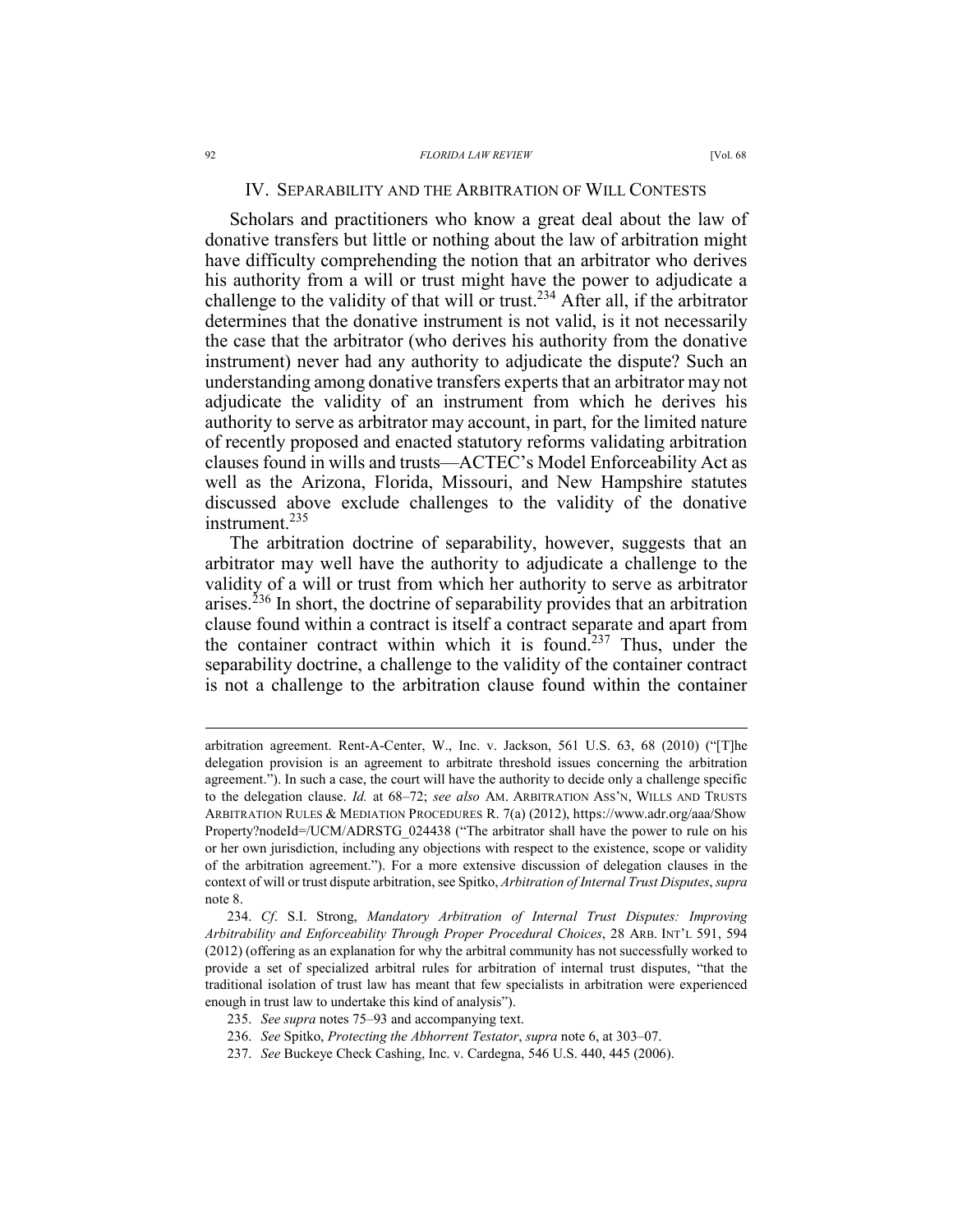## IV. SEPARABILITY AND THE ARBITRATION OF WILL CONTESTS

Scholars and practitioners who know a great deal about the law of donative transfers but little or nothing about the law of arbitration might have difficulty comprehending the notion that an arbitrator who derives his authority from a will or trust might have the power to adjudicate a challenge to the validity of that will or trust.[234] After all, if the arbitrator determines that the donative instrument is not valid, is it not necessarily the case that the arbitrator (who derives his authority from the donative instrument) never had any authority to adjudicate the dispute? Such an understanding among donative transfers experts that an arbitrator may not adjudicate the validity of an instrument from which he derives his authority to serve as arbitrator may account, in part, for the limited nature of recently proposed and enacted statutory reforms validating arbitration clauses found in wills and trusts—ACTEC's Model Enforceability Act as well as the Arizona, Florida, Missouri, and New Hampshire statutes discussed above exclude challenges to the validity of the donative instrument.[235]

The arbitration doctrine of separability, however, suggests that an arbitrator may well have the authority to adjudicate a challenge to the validity of a will or trust from which her authority to serve as arbitrator arises.[236] In short, the doctrine of separability provides that an arbitration clause found within a contract is itself a contract separate and apart from the container contract within which it is found.[237] Thus, under the separability doctrine, a challenge to the validity of the container contract is not a challenge to the arbitration clause found within the container

---

arbitration agreement. Rent-A-Center, W., Inc. v. Jackson, 561 U.S. 63, 68 (2010) ("[T]he delegation provision is an agreement to arbitrate threshold issues concerning the arbitration agreement."). In such a case, the court will have the authority to decide only a challenge specific to the delegation clause. *Id.* at 68–72; *see also* AM. ARBITRATION ASS'N, WILLS AND TRUSTS ARBITRATION RULES & MEDIATION PROCEDURES R. 7(a) (2012), https://www.adr.org/aaa/ShowProperty?nodeId=/UCM/ADRSTG_024438 ("The arbitrator shall have the power to rule on his or her own jurisdiction, including any objections with respect to the existence, scope or validity of the arbitration agreement."). For a more extensive discussion of delegation clauses in the context of will or trust dispute arbitration, see Spitko, *Arbitration of Internal Trust Disputes*, *supra* note 8.

234. *Cf*. S.I. Strong, *Mandatory Arbitration of Internal Trust Disputes: Improving Arbitrability and Enforceability Through Proper Procedural Choices*, 28 ARB. INT'L 591, 594 (2012) (offering as an explanation for why the arbitral community has not successfully worked to provide a set of specialized arbitral rules for arbitration of internal trust disputes, "that the traditional isolation of trust law has meant that few specialists in arbitration were experienced enough in trust law to undertake this kind of analysis").

235. *See supra* notes 75–93 and accompanying text.

236. *See* Spitko, *Protecting the Abhorrent Testator*, *supra* note 6, at 303–07.

237. *See* Buckeye Check Cashing, Inc. v. Cardegna, 546 U.S. 440, 445 (2006).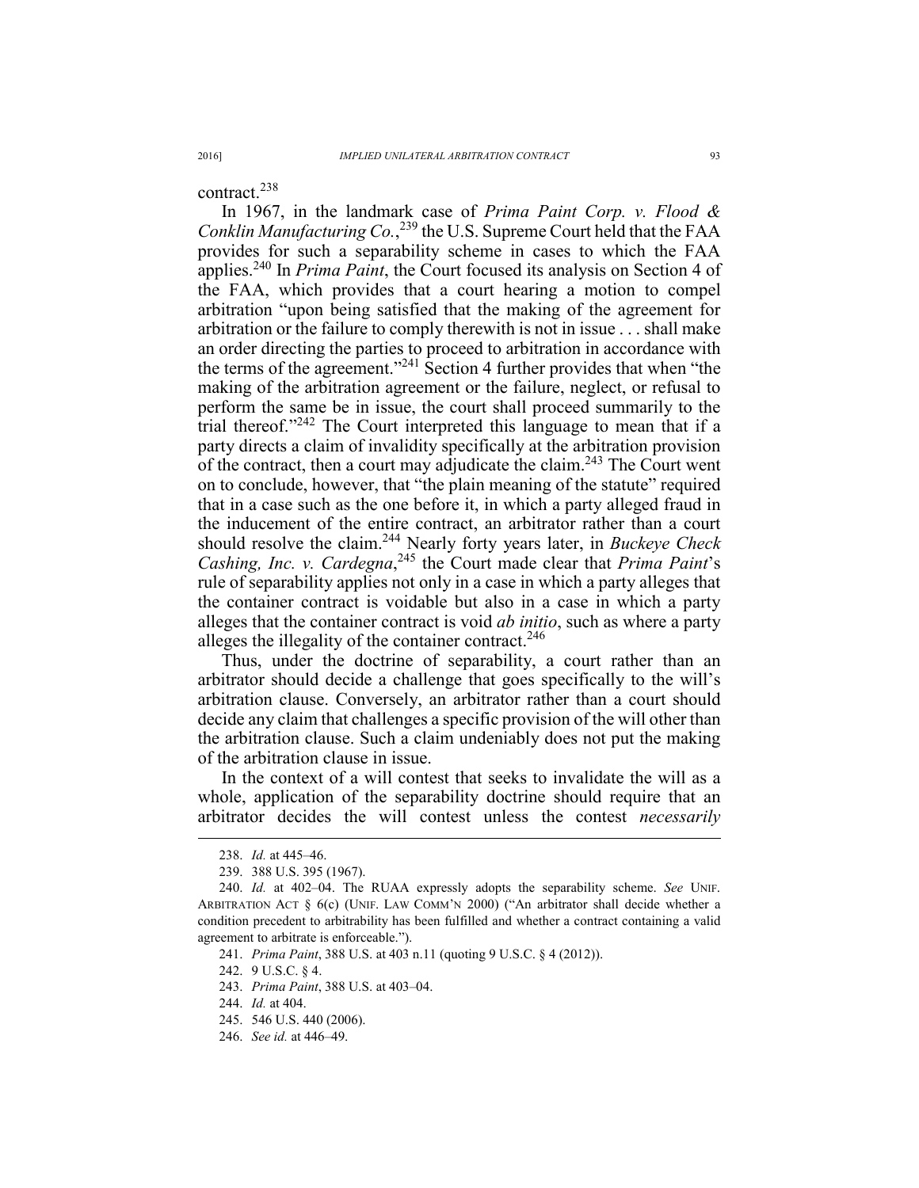contract.[238]

In 1967, in the landmark case of *Prima Paint Corp. v. Flood & Conklin Manufacturing Co.*,[239] the U.S. Supreme Court held that the FAA provides for such a separability scheme in cases to which the FAA applies.[240] In *Prima Paint*, the Court focused its analysis on Section 4 of the FAA, which provides that a court hearing a motion to compel arbitration "upon being satisfied that the making of the agreement for arbitration or the failure to comply therewith is not in issue . . . shall make an order directing the parties to proceed to arbitration in accordance with the terms of the agreement."[241] Section 4 further provides that when "the making of the arbitration agreement or the failure, neglect, or refusal to perform the same be in issue, the court shall proceed summarily to the trial thereof."[242] The Court interpreted this language to mean that if a party directs a claim of invalidity specifically at the arbitration provision of the contract, then a court may adjudicate the claim.[243] The Court went on to conclude, however, that "the plain meaning of the statute" required that in a case such as the one before it, in which a party alleged fraud in the inducement of the entire contract, an arbitrator rather than a court should resolve the claim.[244] Nearly forty years later, in *Buckeye Check Cashing, Inc. v. Cardegna*,[245] the Court made clear that *Prima Paint*'s rule of separability applies not only in a case in which a party alleges that the container contract is voidable but also in a case in which a party alleges that the container contract is void *ab initio*, such as where a party alleges the illegality of the container contract.[246]

Thus, under the doctrine of separability, a court rather than an arbitrator should decide a challenge that goes specifically to the will's arbitration clause. Conversely, an arbitrator rather than a court should decide any claim that challenges a specific provision of the will other than the arbitration clause. Such a claim undeniably does not put the making of the arbitration clause in issue.

In the context of a will contest that seeks to invalidate the will as a whole, application of the separability doctrine should require that an arbitrator decides the will contest unless the contest *necessarily*

---

238. *Id.* at 445–46.

239. 388 U.S. 395 (1967).

240. *Id.* at 402–04. The RUAA expressly adopts the separability scheme. *See* UNIF. ARBITRATION ACT § 6(c) (UNIF. LAW COMM'N 2000) ("An arbitrator shall decide whether a condition precedent to arbitrability has been fulfilled and whether a contract containing a valid agreement to arbitrate is enforceable.").

241. *Prima Paint*, 388 U.S. at 403 n.11 (quoting 9 U.S.C. § 4 (2012)).

242. 9 U.S.C. § 4.

243. *Prima Paint*, 388 U.S. at 403–04.

244. *Id.* at 404.

245. 546 U.S. 440 (2006).

246. *See id.* at 446–49.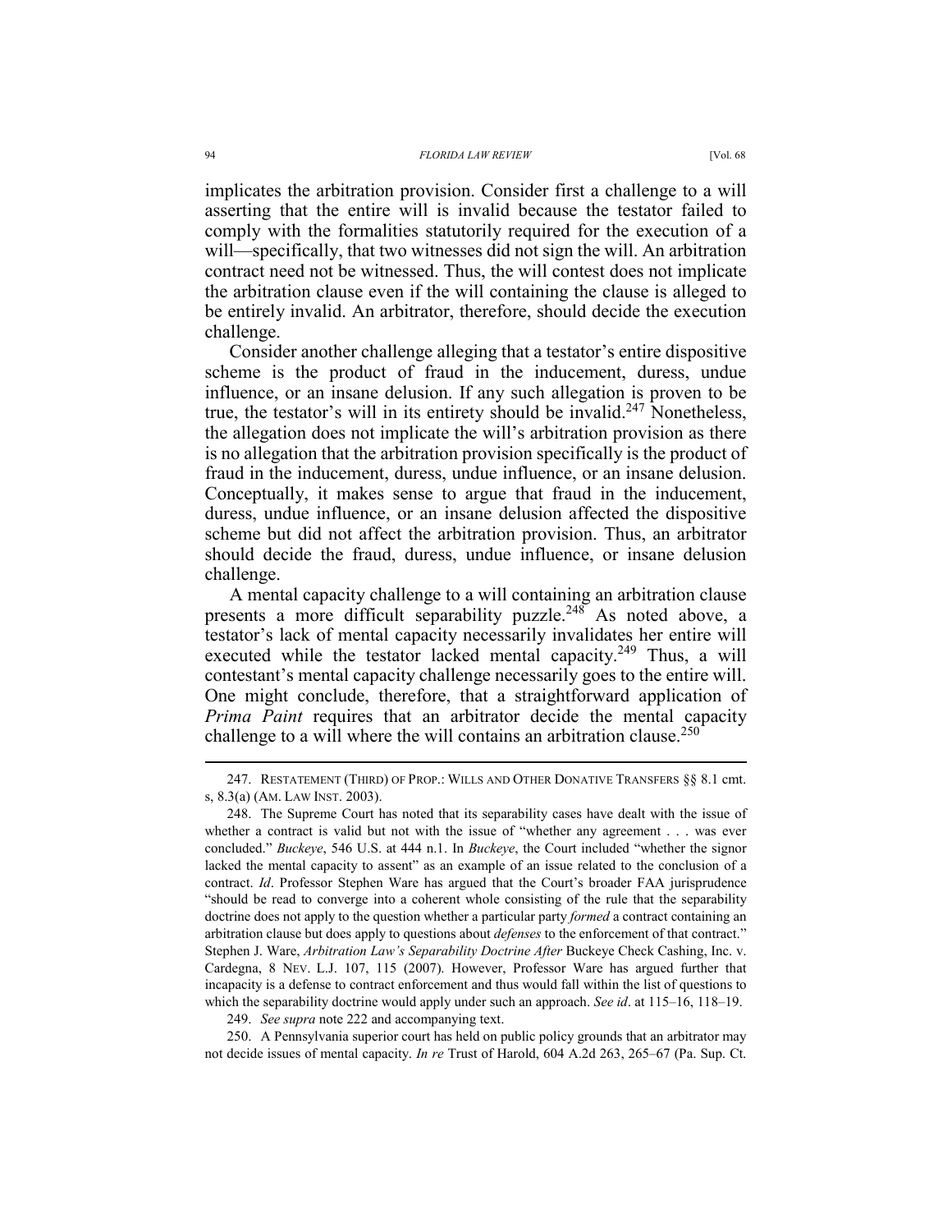implicates the arbitration provision. Consider first a challenge to a will asserting that the entire will is invalid because the testator failed to comply with the formalities statutorily required for the execution of a will—specifically, that two witnesses did not sign the will. An arbitration contract need not be witnessed. Thus, the will contest does not implicate the arbitration clause even if the will containing the clause is alleged to be entirely invalid. An arbitrator, therefore, should decide the execution challenge.

Consider another challenge alleging that a testator's entire dispositive scheme is the product of fraud in the inducement, duress, undue influence, or an insane delusion. If any such allegation is proven to be true, the testator's will in its entirety should be invalid.[247] Nonetheless, the allegation does not implicate the will's arbitration provision as there is no allegation that the arbitration provision specifically is the product of fraud in the inducement, duress, undue influence, or an insane delusion. Conceptually, it makes sense to argue that fraud in the inducement, duress, undue influence, or an insane delusion affected the dispositive scheme but did not affect the arbitration provision. Thus, an arbitrator should decide the fraud, duress, undue influence, or insane delusion challenge.

A mental capacity challenge to a will containing an arbitration clause presents a more difficult separability puzzle.[248] As noted above, a testator's lack of mental capacity necessarily invalidates her entire will executed while the testator lacked mental capacity.[249] Thus, a will contestant's mental capacity challenge necessarily goes to the entire will. One might conclude, therefore, that a straightforward application of *Prima Paint* requires that an arbitrator decide the mental capacity challenge to a will where the will contains an arbitration clause.[250]

---

247. RESTATEMENT (THIRD) OF PROP.: WILLS AND OTHER DONATIVE TRANSFERS §§ 8.1 cmt. s, 8.3(a) (AM. LAW INST. 2003).

248. The Supreme Court has noted that its separability cases have dealt with the issue of whether a contract is valid but not with the issue of "whether any agreement . . . was ever concluded." *Buckeye*, 546 U.S. at 444 n.1. In *Buckeye*, the Court included "whether the signor lacked the mental capacity to assent" as an example of an issue related to the conclusion of a contract. *Id*. Professor Stephen Ware has argued that the Court's broader FAA jurisprudence "should be read to converge into a coherent whole consisting of the rule that the separability doctrine does not apply to the question whether a particular party *formed* a contract containing an arbitration clause but does apply to questions about *defenses* to the enforcement of that contract." Stephen J. Ware, *Arbitration Law's Separability Doctrine After* Buckeye Check Cashing, Inc. v. Cardegna, 8 NEV. L.J. 107, 115 (2007). However, Professor Ware has argued further that incapacity is a defense to contract enforcement and thus would fall within the list of questions to which the separability doctrine would apply under such an approach. *See id*. at 115–16, 118–19.

249. *See supra* note 222 and accompanying text.

250. A Pennsylvania superior court has held on public policy grounds that an arbitrator may not decide issues of mental capacity. *In re* Trust of Harold, 604 A.2d 263, 265–67 (Pa. Sup. Ct.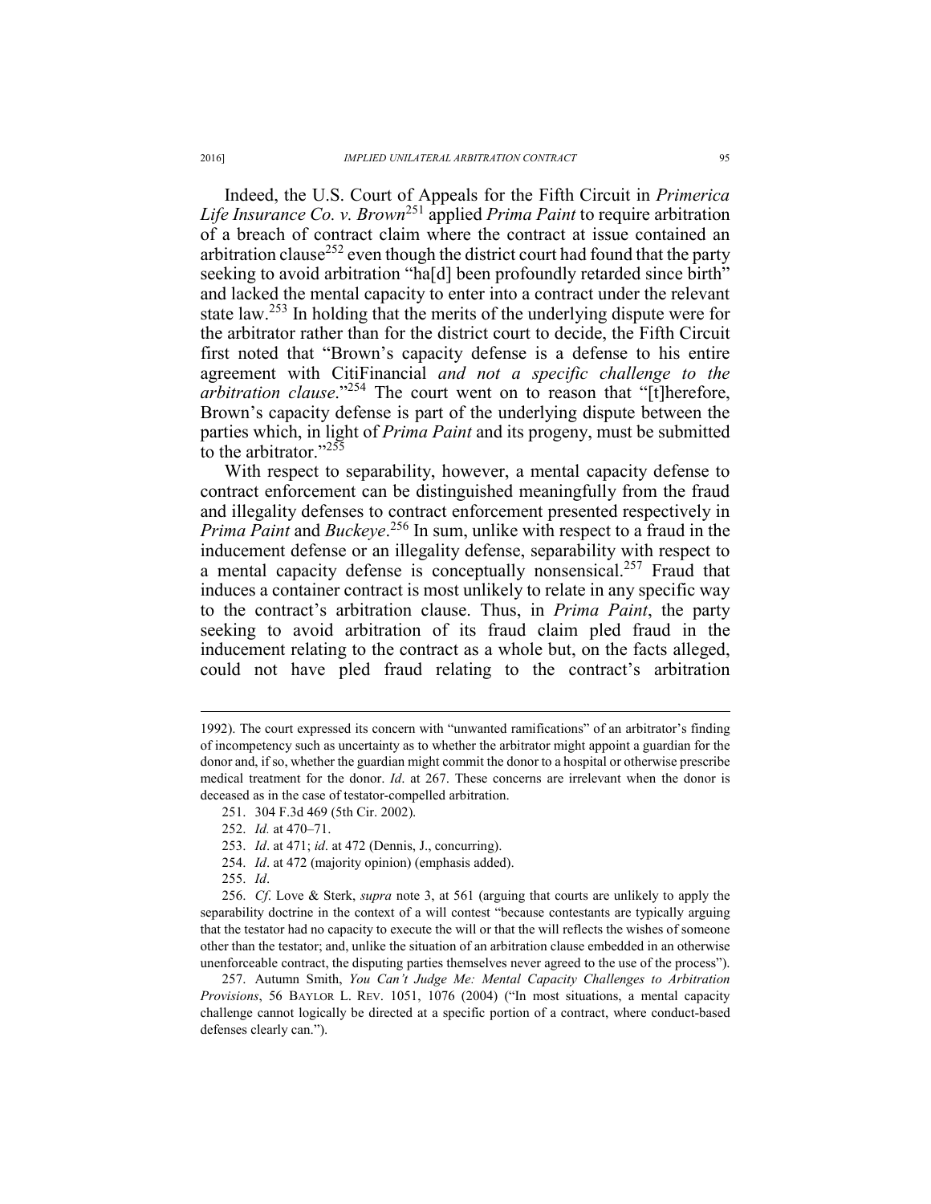Indeed, the U.S. Court of Appeals for the Fifth Circuit in *Primerica Life Insurance Co. v. Brown*[251] applied *Prima Paint* to require arbitration of a breach of contract claim where the contract at issue contained an arbitration clause[252] even though the district court had found that the party seeking to avoid arbitration "ha[d] been profoundly retarded since birth" and lacked the mental capacity to enter into a contract under the relevant state law.[253] In holding that the merits of the underlying dispute were for the arbitrator rather than for the district court to decide, the Fifth Circuit first noted that "Brown's capacity defense is a defense to his entire agreement with CitiFinancial *and not a specific challenge to the arbitration clause*."[254] The court went on to reason that "[t]herefore, Brown's capacity defense is part of the underlying dispute between the parties which, in light of *Prima Paint* and its progeny, must be submitted to the arbitrator."[255]

With respect to separability, however, a mental capacity defense to contract enforcement can be distinguished meaningfully from the fraud and illegality defenses to contract enforcement presented respectively in *Prima Paint* and *Buckeye*.[256] In sum, unlike with respect to a fraud in the inducement defense or an illegality defense, separability with respect to a mental capacity defense is conceptually nonsensical.[257] Fraud that induces a container contract is most unlikely to relate in any specific way to the contract's arbitration clause. Thus, in *Prima Paint*, the party seeking to avoid arbitration of its fraud claim pled fraud in the inducement relating to the contract as a whole but, on the facts alleged, could not have pled fraud relating to the contract's arbitration

---

1992). The court expressed its concern with "unwanted ramifications" of an arbitrator's finding of incompetency such as uncertainty as to whether the arbitrator might appoint a guardian for the donor and, if so, whether the guardian might commit the donor to a hospital or otherwise prescribe medical treatment for the donor. *Id*. at 267. These concerns are irrelevant when the donor is deceased as in the case of testator-compelled arbitration.

251. 304 F.3d 469 (5th Cir. 2002).

252. *Id.* at 470–71.

253. *Id*. at 471; *id*. at 472 (Dennis, J., concurring).

254. *Id*. at 472 (majority opinion) (emphasis added).

255. *Id*.

256. *Cf*. Love & Sterk, *supra* note 3, at 561 (arguing that courts are unlikely to apply the separability doctrine in the context of a will contest "because contestants are typically arguing that the testator had no capacity to execute the will or that the will reflects the wishes of someone other than the testator; and, unlike the situation of an arbitration clause embedded in an otherwise unenforceable contract, the disputing parties themselves never agreed to the use of the process").

257. Autumn Smith, *You Can't Judge Me: Mental Capacity Challenges to Arbitration Provisions*, 56 BAYLOR L. REV. 1051, 1076 (2004) ("In most situations, a mental capacity challenge cannot logically be directed at a specific portion of a contract, where conduct-based defenses clearly can.").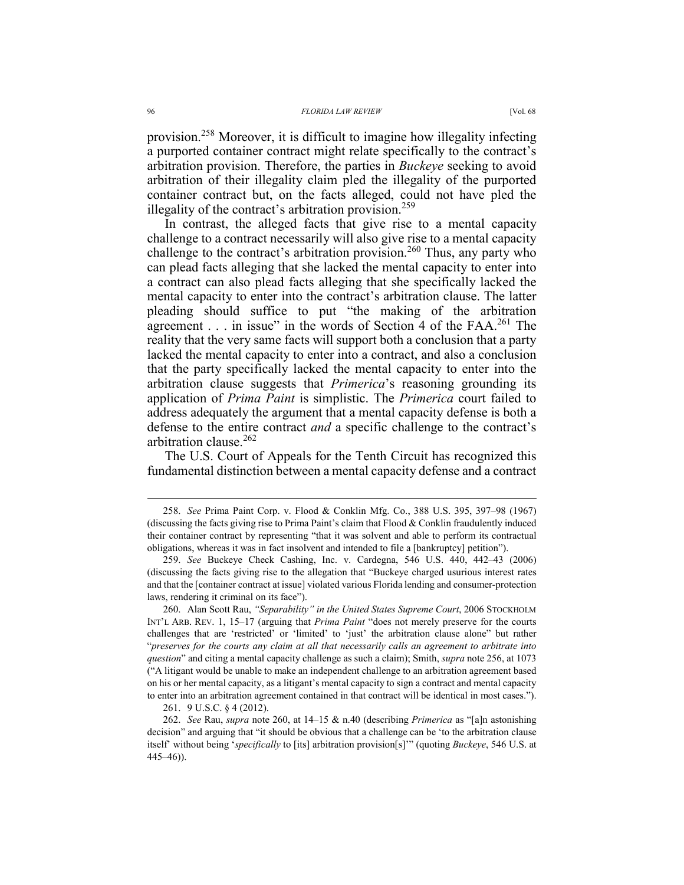provision.[258] Moreover, it is difficult to imagine how illegality infecting a purported container contract might relate specifically to the contract's arbitration provision. Therefore, the parties in *Buckeye* seeking to avoid arbitration of their illegality claim pled the illegality of the purported container contract but, on the facts alleged, could not have pled the illegality of the contract's arbitration provision.[259]

In contrast, the alleged facts that give rise to a mental capacity challenge to a contract necessarily will also give rise to a mental capacity challenge to the contract's arbitration provision.[260] Thus, any party who can plead facts alleging that she lacked the mental capacity to enter into a contract can also plead facts alleging that she specifically lacked the mental capacity to enter into the contract's arbitration clause. The latter pleading should suffice to put "the making of the arbitration agreement . . . in issue" in the words of Section 4 of the FAA.[261] The reality that the very same facts will support both a conclusion that a party lacked the mental capacity to enter into a contract, and also a conclusion that the party specifically lacked the mental capacity to enter into the arbitration clause suggests that *Primerica*'s reasoning grounding its application of *Prima Paint* is simplistic. The *Primerica* court failed to address adequately the argument that a mental capacity defense is both a defense to the entire contract *and* a specific challenge to the contract's arbitration clause.[262]

The U.S. Court of Appeals for the Tenth Circuit has recognized this fundamental distinction between a mental capacity defense and a contract

---

258. *See* Prima Paint Corp. v. Flood & Conklin Mfg. Co., 388 U.S. 395, 397–98 (1967) (discussing the facts giving rise to Prima Paint's claim that Flood & Conklin fraudulently induced their container contract by representing "that it was solvent and able to perform its contractual obligations, whereas it was in fact insolvent and intended to file a [bankruptcy] petition").

259. *See* Buckeye Check Cashing, Inc. v. Cardegna, 546 U.S. 440, 442–43 (2006) (discussing the facts giving rise to the allegation that "Buckeye charged usurious interest rates and that the [container contract at issue] violated various Florida lending and consumer-protection laws, rendering it criminal on its face").

260. Alan Scott Rau, *"Separability" in the United States Supreme Court*, 2006 STOCKHOLM INT'L ARB. REV. 1, 15–17 (arguing that *Prima Paint* "does not merely preserve for the courts challenges that are 'restricted' or 'limited' to 'just' the arbitration clause alone" but rather "*preserves for the courts any claim at all that necessarily calls an agreement to arbitrate into question*" and citing a mental capacity challenge as such a claim); Smith, *supra* note 256, at 1073 ("A litigant would be unable to make an independent challenge to an arbitration agreement based on his or her mental capacity, as a litigant's mental capacity to sign a contract and mental capacity to enter into an arbitration agreement contained in that contract will be identical in most cases.").

261. 9 U.S.C. § 4 (2012).

262. *See* Rau, *supra* note 260, at 14–15 & n.40 (describing *Primerica* as "[a]n astonishing decision" and arguing that "it should be obvious that a challenge can be 'to the arbitration clause itself' without being '*specifically* to [its] arbitration provision[s]'" (quoting *Buckeye*, 546 U.S. at 445–46)).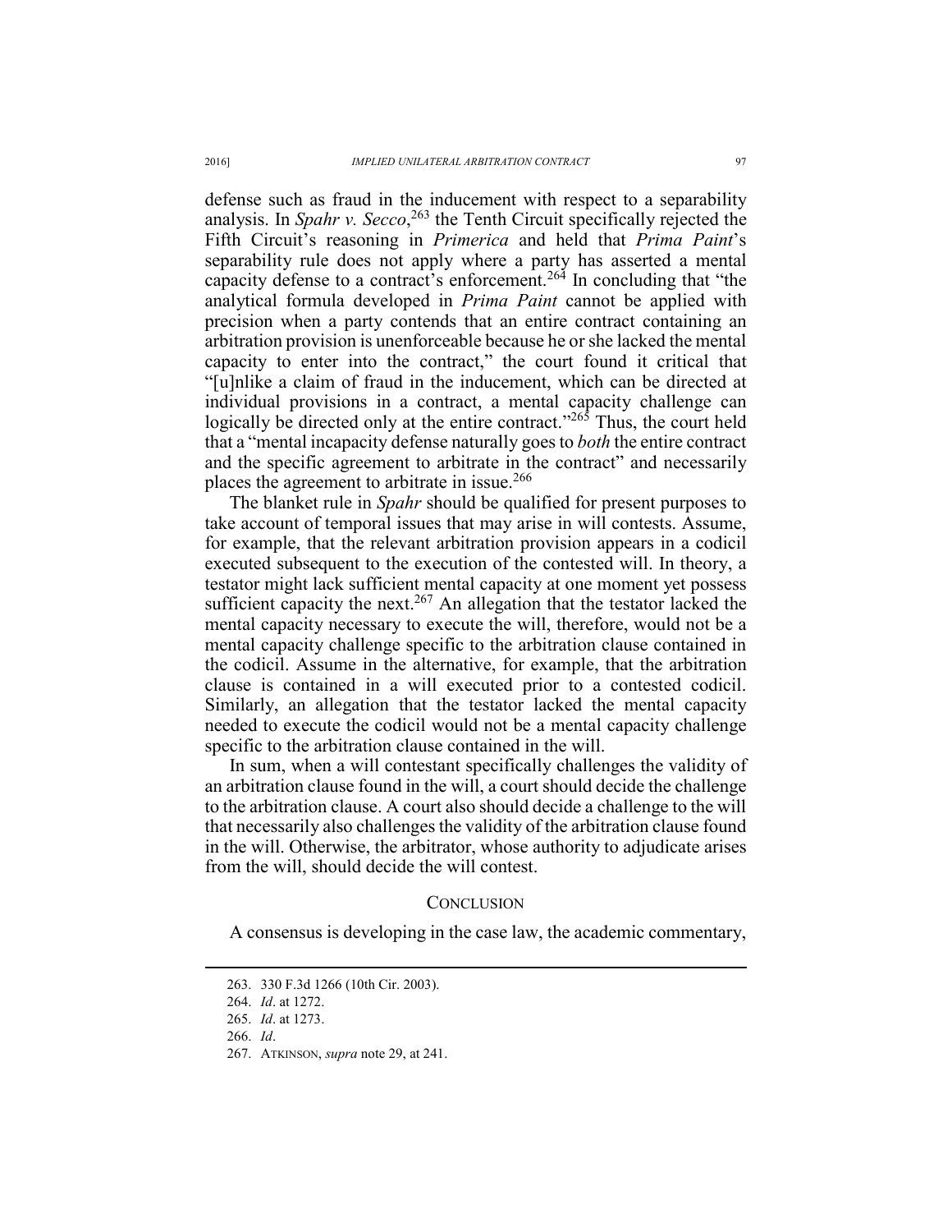defense such as fraud in the inducement with respect to a separability analysis. In *Spahr v. Secco*,[263] the Tenth Circuit specifically rejected the Fifth Circuit's reasoning in *Primerica* and held that *Prima Paint*'s separability rule does not apply where a party has asserted a mental capacity defense to a contract's enforcement.[264] In concluding that "the analytical formula developed in *Prima Paint* cannot be applied with precision when a party contends that an entire contract containing an arbitration provision is unenforceable because he or she lacked the mental capacity to enter into the contract," the court found it critical that "[u]nlike a claim of fraud in the inducement, which can be directed at individual provisions in a contract, a mental capacity challenge can logically be directed only at the entire contract."[265] Thus, the court held that a "mental incapacity defense naturally goes to *both* the entire contract and the specific agreement to arbitrate in the contract" and necessarily places the agreement to arbitrate in issue.[266]

The blanket rule in *Spahr* should be qualified for present purposes to take account of temporal issues that may arise in will contests. Assume, for example, that the relevant arbitration provision appears in a codicil executed subsequent to the execution of the contested will. In theory, a testator might lack sufficient mental capacity at one moment yet possess sufficient capacity the next.[267] An allegation that the testator lacked the mental capacity necessary to execute the will, therefore, would not be a mental capacity challenge specific to the arbitration clause contained in the codicil. Assume in the alternative, for example, that the arbitration clause is contained in a will executed prior to a contested codicil. Similarly, an allegation that the testator lacked the mental capacity needed to execute the codicil would not be a mental capacity challenge specific to the arbitration clause contained in the will.

In sum, when a will contestant specifically challenges the validity of an arbitration clause found in the will, a court should decide the challenge to the arbitration clause. A court also should decide a challenge to the will that necessarily also challenges the validity of the arbitration clause found in the will. Otherwise, the arbitrator, whose authority to adjudicate arises from the will, should decide the will contest.

## CONCLUSION

A consensus is developing in the case law, the academic commentary,

---

263. 330 F.3d 1266 (10th Cir. 2003).

264. *Id*. at 1272.

265. *Id*. at 1273.

266. *Id*.

267. ATKINSON, *supra* note 29, at 241.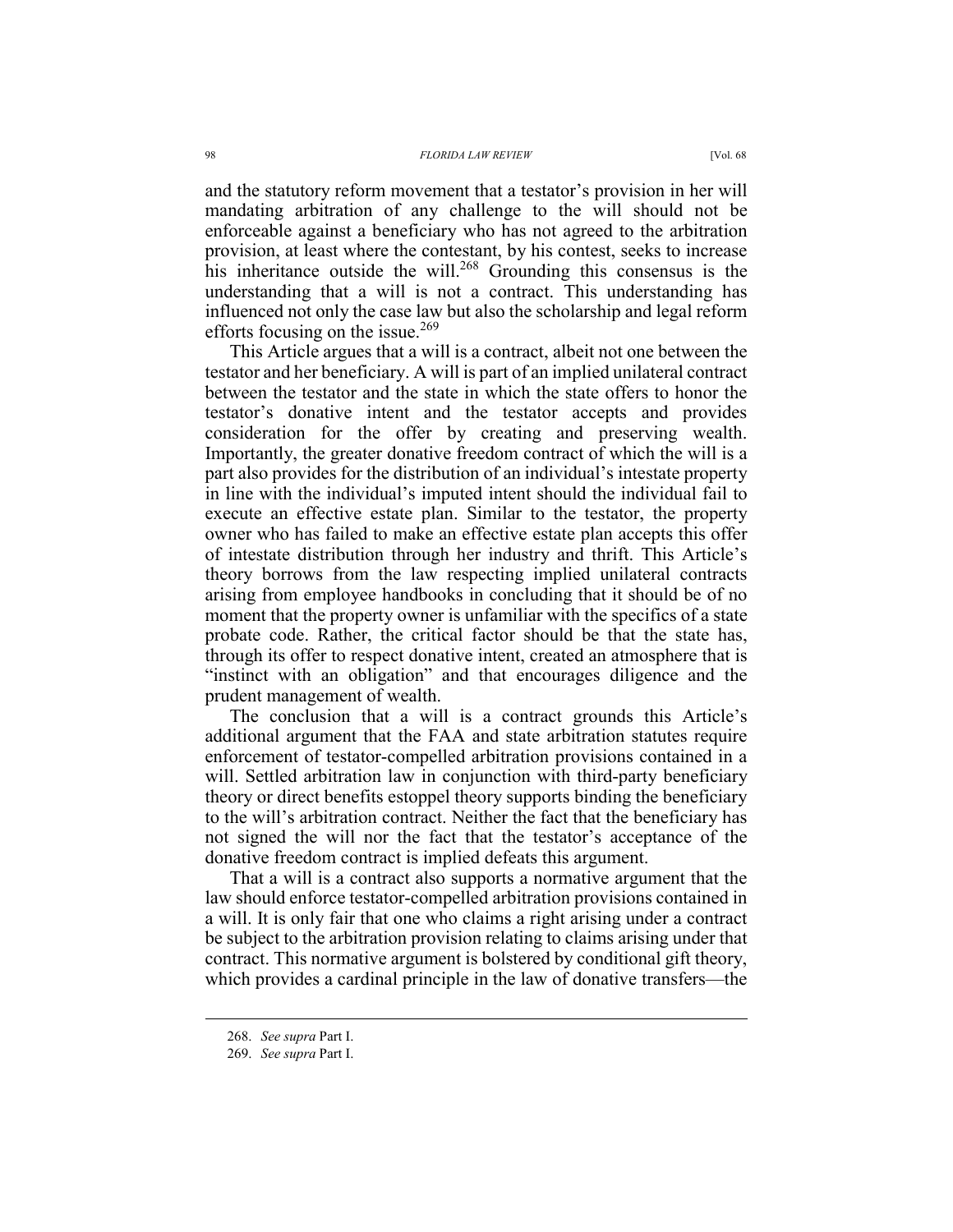and the statutory reform movement that a testator's provision in her will mandating arbitration of any challenge to the will should not be enforceable against a beneficiary who has not agreed to the arbitration provision, at least where the contestant, by his contest, seeks to increase his inheritance outside the will.[268] Grounding this consensus is the understanding that a will is not a contract. This understanding has influenced not only the case law but also the scholarship and legal reform efforts focusing on the issue.[269]

This Article argues that a will is a contract, albeit not one between the testator and her beneficiary. A will is part of an implied unilateral contract between the testator and the state in which the state offers to honor the testator's donative intent and the testator accepts and provides consideration for the offer by creating and preserving wealth. Importantly, the greater donative freedom contract of which the will is a part also provides for the distribution of an individual's intestate property in line with the individual's imputed intent should the individual fail to execute an effective estate plan. Similar to the testator, the property owner who has failed to make an effective estate plan accepts this offer of intestate distribution through her industry and thrift. This Article's theory borrows from the law respecting implied unilateral contracts arising from employee handbooks in concluding that it should be of no moment that the property owner is unfamiliar with the specifics of a state probate code. Rather, the critical factor should be that the state has, through its offer to respect donative intent, created an atmosphere that is "instinct with an obligation" and that encourages diligence and the prudent management of wealth.

The conclusion that a will is a contract grounds this Article's additional argument that the FAA and state arbitration statutes require enforcement of testator-compelled arbitration provisions contained in a will. Settled arbitration law in conjunction with third-party beneficiary theory or direct benefits estoppel theory supports binding the beneficiary to the will's arbitration contract. Neither the fact that the beneficiary has not signed the will nor the fact that the testator's acceptance of the donative freedom contract is implied defeats this argument.

That a will is a contract also supports a normative argument that the law should enforce testator-compelled arbitration provisions contained in a will. It is only fair that one who claims a right arising under a contract be subject to the arbitration provision relating to claims arising under that contract. This normative argument is bolstered by conditional gift theory, which provides a cardinal principle in the law of donative transfers—the

268. *See supra* Part I.

269. *See supra* Part I.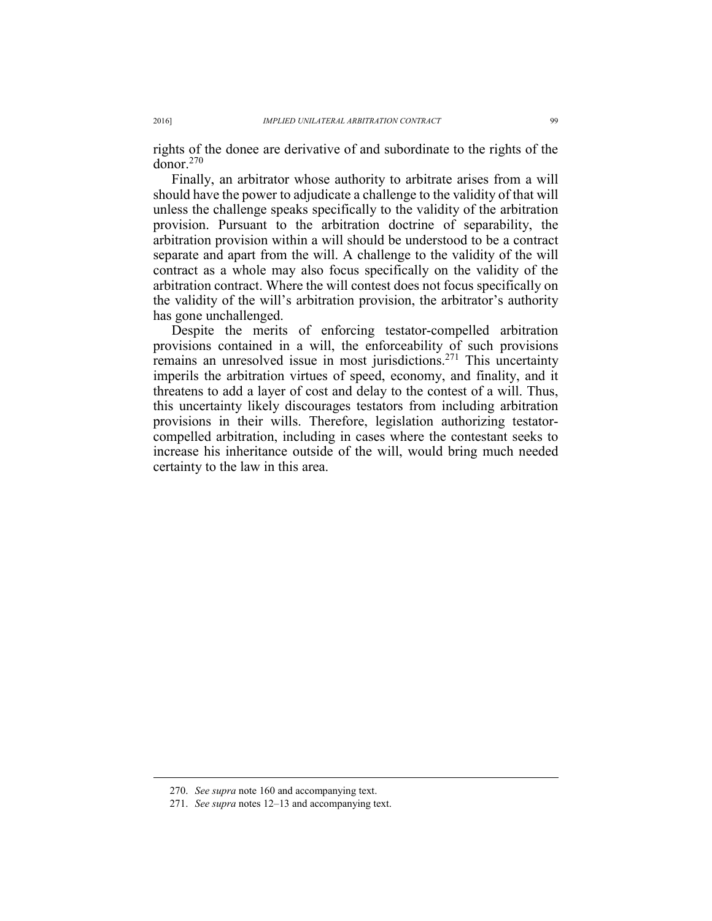rights of the donee are derivative of and subordinate to the rights of the donor.[270]

Finally, an arbitrator whose authority to arbitrate arises from a will should have the power to adjudicate a challenge to the validity of that will unless the challenge speaks specifically to the validity of the arbitration provision. Pursuant to the arbitration doctrine of separability, the arbitration provision within a will should be understood to be a contract separate and apart from the will. A challenge to the validity of the will contract as a whole may also focus specifically on the validity of the arbitration contract. Where the will contest does not focus specifically on the validity of the will's arbitration provision, the arbitrator's authority has gone unchallenged.

Despite the merits of enforcing testator-compelled arbitration provisions contained in a will, the enforceability of such provisions remains an unresolved issue in most jurisdictions.[271] This uncertainty imperils the arbitration virtues of speed, economy, and finality, and it threatens to add a layer of cost and delay to the contest of a will. Thus, this uncertainty likely discourages testators from including arbitration provisions in their wills. Therefore, legislation authorizing testator-compelled arbitration, including in cases where the contestant seeks to increase his inheritance outside of the will, would bring much needed certainty to the law in this area.

---

270. *See supra* note 160 and accompanying text.

271. *See supra* notes 12–13 and accompanying text.